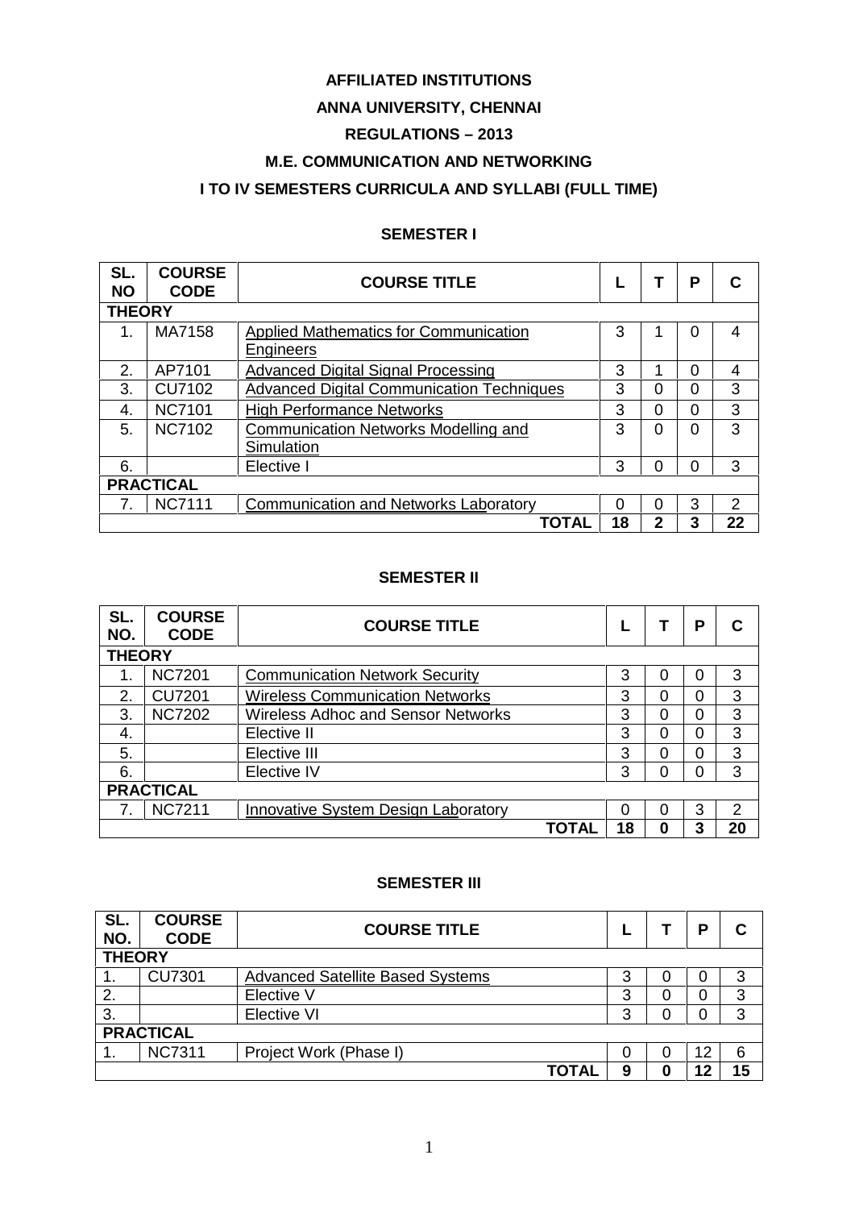**AFFILIATED INSTITUTIONS**

**ANNA UNIVERSITY, CHENNAI**

**REGULATIONS – 2013**

**M.E. COMMUNICATION AND NETWORKING**

**I TO IV SEMESTERS CURRICULA AND SYLLABI (FULL TIME)**

## SEMESTER I

| SL. NO | COURSE CODE | COURSE TITLE | L | T | P | C |
|---|---|---|---|---|---|---|
| **THEORY** | | | | | | |
| 1. | MA7158 | Applied Mathematics for Communication Engineers | 3 | 1 | 0 | 4 |
| 2. | AP7101 | Advanced Digital Signal Processing | 3 | 1 | 0 | 4 |
| 3. | CU7102 | Advanced Digital Communication Techniques | 3 | 0 | 0 | 3 |
| 4. | NC7101 | High Performance Networks | 3 | 0 | 0 | 3 |
| 5. | NC7102 | Communication Networks Modelling and Simulation | 3 | 0 | 0 | 3 |
| 6. | | Elective I | 3 | 0 | 0 | 3 |
| **PRACTICAL** | | | | | | |
| 7. | NC7111 | Communication and Networks Laboratory | 0 | 0 | 3 | 2 |
| | | **TOTAL** | **18** | **2** | **3** | **22** |

## SEMESTER II

| SL. NO. | COURSE CODE | COURSE TITLE | L | T | P | C |
|---|---|---|---|---|---|---|
| **THEORY** | | | | | | |
| 1. | NC7201 | Communication Network Security | 3 | 0 | 0 | 3 |
| 2. | CU7201 | Wireless Communication Networks | 3 | 0 | 0 | 3 |
| 3. | NC7202 | Wireless Adhoc and Sensor Networks | 3 | 0 | 0 | 3 |
| 4. | | Elective II | 3 | 0 | 0 | 3 |
| 5. | | Elective III | 3 | 0 | 0 | 3 |
| 6. | | Elective IV | 3 | 0 | 0 | 3 |
| **PRACTICAL** | | | | | | |
| 7. | NC7211 | Innovative System Design Laboratory | 0 | 0 | 3 | 2 |
| | | **TOTAL** | **18** | **0** | **3** | **20** |

## SEMESTER III

| SL. NO. | COURSE CODE | COURSE TITLE | L | T | P | C |
|---|---|---|---|---|---|---|
| **THEORY** | | | | | | |
| 1. | CU7301 | Advanced Satellite Based Systems | 3 | 0 | 0 | 3 |
| 2. | | Elective V | 3 | 0 | 0 | 3 |
| 3. | | Elective VI | 3 | 0 | 0 | 3 |
| **PRACTICAL** | | | | | | |
| 1. | NC7311 | Project Work (Phase I) | 0 | 0 | 12 | 6 |
| | | **TOTAL** | **9** | **0** | **12** | **15** |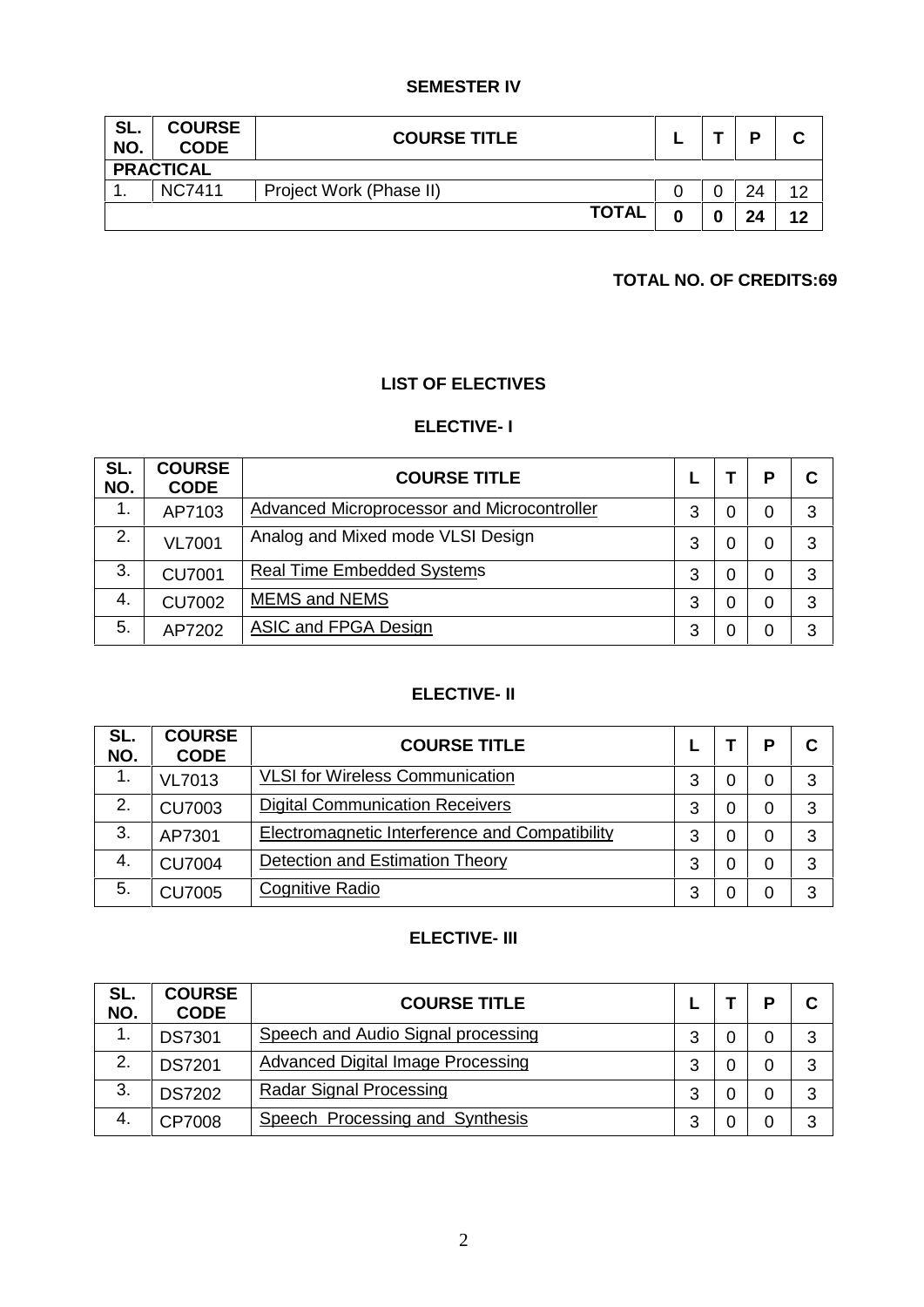## SEMESTER IV

| SL. NO. | COURSE CODE | COURSE TITLE | L | T | P | C |
|---|---|---|---|---|---|---|
| **PRACTICAL** | | | | | | |
| 1. | NC7411 | Project Work (Phase II) | 0 | 0 | 24 | 12 |
| | | **TOTAL** | **0** | **0** | **24** | **12** |

**TOTAL NO. OF CREDITS:69**

## LIST OF ELECTIVES

### ELECTIVE- I

| SL. NO. | COURSE CODE | COURSE TITLE | L | T | P | C |
|---|---|---|---|---|---|---|
| 1. | AP7103 | Advanced Microprocessor and Microcontroller | 3 | 0 | 0 | 3 |
| 2. | VL7001 | Analog and Mixed mode VLSI Design | 3 | 0 | 0 | 3 |
| 3. | CU7001 | Real Time Embedded Systems | 3 | 0 | 0 | 3 |
| 4. | CU7002 | MEMS and NEMS | 3 | 0 | 0 | 3 |
| 5. | AP7202 | ASIC and FPGA Design | 3 | 0 | 0 | 3 |

### ELECTIVE- II

| SL. NO. | COURSE CODE | COURSE TITLE | L | T | P | C |
|---|---|---|---|---|---|---|
| 1. | VL7013 | VLSI for Wireless Communication | 3 | 0 | 0 | 3 |
| 2. | CU7003 | Digital Communication Receivers | 3 | 0 | 0 | 3 |
| 3. | AP7301 | Electromagnetic Interference and Compatibility | 3 | 0 | 0 | 3 |
| 4. | CU7004 | Detection and Estimation Theory | 3 | 0 | 0 | 3 |
| 5. | CU7005 | Cognitive Radio | 3 | 0 | 0 | 3 |

### ELECTIVE- III

| SL. NO. | COURSE CODE | COURSE TITLE | L | T | P | C |
|---|---|---|---|---|---|---|
| 1. | DS7301 | Speech and Audio Signal processing | 3 | 0 | 0 | 3 |
| 2. | DS7201 | Advanced Digital Image Processing | 3 | 0 | 0 | 3 |
| 3. | DS7202 | Radar Signal Processing | 3 | 0 | 0 | 3 |
| 4. | CP7008 | Speech Processing and Synthesis | 3 | 0 | 0 | 3 |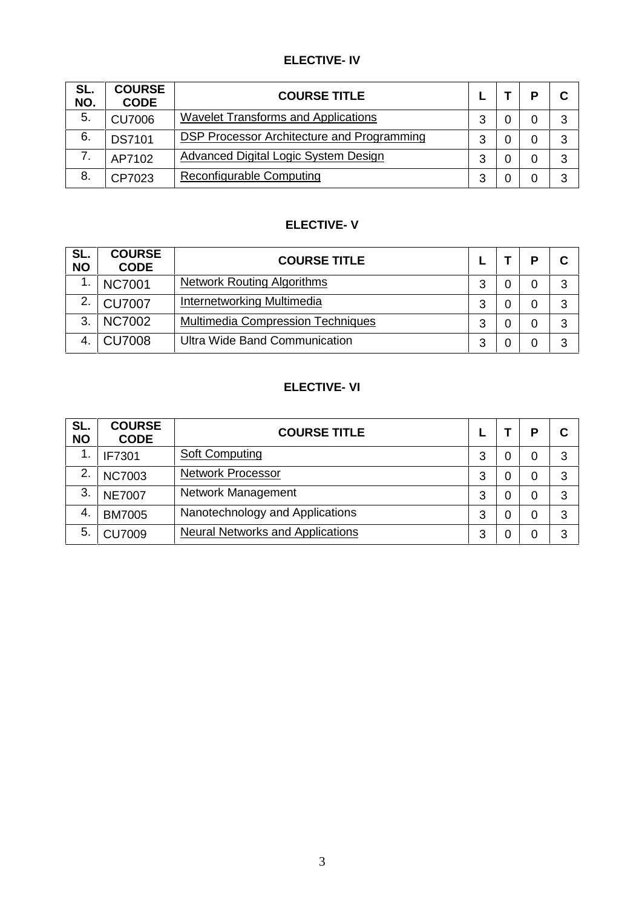### ELECTIVE- IV

| SL. NO. | COURSE CODE | COURSE TITLE | L | T | P | C |
|---|---|---|---|---|---|---|
| 5. | CU7006 | Wavelet Transforms and Applications | 3 | 0 | 0 | 3 |
| 6. | DS7101 | DSP Processor Architecture and Programming | 3 | 0 | 0 | 3 |
| 7. | AP7102 | Advanced Digital Logic System Design | 3 | 0 | 0 | 3 |
| 8. | CP7023 | Reconfigurable Computing | 3 | 0 | 0 | 3 |

### ELECTIVE- V

| SL. NO | COURSE CODE | COURSE TITLE | L | T | P | C |
|---|---|---|---|---|---|---|
| 1. | NC7001 | Network Routing Algorithms | 3 | 0 | 0 | 3 |
| 2. | CU7007 | Internetworking Multimedia | 3 | 0 | 0 | 3 |
| 3. | NC7002 | Multimedia Compression Techniques | 3 | 0 | 0 | 3 |
| 4. | CU7008 | Ultra Wide Band Communication | 3 | 0 | 0 | 3 |

### ELECTIVE- VI

| SL. NO | COURSE CODE | COURSE TITLE | L | T | P | C |
|---|---|---|---|---|---|---|
| 1. | IF7301 | Soft Computing | 3 | 0 | 0 | 3 |
| 2. | NC7003 | Network Processor | 3 | 0 | 0 | 3 |
| 3. | NE7007 | Network Management | 3 | 0 | 0 | 3 |
| 4. | BM7005 | Nanotechnology and Applications | 3 | 0 | 0 | 3 |
| 5. | CU7009 | Neural Networks and Applications | 3 | 0 | 0 | 3 |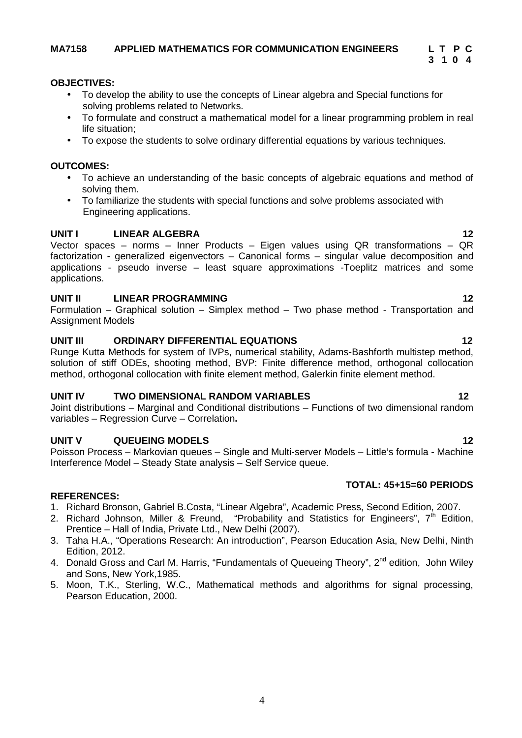**MA7158 APPLIED MATHEMATICS FOR COMMUNICATION ENGINEERS** **L T P C**
**3 1 0 4**

**OBJECTIVES:**

- To develop the ability to use the concepts of Linear algebra and Special functions for solving problems related to Networks.
- To formulate and construct a mathematical model for a linear programming problem in real life situation;
- To expose the students to solve ordinary differential equations by various techniques.

**OUTCOMES:**

- To achieve an understanding of the basic concepts of algebraic equations and method of solving them.
- To familiarize the students with special functions and solve problems associated with Engineering applications.

**UNIT I LINEAR ALGEBRA 12**

Vector spaces – norms – Inner Products – Eigen values using QR transformations – QR factorization - generalized eigenvectors – Canonical forms – singular value decomposition and applications - pseudo inverse – least square approximations -Toeplitz matrices and some applications.

**UNIT II LINEAR PROGRAMMING 12**

Formulation – Graphical solution – Simplex method – Two phase method - Transportation and Assignment Models

**UNIT III ORDINARY DIFFERENTIAL EQUATIONS 12**

Runge Kutta Methods for system of IVPs, numerical stability, Adams-Bashforth multistep method, solution of stiff ODEs, shooting method, BVP: Finite difference method, orthogonal collocation method, orthogonal collocation with finite element method, Galerkin finite element method.

**UNIT IV TWO DIMENSIONAL RANDOM VARIABLES 12**

Joint distributions – Marginal and Conditional distributions – Functions of two dimensional random variables – Regression Curve – Correlation**.**

**UNIT V QUEUEING MODELS 12**

Poisson Process – Markovian queues – Single and Multi-server Models – Little's formula - Machine Interference Model – Steady State analysis – Self Service queue.

**TOTAL: 45+15=60 PERIODS**

**REFERENCES:**

1. Richard Bronson, Gabriel B.Costa, "Linear Algebra", Academic Press, Second Edition, 2007.
2. Richard Johnson, Miller & Freund, "Probability and Statistics for Engineers", 7th Edition, Prentice – Hall of India, Private Ltd., New Delhi (2007).
3. Taha H.A., "Operations Research: An introduction", Pearson Education Asia, New Delhi, Ninth Edition, 2012.
4. Donald Gross and Carl M. Harris, "Fundamentals of Queueing Theory", 2nd edition, John Wiley and Sons, New York,1985.
5. Moon, T.K., Sterling, W.C., Mathematical methods and algorithms for signal processing, Pearson Education, 2000.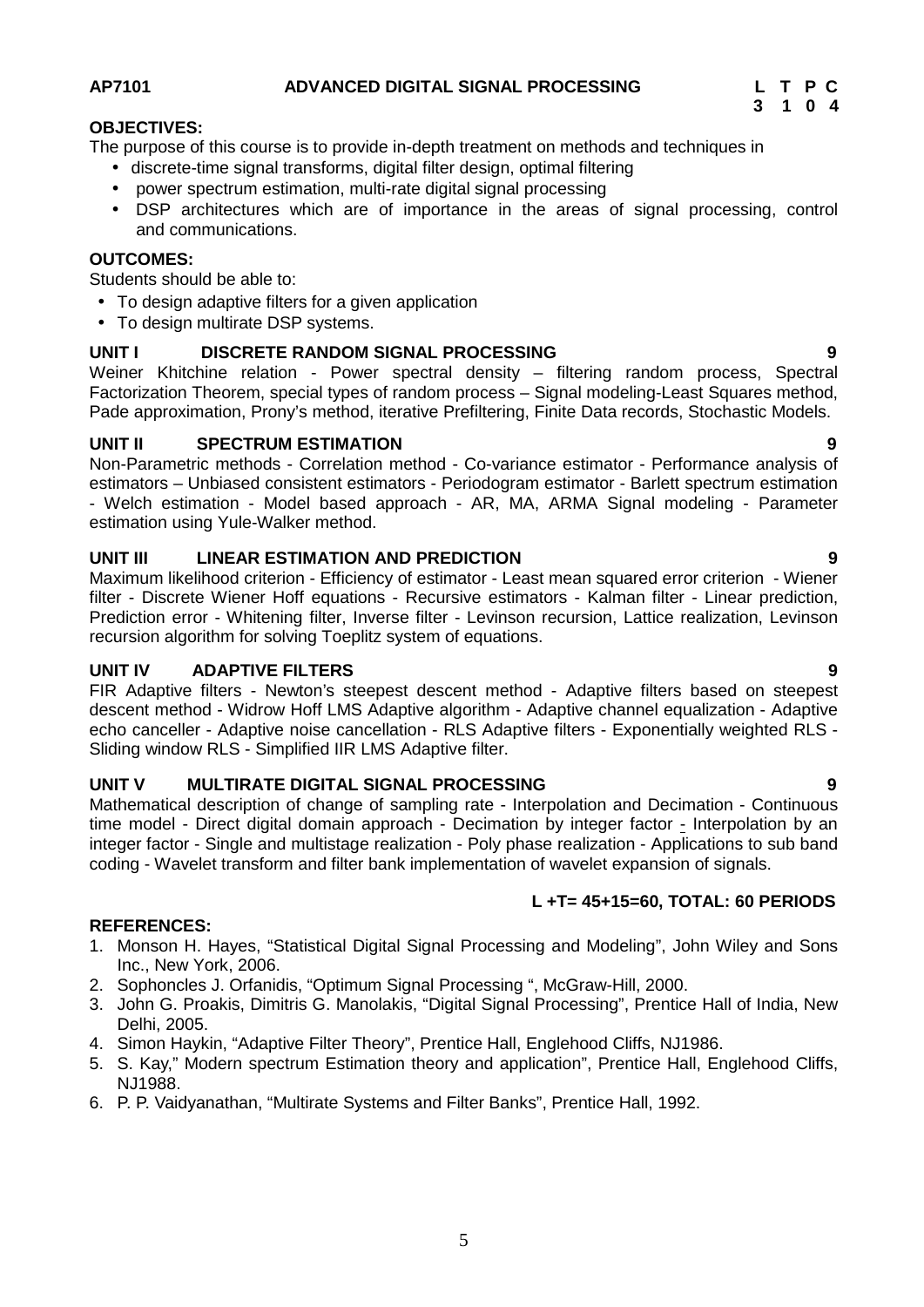**AP7101 ADVANCED DIGITAL SIGNAL PROCESSING**

| L | T | P | C |
|---|---|---|---|
| 3 | 1 | 0 | 4 |

**OBJECTIVES:**

The purpose of this course is to provide in-depth treatment on methods and techniques in

- discrete-time signal transforms, digital filter design, optimal filtering
- power spectrum estimation, multi-rate digital signal processing
- DSP architectures which are of importance in the areas of signal processing, control and communications.

**OUTCOMES:**

Students should be able to:

- To design adaptive filters for a given application
- To design multirate DSP systems.

**UNIT I DISCRETE RANDOM SIGNAL PROCESSING 9**

Weiner Khitchine relation - Power spectral density – filtering random process, Spectral Factorization Theorem, special types of random process – Signal modeling-Least Squares method, Pade approximation, Prony's method, iterative Prefiltering, Finite Data records, Stochastic Models.

**UNIT II SPECTRUM ESTIMATION 9**

Non-Parametric methods - Correlation method - Co-variance estimator - Performance analysis of estimators – Unbiased consistent estimators - Periodogram estimator - Barlett spectrum estimation - Welch estimation - Model based approach - AR, MA, ARMA Signal modeling - Parameter estimation using Yule-Walker method.

**UNIT III LINEAR ESTIMATION AND PREDICTION 9**

Maximum likelihood criterion - Efficiency of estimator - Least mean squared error criterion - Wiener filter - Discrete Wiener Hoff equations - Recursive estimators - Kalman filter - Linear prediction, Prediction error - Whitening filter, Inverse filter - Levinson recursion, Lattice realization, Levinson recursion algorithm for solving Toeplitz system of equations.

**UNIT IV ADAPTIVE FILTERS 9**

FIR Adaptive filters - Newton's steepest descent method - Adaptive filters based on steepest descent method - Widrow Hoff LMS Adaptive algorithm - Adaptive channel equalization - Adaptive echo canceller - Adaptive noise cancellation - RLS Adaptive filters - Exponentially weighted RLS - Sliding window RLS - Simplified IIR LMS Adaptive filter.

**UNIT V MULTIRATE DIGITAL SIGNAL PROCESSING 9**

Mathematical description of change of sampling rate - Interpolation and Decimation - Continuous time model - Direct digital domain approach - Decimation by integer factor - Interpolation by an integer factor - Single and multistage realization - Poly phase realization - Applications to sub band coding - Wavelet transform and filter bank implementation of wavelet expansion of signals.

**L +T= 45+15=60, TOTAL: 60 PERIODS**

**REFERENCES:**

1. Monson H. Hayes, "Statistical Digital Signal Processing and Modeling", John Wiley and Sons Inc., New York, 2006.
2. Sophoncles J. Orfanidis, "Optimum Signal Processing ", McGraw-Hill, 2000.
3. John G. Proakis, Dimitris G. Manolakis, "Digital Signal Processing", Prentice Hall of India, New Delhi, 2005.
4. Simon Haykin, "Adaptive Filter Theory", Prentice Hall, Englehood Cliffs, NJ1986.
5. S. Kay," Modern spectrum Estimation theory and application", Prentice Hall, Englehood Cliffs, NJ1988.
6. P. P. Vaidyanathan, "Multirate Systems and Filter Banks", Prentice Hall, 1992.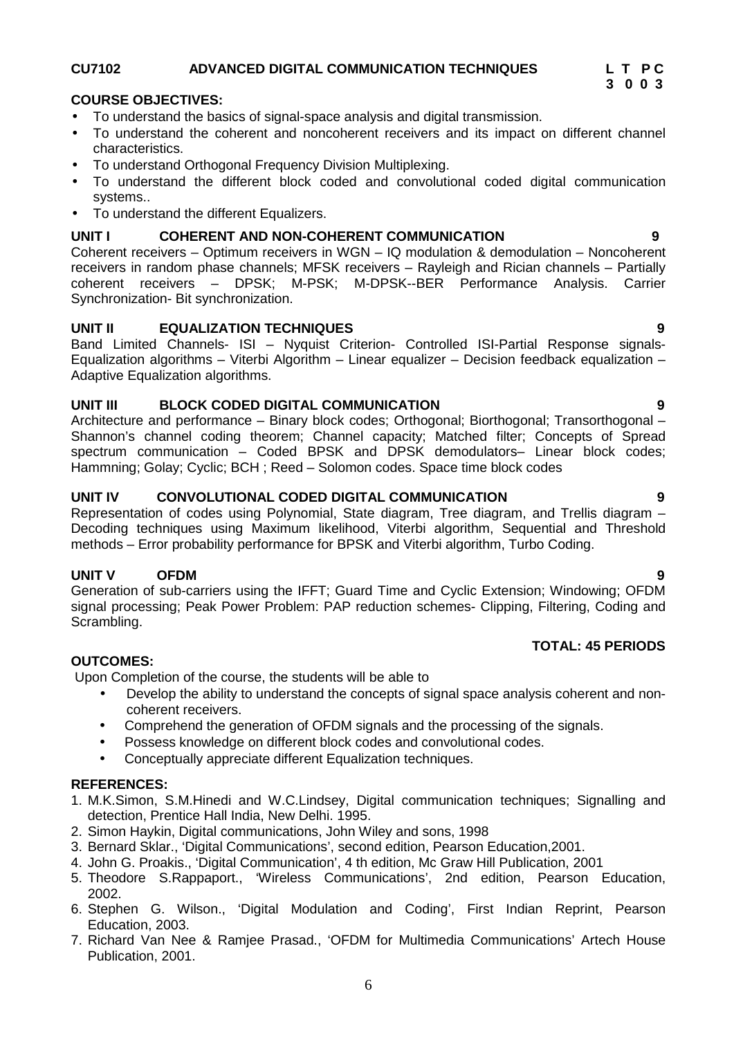**CU7102 ADVANCED DIGITAL COMMUNICATION TECHNIQUES** **L T P C 3 0 0 3**

**COURSE OBJECTIVES:**

- To understand the basics of signal-space analysis and digital transmission.
- To understand the coherent and noncoherent receivers and its impact on different channel characteristics.
- To understand Orthogonal Frequency Division Multiplexing.
- To understand the different block coded and convolutional coded digital communication systems..
- To understand the different Equalizers.

**UNIT I COHERENT AND NON-COHERENT COMMUNICATION 9**

Coherent receivers – Optimum receivers in WGN – IQ modulation & demodulation – Noncoherent receivers in random phase channels; MFSK receivers – Rayleigh and Rician channels – Partially coherent receivers – DPSK; M-PSK; M-DPSK--BER Performance Analysis. Carrier Synchronization- Bit synchronization.

**UNIT II EQUALIZATION TECHNIQUES 9**

Band Limited Channels- ISI – Nyquist Criterion- Controlled ISI-Partial Response signals-Equalization algorithms – Viterbi Algorithm – Linear equalizer – Decision feedback equalization – Adaptive Equalization algorithms.

**UNIT III BLOCK CODED DIGITAL COMMUNICATION 9**

Architecture and performance – Binary block codes; Orthogonal; Biorthogonal; Transorthogonal – Shannon's channel coding theorem; Channel capacity; Matched filter; Concepts of Spread spectrum communication – Coded BPSK and DPSK demodulators– Linear block codes; Hammning; Golay; Cyclic; BCH ; Reed – Solomon codes. Space time block codes

**UNIT IV CONVOLUTIONAL CODED DIGITAL COMMUNICATION 9**

Representation of codes using Polynomial, State diagram, Tree diagram, and Trellis diagram – Decoding techniques using Maximum likelihood, Viterbi algorithm, Sequential and Threshold methods – Error probability performance for BPSK and Viterbi algorithm, Turbo Coding.

**UNIT V OFDM 9**

Generation of sub-carriers using the IFFT; Guard Time and Cyclic Extension; Windowing; OFDM signal processing; Peak Power Problem: PAP reduction schemes- Clipping, Filtering, Coding and Scrambling.

**TOTAL: 45 PERIODS**

**OUTCOMES:**

Upon Completion of the course, the students will be able to

- Develop the ability to understand the concepts of signal space analysis coherent and non-coherent receivers.
- Comprehend the generation of OFDM signals and the processing of the signals.
- Possess knowledge on different block codes and convolutional codes.
- Conceptually appreciate different Equalization techniques.

**REFERENCES:**

1. M.K.Simon, S.M.Hinedi and W.C.Lindsey, Digital communication techniques; Signalling and detection, Prentice Hall India, New Delhi. 1995.
2. Simon Haykin, Digital communications, John Wiley and sons, 1998
3. Bernard Sklar., 'Digital Communications', second edition, Pearson Education,2001.
4. John G. Proakis., 'Digital Communication', 4 th edition, Mc Graw Hill Publication, 2001
5. Theodore S.Rappaport., 'Wireless Communications', 2nd edition, Pearson Education, 2002.
6. Stephen G. Wilson., 'Digital Modulation and Coding', First Indian Reprint, Pearson Education, 2003.
7. Richard Van Nee & Ramjee Prasad., 'OFDM for Multimedia Communications' Artech House Publication, 2001.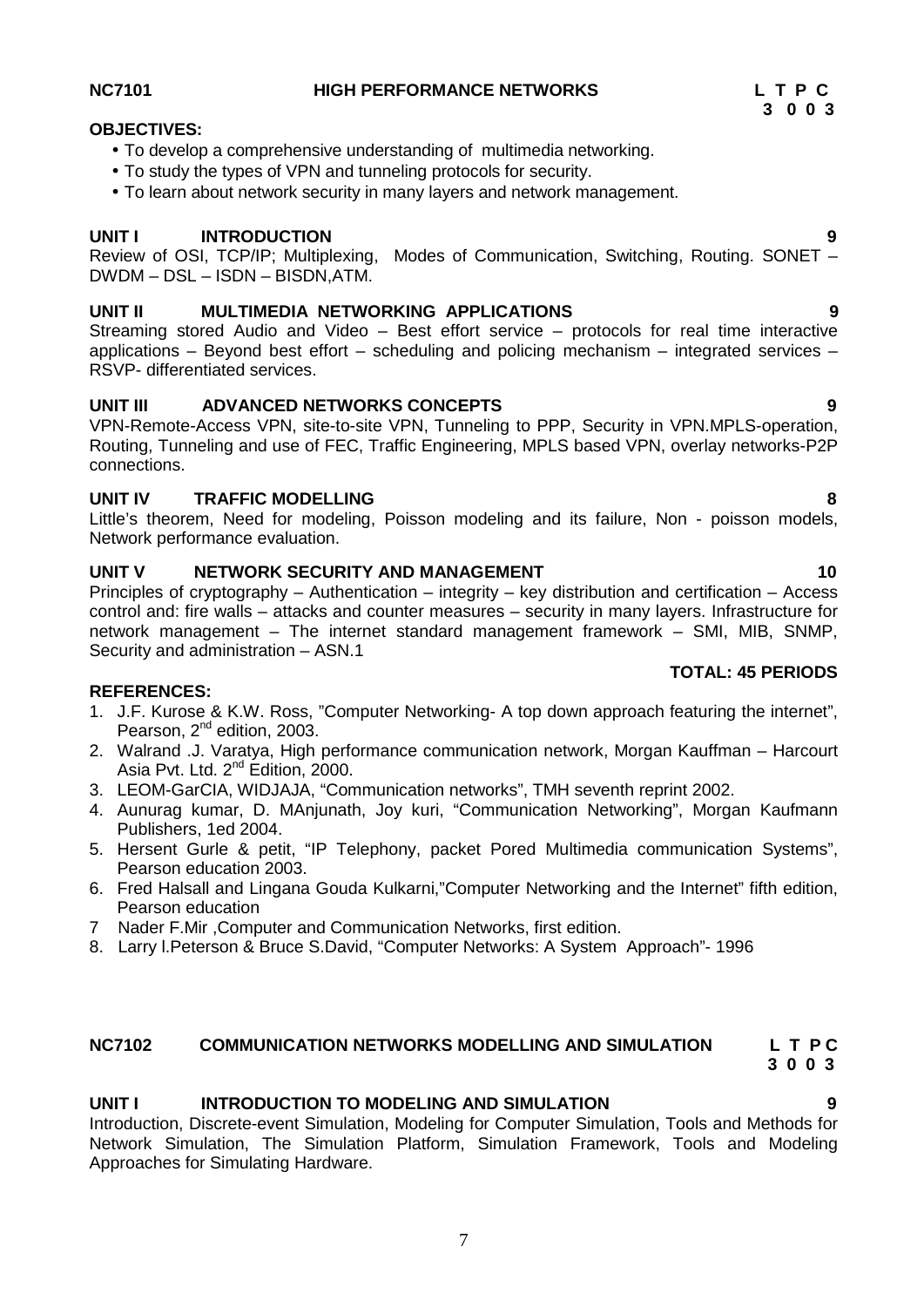**NC7101 HIGH PERFORMANCE NETWORKS**

| L | T | P | C |
|---|---|---|---|
| 3 | 0 | 0 | 3 |

**OBJECTIVES:**

- To develop a comprehensive understanding of multimedia networking.
- To study the types of VPN and tunneling protocols for security.
- To learn about network security in many layers and network management.

**UNIT I INTRODUCTION** **9**

Review of OSI, TCP/IP; Multiplexing, Modes of Communication, Switching, Routing. SONET – DWDM – DSL – ISDN – BISDN,ATM.

**UNIT II MULTIMEDIA NETWORKING APPLICATIONS** **9**

Streaming stored Audio and Video – Best effort service – protocols for real time interactive applications – Beyond best effort – scheduling and policing mechanism – integrated services – RSVP- differentiated services.

**UNIT III ADVANCED NETWORKS CONCEPTS** **9**

VPN-Remote-Access VPN, site-to-site VPN, Tunneling to PPP, Security in VPN.MPLS-operation, Routing, Tunneling and use of FEC, Traffic Engineering, MPLS based VPN, overlay networks-P2P connections.

**UNIT IV TRAFFIC MODELLING** **8**

Little's theorem, Need for modeling, Poisson modeling and its failure, Non - poisson models, Network performance evaluation.

**UNIT V NETWORK SECURITY AND MANAGEMENT** **10**

Principles of cryptography – Authentication – integrity – key distribution and certification – Access control and: fire walls – attacks and counter measures – security in many layers. Infrastructure for network management – The internet standard management framework – SMI, MIB, SNMP, Security and administration – ASN.1

**TOTAL: 45 PERIODS**

**REFERENCES:**

1. J.F. Kurose & K.W. Ross, "Computer Networking- A top down approach featuring the internet", Pearson, 2nd edition, 2003.
2. Walrand .J. Varatya, High performance communication network, Morgan Kauffman – Harcourt Asia Pvt. Ltd. 2nd Edition, 2000.
3. LEOM-GarCIA, WIDJAJA, "Communication networks", TMH seventh reprint 2002.
4. Aunurag kumar, D. MAnjunath, Joy kuri, "Communication Networking", Morgan Kaufmann Publishers, 1ed 2004.
5. Hersent Gurle & petit, "IP Telephony, packet Pored Multimedia communication Systems", Pearson education 2003.
6. Fred Halsall and Lingana Gouda Kulkarni,"Computer Networking and the Internet" fifth edition, Pearson education
7. Nader F.Mir ,Computer and Communication Networks, first edition.
8. Larry l.Peterson & Bruce S.David, "Computer Networks: A System Approach"- 1996

**NC7102 COMMUNICATION NETWORKS MODELLING AND SIMULATION**

| L | T | P | C |
|---|---|---|---|
| 3 | 0 | 0 | 3 |

**UNIT I INTRODUCTION TO MODELING AND SIMULATION** **9**

Introduction, Discrete-event Simulation, Modeling for Computer Simulation, Tools and Methods for Network Simulation, The Simulation Platform, Simulation Framework, Tools and Modeling Approaches for Simulating Hardware.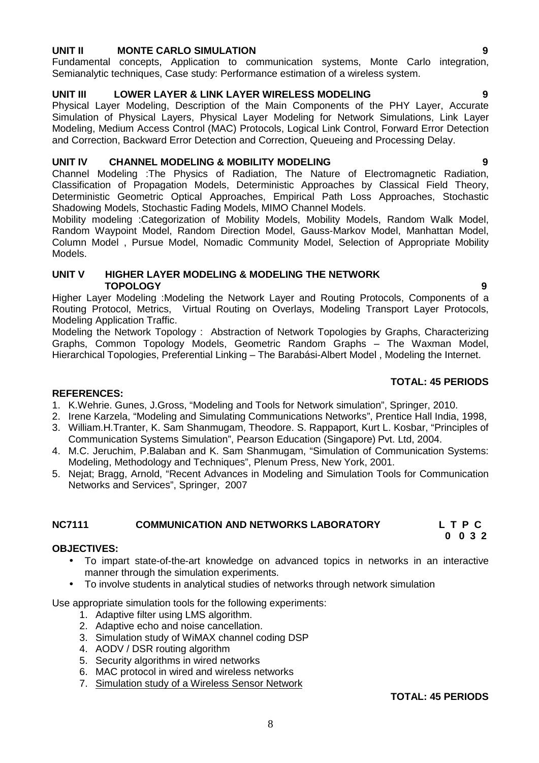**UNIT II MONTE CARLO SIMULATION 9**

Fundamental concepts, Application to communication systems, Monte Carlo integration, Semianalytic techniques, Case study: Performance estimation of a wireless system.

**UNIT III LOWER LAYER & LINK LAYER WIRELESS MODELING 9**

Physical Layer Modeling, Description of the Main Components of the PHY Layer, Accurate Simulation of Physical Layers, Physical Layer Modeling for Network Simulations, Link Layer Modeling, Medium Access Control (MAC) Protocols, Logical Link Control, Forward Error Detection and Correction, Backward Error Detection and Correction, Queueing and Processing Delay.

**UNIT IV CHANNEL MODELING & MOBILITY MODELING 9**

Channel Modeling :The Physics of Radiation, The Nature of Electromagnetic Radiation, Classification of Propagation Models, Deterministic Approaches by Classical Field Theory, Deterministic Geometric Optical Approaches, Empirical Path Loss Approaches, Stochastic Shadowing Models, Stochastic Fading Models, MIMO Channel Models.

Mobility modeling :Categorization of Mobility Models, Mobility Models, Random Walk Model, Random Waypoint Model, Random Direction Model, Gauss-Markov Model, Manhattan Model, Column Model , Pursue Model, Nomadic Community Model, Selection of Appropriate Mobility Models.

**UNIT V HIGHER LAYER MODELING & MODELING THE NETWORK TOPOLOGY 9**

Higher Layer Modeling :Modeling the Network Layer and Routing Protocols, Components of a Routing Protocol, Metrics, Virtual Routing on Overlays, Modeling Transport Layer Protocols, Modeling Application Traffic.

Modeling the Network Topology : Abstraction of Network Topologies by Graphs, Characterizing Graphs, Common Topology Models, Geometric Random Graphs – The Waxman Model, Hierarchical Topologies, Preferential Linking – The Barabási-Albert Model , Modeling the Internet.

**TOTAL: 45 PERIODS**

**REFERENCES:**

1. K.Wehrie. Gunes, J.Gross, "Modeling and Tools for Network simulation", Springer, 2010.
2. Irene Karzela, "Modeling and Simulating Communications Networks", Prentice Hall India, 1998,
3. William.H.Tranter, K. Sam Shanmugam, Theodore. S. Rappaport, Kurt L. Kosbar, "Principles of Communication Systems Simulation", Pearson Education (Singapore) Pvt. Ltd, 2004.
4. M.C. Jeruchim, P.Balaban and K. Sam Shanmugam, "Simulation of Communication Systems: Modeling, Methodology and Techniques", Plenum Press, New York, 2001.
5. Nejat; Bragg, Arnold, "Recent Advances in Modeling and Simulation Tools for Communication Networks and Services", Springer, 2007

**NC7111 COMMUNICATION AND NETWORKS LABORATORY**

**L T P C**
**0 0 3 2**

**OBJECTIVES:**

- To impart state-of-the-art knowledge on advanced topics in networks in an interactive manner through the simulation experiments.
- To involve students in analytical studies of networks through network simulation

Use appropriate simulation tools for the following experiments:

1. Adaptive filter using LMS algorithm.
2. Adaptive echo and noise cancellation.
3. Simulation study of WiMAX channel coding DSP
4. AODV / DSR routing algorithm
5. Security algorithms in wired networks
6. MAC protocol in wired and wireless networks
7. Simulation study of a Wireless Sensor Network

**TOTAL: 45 PERIODS**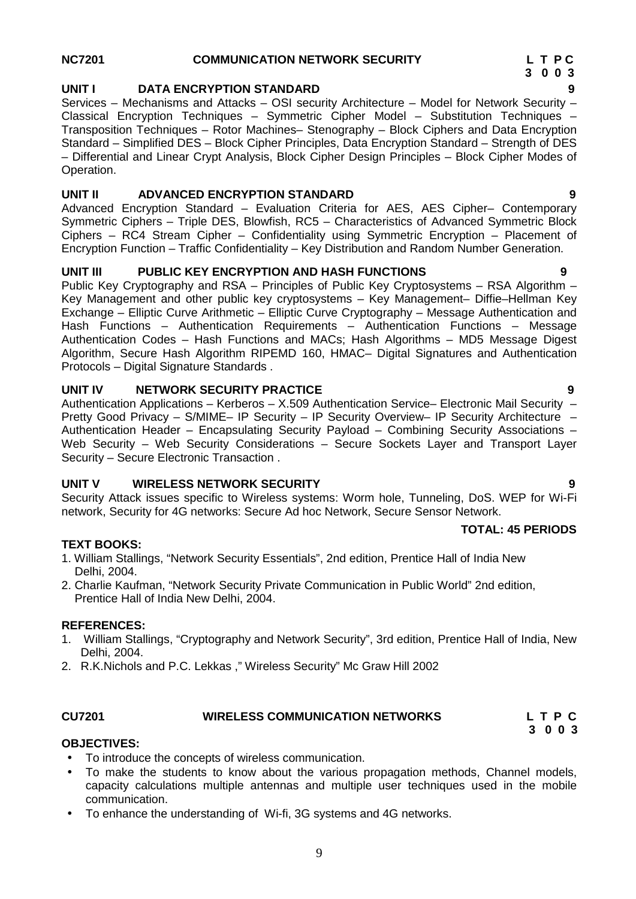**NC7201 COMMUNICATION NETWORK SECURITY**

| L | T | P | C |
|---|---|---|---|
| 3 | 0 | 0 | 3 |

**UNIT I DATA ENCRYPTION STANDARD 9**

Services – Mechanisms and Attacks – OSI security Architecture – Model for Network Security – Classical Encryption Techniques – Symmetric Cipher Model – Substitution Techniques – Transposition Techniques – Rotor Machines– Stenography – Block Ciphers and Data Encryption Standard – Simplified DES – Block Cipher Principles, Data Encryption Standard – Strength of DES – Differential and Linear Crypt Analysis, Block Cipher Design Principles – Block Cipher Modes of Operation.

**UNIT II ADVANCED ENCRYPTION STANDARD 9**

Advanced Encryption Standard – Evaluation Criteria for AES, AES Cipher– Contemporary Symmetric Ciphers – Triple DES, Blowfish, RC5 – Characteristics of Advanced Symmetric Block Ciphers – RC4 Stream Cipher – Confidentiality using Symmetric Encryption – Placement of Encryption Function – Traffic Confidentiality – Key Distribution and Random Number Generation.

**UNIT III PUBLIC KEY ENCRYPTION AND HASH FUNCTIONS 9**

Public Key Cryptography and RSA – Principles of Public Key Cryptosystems – RSA Algorithm – Key Management and other public key cryptosystems – Key Management– Diffie–Hellman Key Exchange – Elliptic Curve Arithmetic – Elliptic Curve Cryptography – Message Authentication and Hash Functions – Authentication Requirements – Authentication Functions – Message Authentication Codes – Hash Functions and MACs; Hash Algorithms – MD5 Message Digest Algorithm, Secure Hash Algorithm RIPEMD 160, HMAC– Digital Signatures and Authentication Protocols – Digital Signature Standards .

**UNIT IV NETWORK SECURITY PRACTICE 9**

Authentication Applications – Kerberos – X.509 Authentication Service– Electronic Mail Security – Pretty Good Privacy – S/MIME– IP Security – IP Security Overview– IP Security Architecture – Authentication Header – Encapsulating Security Payload – Combining Security Associations – Web Security – Web Security Considerations – Secure Sockets Layer and Transport Layer Security – Secure Electronic Transaction .

**UNIT V WIRELESS NETWORK SECURITY 9**

Security Attack issues specific to Wireless systems: Worm hole, Tunneling, DoS. WEP for Wi-Fi network, Security for 4G networks: Secure Ad hoc Network, Secure Sensor Network.

**TOTAL: 45 PERIODS**

**TEXT BOOKS:**

1. William Stallings, "Network Security Essentials", 2nd edition, Prentice Hall of India New Delhi, 2004.
2. Charlie Kaufman, "Network Security Private Communication in Public World" 2nd edition, Prentice Hall of India New Delhi, 2004.

**REFERENCES:**

1. William Stallings, "Cryptography and Network Security", 3rd edition, Prentice Hall of India, New Delhi, 2004.
2. R.K.Nichols and P.C. Lekkas ," Wireless Security" Mc Graw Hill 2002

**CU7201 WIRELESS COMMUNICATION NETWORKS**

| L | T | P | C |
|---|---|---|---|
| 3 | 0 | 0 | 3 |

**OBJECTIVES:**

- To introduce the concepts of wireless communication.
- To make the students to know about the various propagation methods, Channel models, capacity calculations multiple antennas and multiple user techniques used in the mobile communication.
- To enhance the understanding of Wi-fi, 3G systems and 4G networks.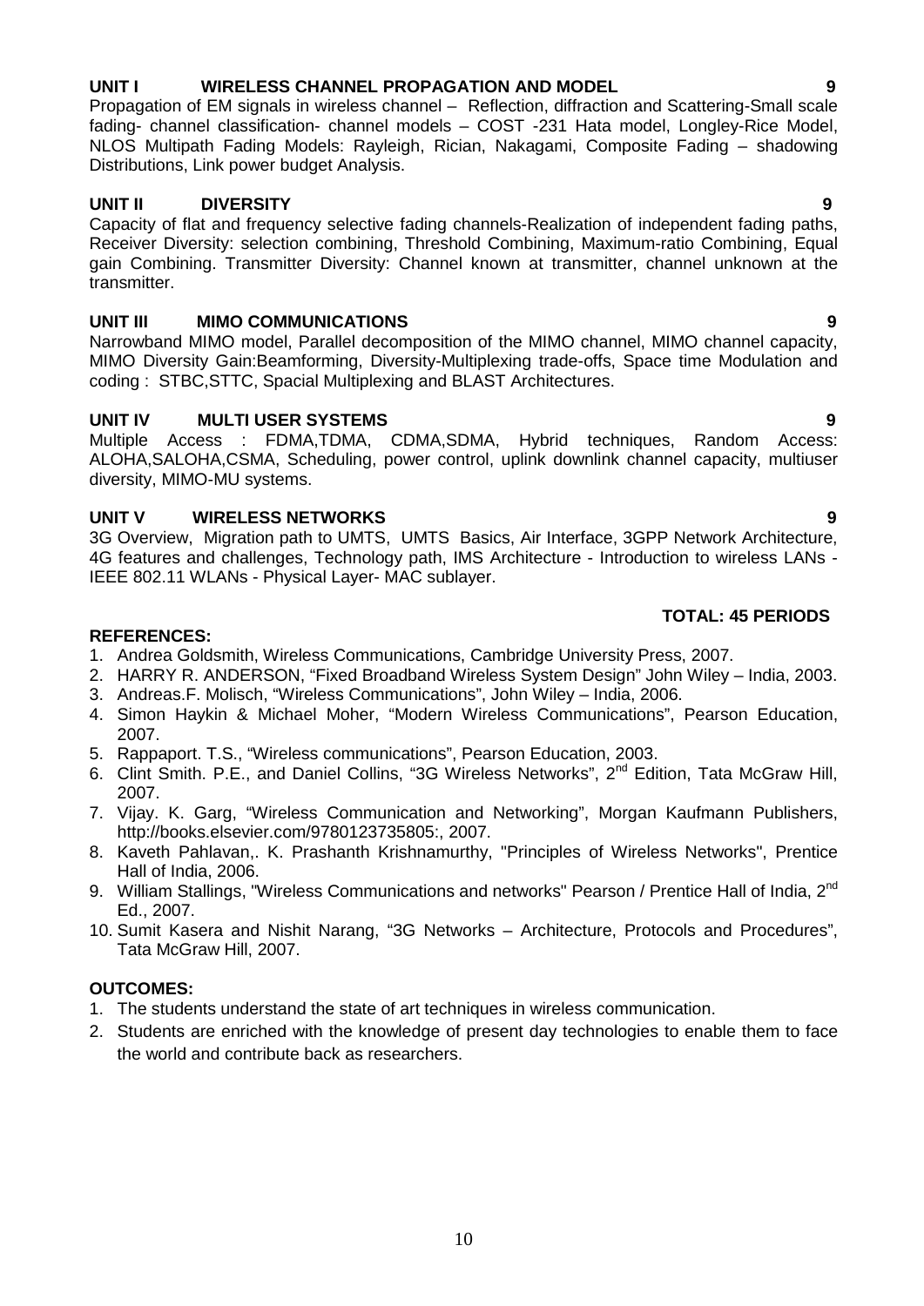**UNIT I WIRELESS CHANNEL PROPAGATION AND MODEL 9**

Propagation of EM signals in wireless channel – Reflection, diffraction and Scattering-Small scale fading- channel classification- channel models – COST -231 Hata model, Longley-Rice Model, NLOS Multipath Fading Models: Rayleigh, Rician, Nakagami, Composite Fading – shadowing Distributions, Link power budget Analysis.

**UNIT II DIVERSITY 9**

Capacity of flat and frequency selective fading channels-Realization of independent fading paths, Receiver Diversity: selection combining, Threshold Combining, Maximum-ratio Combining, Equal gain Combining. Transmitter Diversity: Channel known at transmitter, channel unknown at the transmitter.

**UNIT III MIMO COMMUNICATIONS 9**

Narrowband MIMO model, Parallel decomposition of the MIMO channel, MIMO channel capacity, MIMO Diversity Gain:Beamforming, Diversity-Multiplexing trade-offs, Space time Modulation and coding : STBC,STTC, Spacial Multiplexing and BLAST Architectures.

**UNIT IV MULTI USER SYSTEMS 9**

Multiple Access : FDMA,TDMA, CDMA,SDMA, Hybrid techniques, Random Access: ALOHA,SALOHA,CSMA, Scheduling, power control, uplink downlink channel capacity, multiuser diversity, MIMO-MU systems.

**UNIT V WIRELESS NETWORKS 9**

3G Overview, Migration path to UMTS, UMTS Basics, Air Interface, 3GPP Network Architecture, 4G features and challenges, Technology path, IMS Architecture - Introduction to wireless LANs - IEEE 802.11 WLANs - Physical Layer- MAC sublayer.

**TOTAL: 45 PERIODS**

**REFERENCES:**

1. Andrea Goldsmith, Wireless Communications, Cambridge University Press, 2007.
2. HARRY R. ANDERSON, "Fixed Broadband Wireless System Design" John Wiley – India, 2003.
3. Andreas.F. Molisch, "Wireless Communications", John Wiley – India, 2006.
4. Simon Haykin & Michael Moher, "Modern Wireless Communications", Pearson Education, 2007.
5. Rappaport. T.S., "Wireless communications", Pearson Education, 2003.
6. Clint Smith. P.E., and Daniel Collins, "3G Wireless Networks", 2nd Edition, Tata McGraw Hill, 2007.
7. Vijay. K. Garg, "Wireless Communication and Networking", Morgan Kaufmann Publishers, http://books.elsevier.com/9780123735805:, 2007.
8. Kaveth Pahlavan,. K. Prashanth Krishnamurthy, "Principles of Wireless Networks", Prentice Hall of India, 2006.
9. William Stallings, "Wireless Communications and networks" Pearson / Prentice Hall of India, 2nd Ed., 2007.
10. Sumit Kasera and Nishit Narang, "3G Networks – Architecture, Protocols and Procedures", Tata McGraw Hill, 2007.

**OUTCOMES:**

1. The students understand the state of art techniques in wireless communication.
2. Students are enriched with the knowledge of present day technologies to enable them to face the world and contribute back as researchers.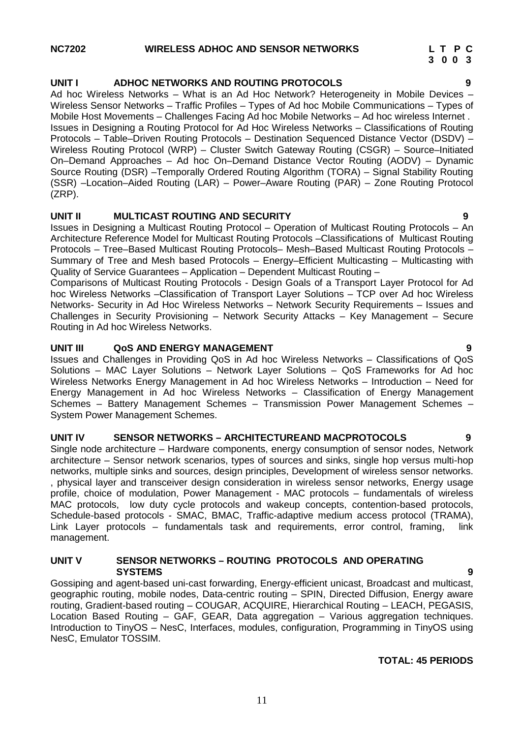**NC7202 WIRELESS ADHOC AND SENSOR NETWORKS**

| L | T | P | C |
|---|---|---|---|
| 3 | 0 | 0 | 3 |

## UNIT I ADHOC NETWORKS AND ROUTING PROTOCOLS 9

Ad hoc Wireless Networks – What is an Ad Hoc Network? Heterogeneity in Mobile Devices – Wireless Sensor Networks – Traffic Profiles – Types of Ad hoc Mobile Communications – Types of Mobile Host Movements – Challenges Facing Ad hoc Mobile Networks – Ad hoc wireless Internet . Issues in Designing a Routing Protocol for Ad Hoc Wireless Networks – Classifications of Routing Protocols – Table–Driven Routing Protocols – Destination Sequenced Distance Vector (DSDV) – Wireless Routing Protocol (WRP) – Cluster Switch Gateway Routing (CSGR) – Source–Initiated On–Demand Approaches – Ad hoc On–Demand Distance Vector Routing (AODV) – Dynamic Source Routing (DSR) –Temporally Ordered Routing Algorithm (TORA) – Signal Stability Routing (SSR) –Location–Aided Routing (LAR) – Power–Aware Routing (PAR) – Zone Routing Protocol (ZRP).

## UNIT II MULTICAST ROUTING AND SECURITY 9

Issues in Designing a Multicast Routing Protocol – Operation of Multicast Routing Protocols – An Architecture Reference Model for Multicast Routing Protocols –Classifications of Multicast Routing Protocols – Tree–Based Multicast Routing Protocols– Mesh–Based Multicast Routing Protocols – Summary of Tree and Mesh based Protocols – Energy–Efficient Multicasting – Multicasting with Quality of Service Guarantees – Application – Dependent Multicast Routing –

Comparisons of Multicast Routing Protocols - Design Goals of a Transport Layer Protocol for Ad hoc Wireless Networks –Classification of Transport Layer Solutions – TCP over Ad hoc Wireless Networks- Security in Ad Hoc Wireless Networks – Network Security Requirements – Issues and Challenges in Security Provisioning – Network Security Attacks – Key Management – Secure Routing in Ad hoc Wireless Networks.

## UNIT III QoS AND ENERGY MANAGEMENT 9

Issues and Challenges in Providing QoS in Ad hoc Wireless Networks – Classifications of QoS Solutions – MAC Layer Solutions – Network Layer Solutions – QoS Frameworks for Ad hoc Wireless Networks Energy Management in Ad hoc Wireless Networks – Introduction – Need for Energy Management in Ad hoc Wireless Networks – Classification of Energy Management Schemes – Battery Management Schemes – Transmission Power Management Schemes – System Power Management Schemes.

## UNIT IV SENSOR NETWORKS – ARCHITECTUREAND MACPROTOCOLS 9

Single node architecture – Hardware components, energy consumption of sensor nodes, Network architecture – Sensor network scenarios, types of sources and sinks, single hop versus multi-hop networks, multiple sinks and sources, design principles, Development of wireless sensor networks. , physical layer and transceiver design consideration in wireless sensor networks, Energy usage profile, choice of modulation, Power Management - MAC protocols – fundamentals of wireless MAC protocols, low duty cycle protocols and wakeup concepts, contention-based protocols, Schedule-based protocols - SMAC, BMAC, Traffic-adaptive medium access protocol (TRAMA), Link Layer protocols – fundamentals task and requirements, error control, framing, link management.

## UNIT V SENSOR NETWORKS – ROUTING PROTOCOLS AND OPERATING SYSTEMS 9

Gossiping and agent-based uni-cast forwarding, Energy-efficient unicast, Broadcast and multicast, geographic routing, mobile nodes, Data-centric routing – SPIN, Directed Diffusion, Energy aware routing, Gradient-based routing – COUGAR, ACQUIRE, Hierarchical Routing – LEACH, PEGASIS, Location Based Routing – GAF, GEAR, Data aggregation – Various aggregation techniques. Introduction to TinyOS – NesC, Interfaces, modules, configuration, Programming in TinyOS using NesC, Emulator TOSSIM.

**TOTAL: 45 PERIODS**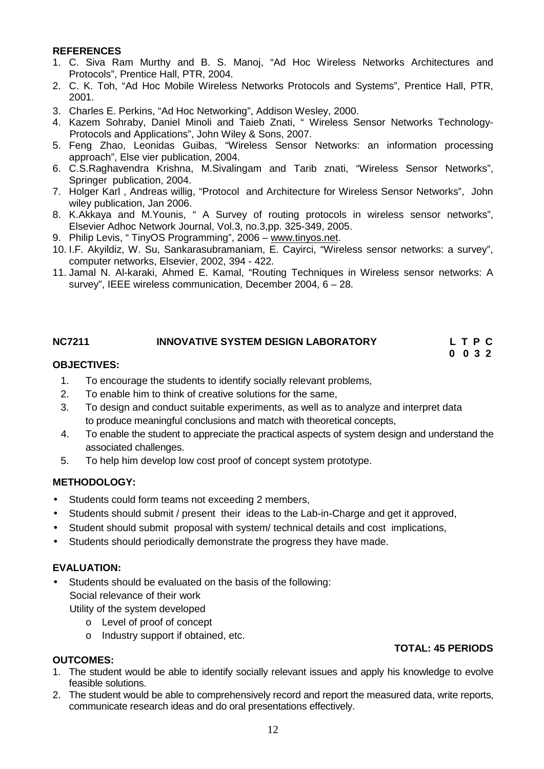**REFERENCES**

1. C. Siva Ram Murthy and B. S. Manoj, "Ad Hoc Wireless Networks Architectures and Protocols", Prentice Hall, PTR, 2004.
2. C. K. Toh, "Ad Hoc Mobile Wireless Networks Protocols and Systems", Prentice Hall, PTR, 2001.
3. Charles E. Perkins, "Ad Hoc Networking", Addison Wesley, 2000.
4. Kazem Sohraby, Daniel Minoli and Taieb Znati, " Wireless Sensor Networks Technology-Protocols and Applications", John Wiley & Sons, 2007.
5. Feng Zhao, Leonidas Guibas, "Wireless Sensor Networks: an information processing approach", Else vier publication, 2004.
6. C.S.Raghavendra Krishna, M.Sivalingam and Tarib znati, "Wireless Sensor Networks", Springer publication, 2004.
7. Holger Karl , Andreas willig, "Protocol and Architecture for Wireless Sensor Networks", John wiley publication, Jan 2006.
8. K.Akkaya and M.Younis, " A Survey of routing protocols in wireless sensor networks", Elsevier Adhoc Network Journal, Vol.3, no.3,pp. 325-349, 2005.
9. Philip Levis, " TinyOS Programming", 2006 – www.tinyos.net.
10. I.F. Akyildiz, W. Su, Sankarasubramaniam, E. Cayirci, "Wireless sensor networks: a survey", computer networks, Elsevier, 2002, 394 - 422.
11. Jamal N. Al-karaki, Ahmed E. Kamal, "Routing Techniques in Wireless sensor networks: A survey", IEEE wireless communication, December 2004, 6 – 28.

**NC7211 INNOVATIVE SYSTEM DESIGN LABORATORY**

| L | T | P | C |
|---|---|---|---|
| 0 | 0 | 3 | 2 |

**OBJECTIVES:**

1. To encourage the students to identify socially relevant problems,
2. To enable him to think of creative solutions for the same,
3. To design and conduct suitable experiments, as well as to analyze and interpret data to produce meaningful conclusions and match with theoretical concepts,
4. To enable the student to appreciate the practical aspects of system design and understand the associated challenges.
5. To help him develop low cost proof of concept system prototype.

**METHODOLOGY:**

- Students could form teams not exceeding 2 members,
- Students should submit / present their ideas to the Lab-in-Charge and get it approved,
- Student should submit proposal with system/ technical details and cost implications,
- Students should periodically demonstrate the progress they have made.

**EVALUATION:**

- Students should be evaluated on the basis of the following:
  Social relevance of their work
  Utility of the system developed
  - Level of proof of concept
  - Industry support if obtained, etc.

**TOTAL: 45 PERIODS**

**OUTCOMES:**

1. The student would be able to identify socially relevant issues and apply his knowledge to evolve feasible solutions.
2. The student would be able to comprehensively record and report the measured data, write reports, communicate research ideas and do oral presentations effectively.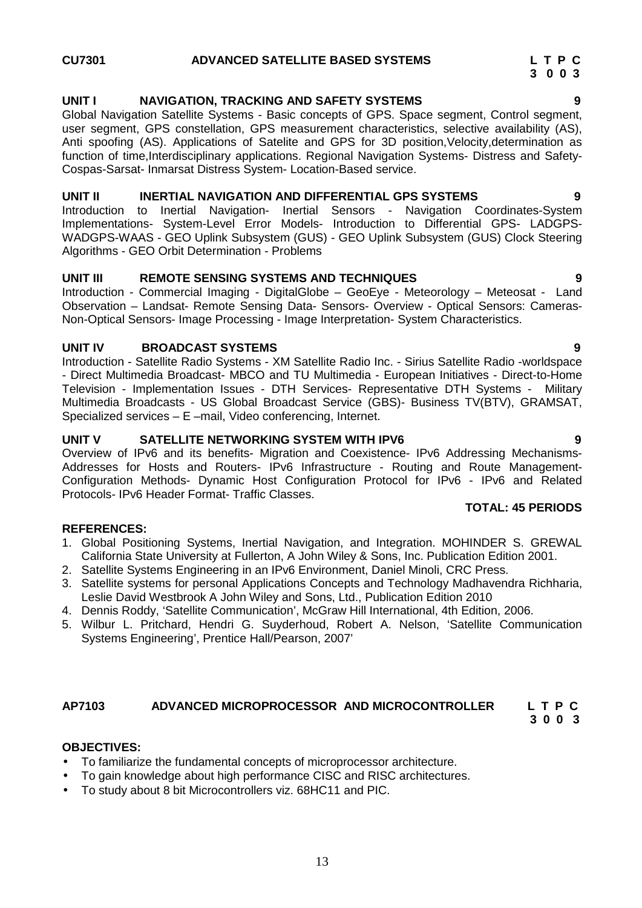**CU7301 ADVANCED SATELLITE BASED SYSTEMS**

**L T P C**
**3 0 0 3**

**UNIT I NAVIGATION, TRACKING AND SAFETY SYSTEMS 9**

Global Navigation Satellite Systems - Basic concepts of GPS. Space segment, Control segment, user segment, GPS constellation, GPS measurement characteristics, selective availability (AS), Anti spoofing (AS). Applications of Satelite and GPS for 3D position,Velocity,determination as function of time,Interdisciplinary applications. Regional Navigation Systems- Distress and Safety-Cospas-Sarsat- Inmarsat Distress System- Location-Based service.

**UNIT II INERTIAL NAVIGATION AND DIFFERENTIAL GPS SYSTEMS 9**

Introduction to Inertial Navigation- Inertial Sensors - Navigation Coordinates-System Implementations- System-Level Error Models- Introduction to Differential GPS- LADGPS-WADGPS-WAAS - GEO Uplink Subsystem (GUS) - GEO Uplink Subsystem (GUS) Clock Steering Algorithms - GEO Orbit Determination - Problems

**UNIT III REMOTE SENSING SYSTEMS AND TECHNIQUES 9**

Introduction - Commercial Imaging - DigitalGlobe – GeoEye - Meteorology – Meteosat - Land Observation – Landsat- Remote Sensing Data- Sensors- Overview - Optical Sensors: Cameras-Non-Optical Sensors- Image Processing - Image Interpretation- System Characteristics.

**UNIT IV BROADCAST SYSTEMS 9**

Introduction - Satellite Radio Systems - XM Satellite Radio Inc. - Sirius Satellite Radio -worldspace - Direct Multimedia Broadcast- MBCO and TU Multimedia - European Initiatives - Direct-to-Home Television - Implementation Issues - DTH Services- Representative DTH Systems - Military Multimedia Broadcasts - US Global Broadcast Service (GBS)- Business TV(BTV), GRAMSAT, Specialized services – E –mail, Video conferencing, Internet.

**UNIT V SATELLITE NETWORKING SYSTEM WITH IPV6 9**

Overview of IPv6 and its benefits- Migration and Coexistence- IPv6 Addressing Mechanisms-Addresses for Hosts and Routers- IPv6 Infrastructure - Routing and Route Management-Configuration Methods- Dynamic Host Configuration Protocol for IPv6 - IPv6 and Related Protocols- IPv6 Header Format- Traffic Classes.

**TOTAL: 45 PERIODS**

**REFERENCES:**

1. Global Positioning Systems, Inertial Navigation, and Integration. MOHINDER S. GREWAL California State University at Fullerton, A John Wiley & Sons, Inc. Publication Edition 2001.
2. Satellite Systems Engineering in an IPv6 Environment, Daniel Minoli, CRC Press.
3. Satellite systems for personal Applications Concepts and Technology Madhavendra Richharia, Leslie David Westbrook A John Wiley and Sons, Ltd., Publication Edition 2010
4. Dennis Roddy, 'Satellite Communication', McGraw Hill International, 4th Edition, 2006.
5. Wilbur L. Pritchard, Hendri G. Suyderhoud, Robert A. Nelson, 'Satellite Communication Systems Engineering', Prentice Hall/Pearson, 2007'

**AP7103 ADVANCED MICROPROCESSOR AND MICROCONTROLLER**

**L T P C**
**3 0 0 3**

**OBJECTIVES:**

- To familiarize the fundamental concepts of microprocessor architecture.
- To gain knowledge about high performance CISC and RISC architectures.
- To study about 8 bit Microcontrollers viz. 68HC11 and PIC.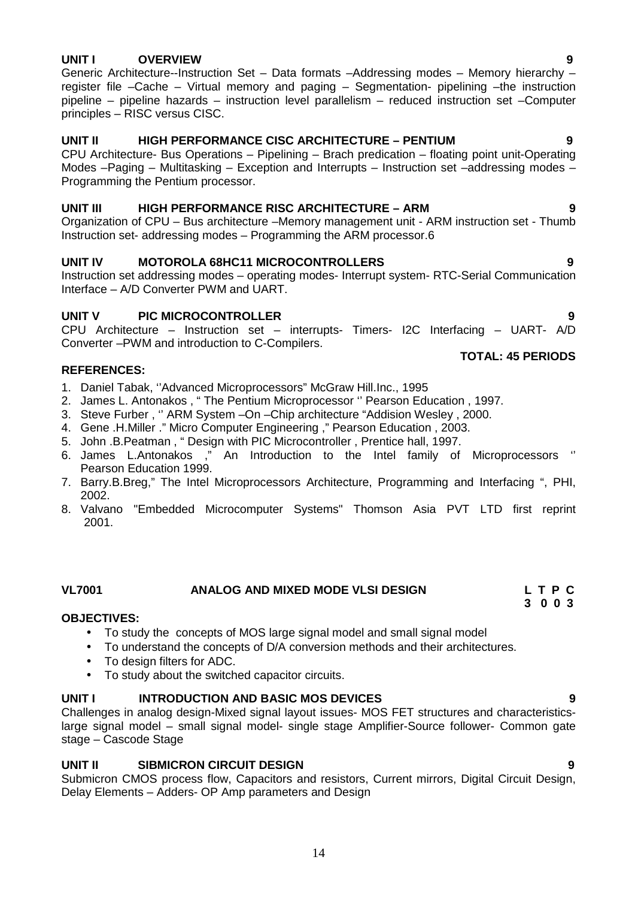**UNIT I OVERVIEW 9**

Generic Architecture--Instruction Set – Data formats –Addressing modes – Memory hierarchy – register file –Cache – Virtual memory and paging – Segmentation- pipelining –the instruction pipeline – pipeline hazards – instruction level parallelism – reduced instruction set –Computer principles – RISC versus CISC.

**UNIT II HIGH PERFORMANCE CISC ARCHITECTURE – PENTIUM 9**

CPU Architecture- Bus Operations – Pipelining – Brach predication – floating point unit-Operating Modes –Paging – Multitasking – Exception and Interrupts – Instruction set –addressing modes – Programming the Pentium processor.

**UNIT III HIGH PERFORMANCE RISC ARCHITECTURE – ARM 9**

Organization of CPU – Bus architecture –Memory management unit - ARM instruction set - Thumb Instruction set- addressing modes – Programming the ARM processor.6

**UNIT IV MOTOROLA 68HC11 MICROCONTROLLERS 9**

Instruction set addressing modes – operating modes- Interrupt system- RTC-Serial Communication Interface – A/D Converter PWM and UART.

**UNIT V PIC MICROCONTROLLER 9**

CPU Architecture – Instruction set – interrupts- Timers- I2C Interfacing – UART- A/D Converter –PWM and introduction to C-Compilers.

**TOTAL: 45 PERIODS**

**REFERENCES:**

1. Daniel Tabak, ''Advanced Microprocessors" McGraw Hill.Inc., 1995
2. James L. Antonakos , " The Pentium Microprocessor '' Pearson Education , 1997.
3. Steve Furber , '' ARM System –On –Chip architecture "Addision Wesley , 2000.
4. Gene .H.Miller ." Micro Computer Engineering ," Pearson Education , 2003.
5. John .B.Peatman , " Design with PIC Microcontroller , Prentice hall, 1997.
6. James L.Antonakos ," An Introduction to the Intel family of Microprocessors '' Pearson Education 1999.
7. Barry.B.Breg," The Intel Microprocessors Architecture, Programming and Interfacing ", PHI, 2002.
8. Valvano "Embedded Microcomputer Systems" Thomson Asia PVT LTD first reprint 2001.

**VL7001 ANALOG AND MIXED MODE VLSI DESIGN**

| L | T | P | C |
|---|---|---|---|
| 3 | 0 | 0 | 3 |

**OBJECTIVES:**

- To study the concepts of MOS large signal model and small signal model
- To understand the concepts of D/A conversion methods and their architectures.
- To design filters for ADC.
- To study about the switched capacitor circuits.

**UNIT I INTRODUCTION AND BASIC MOS DEVICES 9**

Challenges in analog design-Mixed signal layout issues- MOS FET structures and characteristics-large signal model – small signal model- single stage Amplifier-Source follower- Common gate stage – Cascode Stage

**UNIT II SIBMICRON CIRCUIT DESIGN 9**

Submicron CMOS process flow, Capacitors and resistors, Current mirrors, Digital Circuit Design, Delay Elements – Adders- OP Amp parameters and Design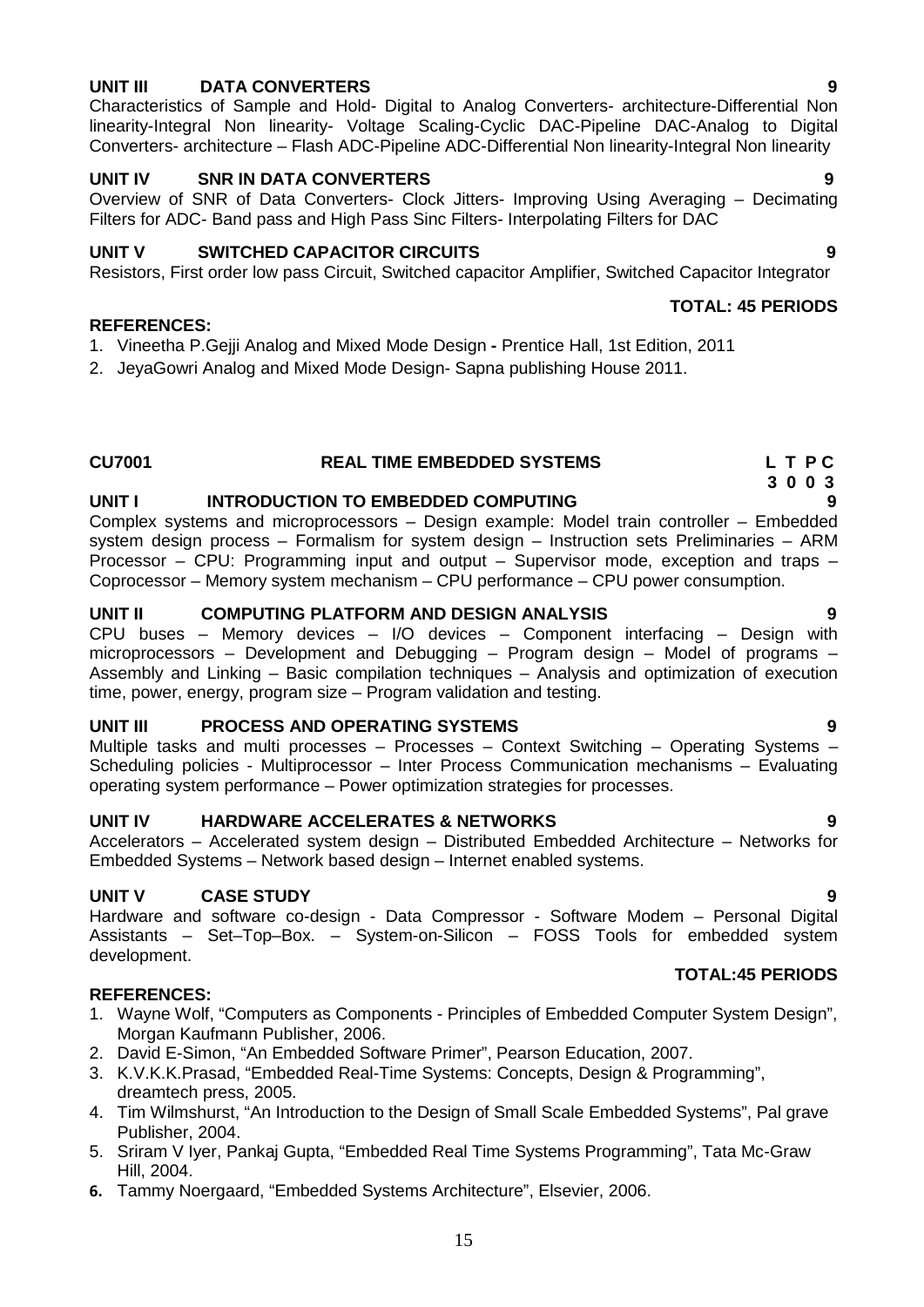**UNIT III DATA CONVERTERS** **9**

Characteristics of Sample and Hold- Digital to Analog Converters- architecture-Differential Non linearity-Integral Non linearity- Voltage Scaling-Cyclic DAC-Pipeline DAC-Analog to Digital Converters- architecture – Flash ADC-Pipeline ADC-Differential Non linearity-Integral Non linearity

**UNIT IV SNR IN DATA CONVERTERS** **9**

Overview of SNR of Data Converters- Clock Jitters- Improving Using Averaging – Decimating Filters for ADC- Band pass and High Pass Sinc Filters- Interpolating Filters for DAC

**UNIT V SWITCHED CAPACITOR CIRCUITS** **9**

Resistors, First order low pass Circuit, Switched capacitor Amplifier, Switched Capacitor Integrator

**TOTAL: 45 PERIODS**

**REFERENCES:**

1. Vineetha P.Gejji Analog and Mixed Mode Design **-** Prentice Hall, 1st Edition, 2011
2. JeyaGowri Analog and Mixed Mode Design- Sapna publishing House 2011.

## CU7001 REAL TIME EMBEDDED SYSTEMS

| L | T | P | C |
|---|---|---|---|
| 3 | 0 | 0 | 3 |

**UNIT I INTRODUCTION TO EMBEDDED COMPUTING** **9**

Complex systems and microprocessors – Design example: Model train controller – Embedded system design process – Formalism for system design – Instruction sets Preliminaries – ARM Processor – CPU: Programming input and output – Supervisor mode, exception and traps – Coprocessor – Memory system mechanism – CPU performance – CPU power consumption.

**UNIT II COMPUTING PLATFORM AND DESIGN ANALYSIS** **9**

CPU buses – Memory devices – I/O devices – Component interfacing – Design with microprocessors – Development and Debugging – Program design – Model of programs – Assembly and Linking – Basic compilation techniques – Analysis and optimization of execution time, power, energy, program size – Program validation and testing.

**UNIT III PROCESS AND OPERATING SYSTEMS** **9**

Multiple tasks and multi processes – Processes – Context Switching – Operating Systems – Scheduling policies - Multiprocessor – Inter Process Communication mechanisms – Evaluating operating system performance – Power optimization strategies for processes.

**UNIT IV HARDWARE ACCELERATES & NETWORKS** **9**

Accelerators – Accelerated system design – Distributed Embedded Architecture – Networks for Embedded Systems – Network based design – Internet enabled systems.

**UNIT V CASE STUDY** **9**

Hardware and software co-design - Data Compressor - Software Modem – Personal Digital Assistants – Set–Top–Box. – System-on-Silicon – FOSS Tools for embedded system development.

**TOTAL:45 PERIODS**

**REFERENCES:**

1. Wayne Wolf, "Computers as Components - Principles of Embedded Computer System Design", Morgan Kaufmann Publisher, 2006.
2. David E-Simon, "An Embedded Software Primer", Pearson Education, 2007.
3. K.V.K.K.Prasad, "Embedded Real-Time Systems: Concepts, Design & Programming", dreamtech press, 2005.
4. Tim Wilmshurst, "An Introduction to the Design of Small Scale Embedded Systems", Pal grave Publisher, 2004.
5. Sriram V Iyer, Pankaj Gupta, "Embedded Real Time Systems Programming", Tata Mc-Graw Hill, 2004.
6. Tammy Noergaard, "Embedded Systems Architecture", Elsevier, 2006.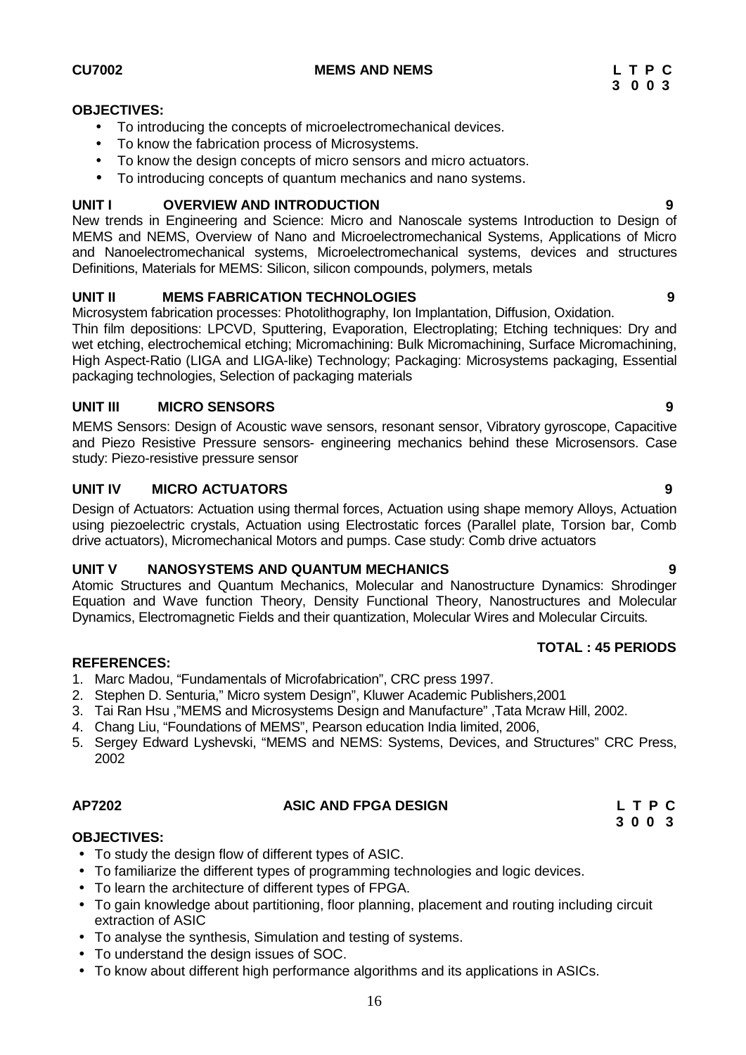**CU7002 MEMS AND NEMS**

| L | T | P | C |
|---|---|---|---|
| 3 | 0 | 0 | 3 |

**OBJECTIVES:**

- To introducing the concepts of microelectromechanical devices.
- To know the fabrication process of Microsystems.
- To know the design concepts of micro sensors and micro actuators.
- To introducing concepts of quantum mechanics and nano systems.

**UNIT I OVERVIEW AND INTRODUCTION 9**

New trends in Engineering and Science: Micro and Nanoscale systems Introduction to Design of MEMS and NEMS, Overview of Nano and Microelectromechanical Systems, Applications of Micro and Nanoelectromechanical systems, Microelectromechanical systems, devices and structures Definitions, Materials for MEMS: Silicon, silicon compounds, polymers, metals

**UNIT II MEMS FABRICATION TECHNOLOGIES 9**

Microsystem fabrication processes: Photolithography, Ion Implantation, Diffusion, Oxidation. Thin film depositions: LPCVD, Sputtering, Evaporation, Electroplating; Etching techniques: Dry and wet etching, electrochemical etching; Micromachining: Bulk Micromachining, Surface Micromachining, High Aspect-Ratio (LIGA and LIGA-like) Technology; Packaging: Microsystems packaging, Essential packaging technologies, Selection of packaging materials

**UNIT III MICRO SENSORS 9**

MEMS Sensors: Design of Acoustic wave sensors, resonant sensor, Vibratory gyroscope, Capacitive and Piezo Resistive Pressure sensors- engineering mechanics behind these Microsensors. Case study: Piezo-resistive pressure sensor

**UNIT IV MICRO ACTUATORS 9**

Design of Actuators: Actuation using thermal forces, Actuation using shape memory Alloys, Actuation using piezoelectric crystals, Actuation using Electrostatic forces (Parallel plate, Torsion bar, Comb drive actuators), Micromechanical Motors and pumps. Case study: Comb drive actuators

**UNIT V NANOSYSTEMS AND QUANTUM MECHANICS 9**

Atomic Structures and Quantum Mechanics, Molecular and Nanostructure Dynamics: Shrodinger Equation and Wave function Theory, Density Functional Theory, Nanostructures and Molecular Dynamics, Electromagnetic Fields and their quantization, Molecular Wires and Molecular Circuits.

**TOTAL : 45 PERIODS**

**REFERENCES:**

1. Marc Madou, "Fundamentals of Microfabrication", CRC press 1997.
2. Stephen D. Senturia," Micro system Design", Kluwer Academic Publishers,2001
3. Tai Ran Hsu ,"MEMS and Microsystems Design and Manufacture" ,Tata Mcraw Hill, 2002.
4. Chang Liu, "Foundations of MEMS", Pearson education India limited, 2006,
5. Sergey Edward Lyshevski, "MEMS and NEMS: Systems, Devices, and Structures" CRC Press, 2002

**AP7202 ASIC AND FPGA DESIGN**

| L | T | P | C |
|---|---|---|---|
| 3 | 0 | 0 | 3 |

**OBJECTIVES:**

- To study the design flow of different types of ASIC.
- To familiarize the different types of programming technologies and logic devices.
- To learn the architecture of different types of FPGA.
- To gain knowledge about partitioning, floor planning, placement and routing including circuit extraction of ASIC
- To analyse the synthesis, Simulation and testing of systems.
- To understand the design issues of SOC.
- To know about different high performance algorithms and its applications in ASICs.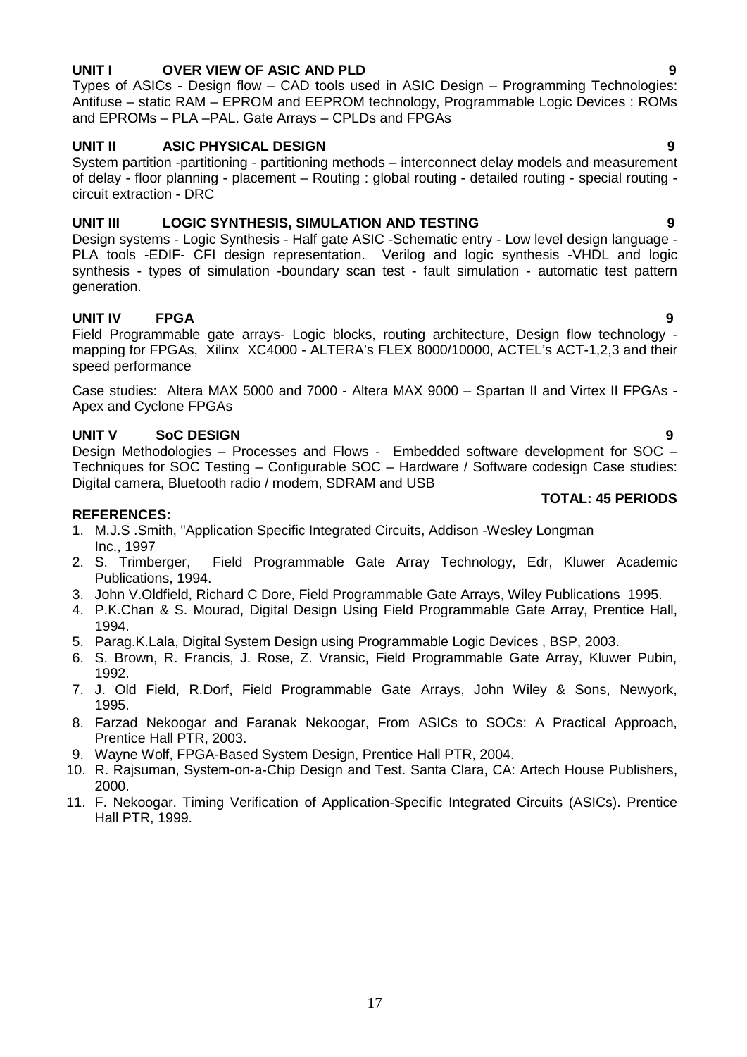**UNIT I OVER VIEW OF ASIC AND PLD 9**

Types of ASICs - Design flow – CAD tools used in ASIC Design – Programming Technologies: Antifuse – static RAM – EPROM and EEPROM technology, Programmable Logic Devices : ROMs and EPROMs – PLA –PAL. Gate Arrays – CPLDs and FPGAs

**UNIT II ASIC PHYSICAL DESIGN 9**

System partition -partitioning - partitioning methods – interconnect delay models and measurement of delay - floor planning - placement – Routing : global routing - detailed routing - special routing - circuit extraction - DRC

**UNIT III LOGIC SYNTHESIS, SIMULATION AND TESTING 9**

Design systems - Logic Synthesis - Half gate ASIC -Schematic entry - Low level design language - PLA tools -EDIF- CFI design representation. Verilog and logic synthesis -VHDL and logic synthesis - types of simulation -boundary scan test - fault simulation - automatic test pattern generation.

**UNIT IV FPGA 9**

Field Programmable gate arrays- Logic blocks, routing architecture, Design flow technology - mapping for FPGAs, Xilinx XC4000 - ALTERA's FLEX 8000/10000, ACTEL's ACT-1,2,3 and their speed performance

Case studies: Altera MAX 5000 and 7000 - Altera MAX 9000 – Spartan II and Virtex II FPGAs - Apex and Cyclone FPGAs

**UNIT V SoC DESIGN 9**

Design Methodologies – Processes and Flows - Embedded software development for SOC – Techniques for SOC Testing – Configurable SOC – Hardware / Software codesign Case studies: Digital camera, Bluetooth radio / modem, SDRAM and USB

**TOTAL: 45 PERIODS**

**REFERENCES:**

1. M.J.S .Smith, "Application Specific Integrated Circuits, Addison -Wesley Longman Inc., 1997
2. S. Trimberger, Field Programmable Gate Array Technology, Edr, Kluwer Academic Publications, 1994.
3. John V.Oldfield, Richard C Dore, Field Programmable Gate Arrays, Wiley Publications 1995.
4. P.K.Chan & S. Mourad, Digital Design Using Field Programmable Gate Array, Prentice Hall, 1994.
5. Parag.K.Lala, Digital System Design using Programmable Logic Devices , BSP, 2003.
6. S. Brown, R. Francis, J. Rose, Z. Vransic, Field Programmable Gate Array, Kluwer Pubin, 1992.
7. J. Old Field, R.Dorf, Field Programmable Gate Arrays, John Wiley & Sons, Newyork, 1995.
8. Farzad Nekoogar and Faranak Nekoogar, From ASICs to SOCs: A Practical Approach, Prentice Hall PTR, 2003.
9. Wayne Wolf, FPGA-Based System Design, Prentice Hall PTR, 2004.
10. R. Rajsuman, System-on-a-Chip Design and Test. Santa Clara, CA: Artech House Publishers, 2000.
11. F. Nekoogar. Timing Verification of Application-Specific Integrated Circuits (ASICs). Prentice Hall PTR, 1999.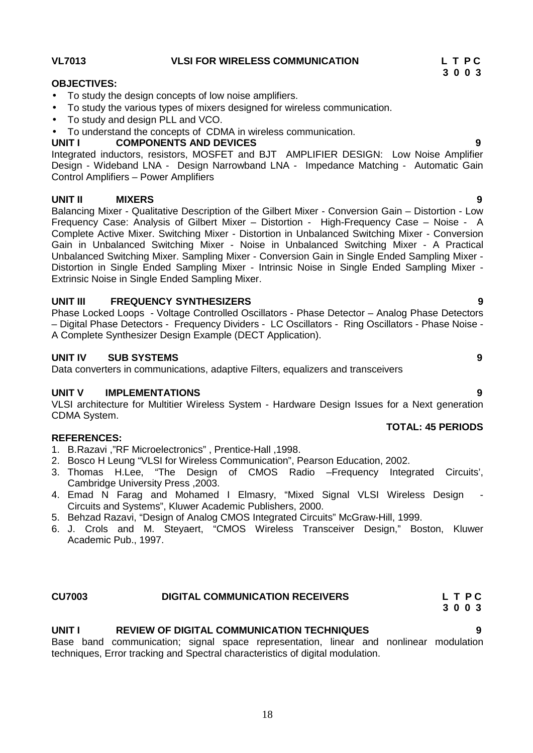**VL7013 VLSI FOR WIRELESS COMMUNICATION L T P C**
**3 0 0 3**

**OBJECTIVES:**

- To study the design concepts of low noise amplifiers.
- To study the various types of mixers designed for wireless communication.
- To study and design PLL and VCO.
- To understand the concepts of CDMA in wireless communication.

**UNIT I COMPONENTS AND DEVICES 9**

Integrated inductors, resistors, MOSFET and BJT AMPLIFIER DESIGN: Low Noise Amplifier Design - Wideband LNA - Design Narrowband LNA - Impedance Matching - Automatic Gain Control Amplifiers – Power Amplifiers

**UNIT II MIXERS 9**

Balancing Mixer - Qualitative Description of the Gilbert Mixer - Conversion Gain – Distortion - Low Frequency Case: Analysis of Gilbert Mixer – Distortion - High-Frequency Case – Noise - A Complete Active Mixer. Switching Mixer - Distortion in Unbalanced Switching Mixer - Conversion Gain in Unbalanced Switching Mixer - Noise in Unbalanced Switching Mixer - A Practical Unbalanced Switching Mixer. Sampling Mixer - Conversion Gain in Single Ended Sampling Mixer - Distortion in Single Ended Sampling Mixer - Intrinsic Noise in Single Ended Sampling Mixer - Extrinsic Noise in Single Ended Sampling Mixer.

**UNIT III FREQUENCY SYNTHESIZERS 9**

Phase Locked Loops - Voltage Controlled Oscillators - Phase Detector – Analog Phase Detectors – Digital Phase Detectors - Frequency Dividers - LC Oscillators - Ring Oscillators - Phase Noise - A Complete Synthesizer Design Example (DECT Application).

**UNIT IV SUB SYSTEMS 9**

Data converters in communications, adaptive Filters, equalizers and transceivers

**UNIT V IMPLEMENTATIONS 9**

VLSI architecture for Multitier Wireless System - Hardware Design Issues for a Next generation CDMA System.

**TOTAL: 45 PERIODS**

**REFERENCES:**

1. B.Razavi ,"RF Microelectronics" , Prentice-Hall ,1998.
2. Bosco H Leung "VLSI for Wireless Communication", Pearson Education, 2002.
3. Thomas H.Lee, "The Design of CMOS Radio –Frequency Integrated Circuits', Cambridge University Press ,2003.
4. Emad N Farag and Mohamed I Elmasry, "Mixed Signal VLSI Wireless Design - Circuits and Systems", Kluwer Academic Publishers, 2000.
5. Behzad Razavi, "Design of Analog CMOS Integrated Circuits" McGraw-Hill, 1999.
6. J. Crols and M. Steyaert, "CMOS Wireless Transceiver Design," Boston, Kluwer Academic Pub., 1997.

**CU7003 DIGITAL COMMUNICATION RECEIVERS L T P C**
**3 0 0 3**

**UNIT I REVIEW OF DIGITAL COMMUNICATION TECHNIQUES 9**

Base band communication; signal space representation, linear and nonlinear modulation techniques, Error tracking and Spectral characteristics of digital modulation.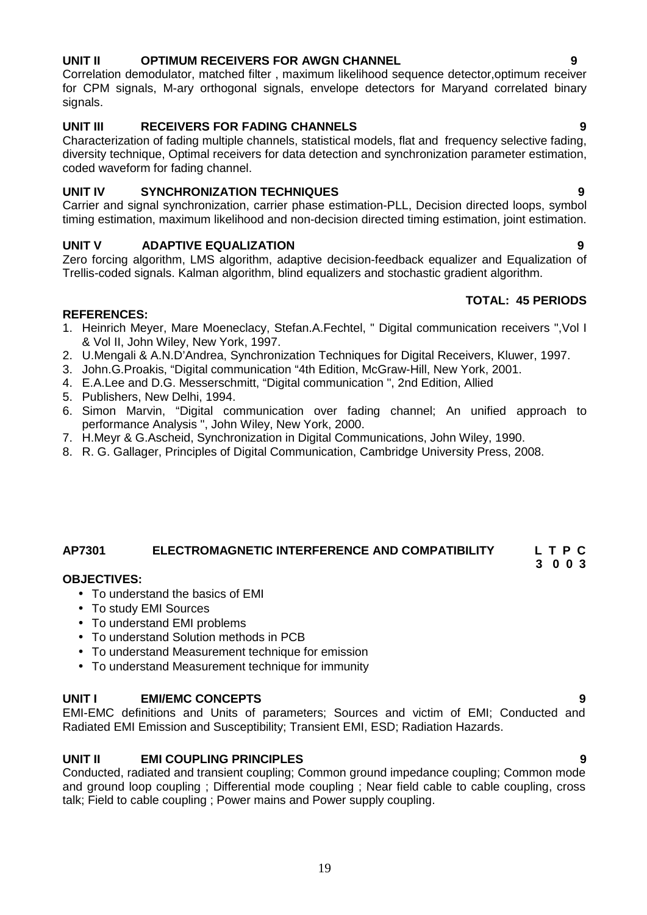**UNIT II OPTIMUM RECEIVERS FOR AWGN CHANNEL 9**

Correlation demodulator, matched filter , maximum likelihood sequence detector,optimum receiver for CPM signals, M-ary orthogonal signals, envelope detectors for Maryand correlated binary signals.

**UNIT III RECEIVERS FOR FADING CHANNELS 9**

Characterization of fading multiple channels, statistical models, flat and frequency selective fading, diversity technique, Optimal receivers for data detection and synchronization parameter estimation, coded waveform for fading channel.

**UNIT IV SYNCHRONIZATION TECHNIQUES 9**

Carrier and signal synchronization, carrier phase estimation-PLL, Decision directed loops, symbol timing estimation, maximum likelihood and non-decision directed timing estimation, joint estimation.

**UNIT V ADAPTIVE EQUALIZATION 9**

Zero forcing algorithm, LMS algorithm, adaptive decision-feedback equalizer and Equalization of Trellis-coded signals. Kalman algorithm, blind equalizers and stochastic gradient algorithm.

**TOTAL: 45 PERIODS**

**REFERENCES:**

1. Heinrich Meyer, Mare Moeneclacy, Stefan.A.Fechtel, " Digital communication receivers ",Vol I & Vol II, John Wiley, New York, 1997.
2. U.Mengali & A.N.D'Andrea, Synchronization Techniques for Digital Receivers, Kluwer, 1997.
3. John.G.Proakis, "Digital communication "4th Edition, McGraw-Hill, New York, 2001.
4. E.A.Lee and D.G. Messerschmitt, "Digital communication ", 2nd Edition, Allied
5. Publishers, New Delhi, 1994.
6. Simon Marvin, "Digital communication over fading channel; An unified approach to performance Analysis ", John Wiley, New York, 2000.
7. H.Meyr & G.Ascheid, Synchronization in Digital Communications, John Wiley, 1990.
8. R. G. Gallager, Principles of Digital Communication, Cambridge University Press, 2008.

**AP7301 ELECTROMAGNETIC INTERFERENCE AND COMPATIBILITY L T P C**
**3 0 0 3**

**OBJECTIVES:**

- To understand the basics of EMI
- To study EMI Sources
- To understand EMI problems
- To understand Solution methods in PCB
- To understand Measurement technique for emission
- To understand Measurement technique for immunity

**UNIT I EMI/EMC CONCEPTS 9**

EMI-EMC definitions and Units of parameters; Sources and victim of EMI; Conducted and Radiated EMI Emission and Susceptibility; Transient EMI, ESD; Radiation Hazards.

**UNIT II EMI COUPLING PRINCIPLES 9**

Conducted, radiated and transient coupling; Common ground impedance coupling; Common mode and ground loop coupling ; Differential mode coupling ; Near field cable to cable coupling, cross talk; Field to cable coupling ; Power mains and Power supply coupling.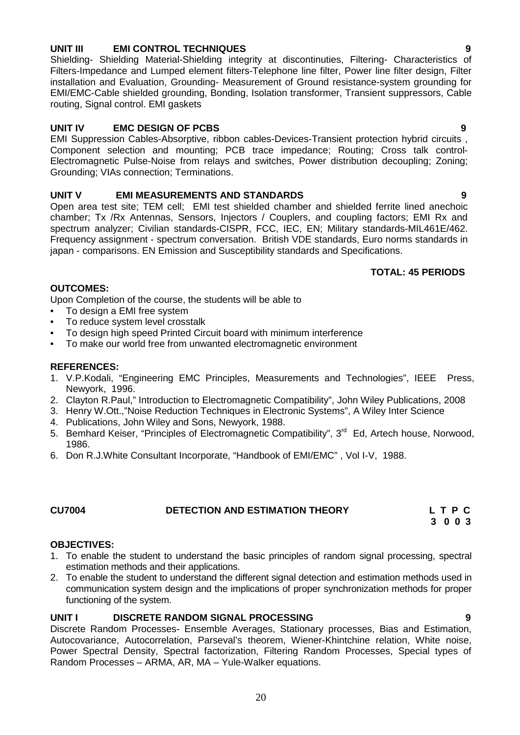### UNIT III EMI CONTROL TECHNIQUES 9

Shielding- Shielding Material-Shielding integrity at discontinuties, Filtering- Characteristics of Filters-Impedance and Lumped element filters-Telephone line filter, Power line filter design, Filter installation and Evaluation, Grounding- Measurement of Ground resistance-system grounding for EMI/EMC-Cable shielded grounding, Bonding, Isolation transformer, Transient suppressors, Cable routing, Signal control. EMI gaskets

### UNIT IV EMC DESIGN OF PCBS 9

EMI Suppression Cables-Absorptive, ribbon cables-Devices-Transient protection hybrid circuits , Component selection and mounting; PCB trace impedance; Routing; Cross talk control-Electromagnetic Pulse-Noise from relays and switches, Power distribution decoupling; Zoning; Grounding; VIAs connection; Terminations.

### UNIT V EMI MEASUREMENTS AND STANDARDS 9

Open area test site; TEM cell; EMI test shielded chamber and shielded ferrite lined anechoic chamber; Tx /Rx Antennas, Sensors, Injectors / Couplers, and coupling factors; EMI Rx and spectrum analyzer; Civilian standards-CISPR, FCC, IEC, EN; Military standards-MIL461E/462. Frequency assignment - spectrum conversation. British VDE standards, Euro norms standards in japan - comparisons. EN Emission and Susceptibility standards and Specifications.

**TOTAL: 45 PERIODS**

**OUTCOMES:**

Upon Completion of the course, the students will be able to

- To design a EMI free system
- To reduce system level crosstalk
- To design high speed Printed Circuit board with minimum interference
- To make our world free from unwanted electromagnetic environment

**REFERENCES:**

1. V.P.Kodali, "Engineering EMC Principles, Measurements and Technologies", IEEE Press, Newyork, 1996.
2. Clayton R.Paul," Introduction to Electromagnetic Compatibility", John Wiley Publications, 2008
3. Henry W.Ott.,"Noise Reduction Techniques in Electronic Systems", A Wiley Inter Science
4. Publications, John Wiley and Sons, Newyork, 1988.
5. Bemhard Keiser, "Principles of Electromagnetic Compatibility", 3rd Ed, Artech house, Norwood, 1986.
6. Don R.J.White Consultant Incorporate, "Handbook of EMI/EMC" , Vol I-V, 1988.

## CU7004 DETECTION AND ESTIMATION THEORY

| L | T | P | C |
|---|---|---|---|
| 3 | 0 | 0 | 3 |

**OBJECTIVES:**

1. To enable the student to understand the basic principles of random signal processing, spectral estimation methods and their applications.
2. To enable the student to understand the different signal detection and estimation methods used in communication system design and the implications of proper synchronization methods for proper functioning of the system.

### UNIT I DISCRETE RANDOM SIGNAL PROCESSING 9

Discrete Random Processes- Ensemble Averages, Stationary processes, Bias and Estimation, Autocovariance, Autocorrelation, Parseval's theorem, Wiener-Khintchine relation, White noise, Power Spectral Density, Spectral factorization, Filtering Random Processes, Special types of Random Processes – ARMA, AR, MA – Yule-Walker equations.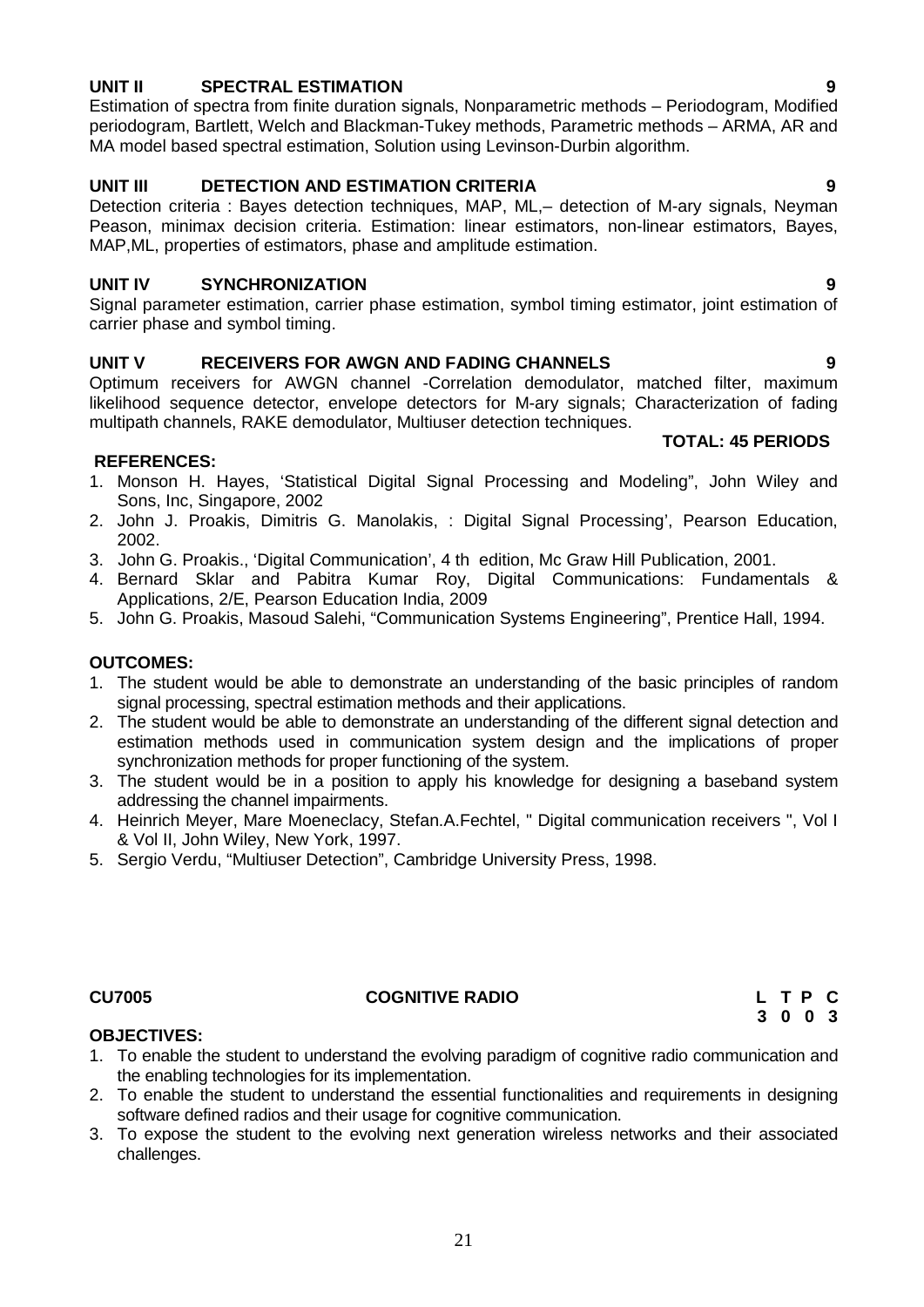**UNIT II SPECTRAL ESTIMATION 9**

Estimation of spectra from finite duration signals, Nonparametric methods – Periodogram, Modified periodogram, Bartlett, Welch and Blackman-Tukey methods, Parametric methods – ARMA, AR and MA model based spectral estimation, Solution using Levinson-Durbin algorithm.

**UNIT III DETECTION AND ESTIMATION CRITERIA 9**

Detection criteria : Bayes detection techniques, MAP, ML,– detection of M-ary signals, Neyman Peason, minimax decision criteria. Estimation: linear estimators, non-linear estimators, Bayes, MAP,ML, properties of estimators, phase and amplitude estimation.

**UNIT IV SYNCHRONIZATION 9**

Signal parameter estimation, carrier phase estimation, symbol timing estimator, joint estimation of carrier phase and symbol timing.

**UNIT V RECEIVERS FOR AWGN AND FADING CHANNELS 9**

Optimum receivers for AWGN channel -Correlation demodulator, matched filter, maximum likelihood sequence detector, envelope detectors for M-ary signals; Characterization of fading multipath channels, RAKE demodulator, Multiuser detection techniques.

**TOTAL: 45 PERIODS**

**REFERENCES:**

1. Monson H. Hayes, 'Statistical Digital Signal Processing and Modeling", John Wiley and Sons, Inc, Singapore, 2002
2. John J. Proakis, Dimitris G. Manolakis, : Digital Signal Processing', Pearson Education, 2002.
3. John G. Proakis., 'Digital Communication', 4 th edition, Mc Graw Hill Publication, 2001.
4. Bernard Sklar and Pabitra Kumar Roy, Digital Communications: Fundamentals & Applications, 2/E, Pearson Education India, 2009
5. John G. Proakis, Masoud Salehi, "Communication Systems Engineering", Prentice Hall, 1994.

**OUTCOMES:**

1. The student would be able to demonstrate an understanding of the basic principles of random signal processing, spectral estimation methods and their applications.
2. The student would be able to demonstrate an understanding of the different signal detection and estimation methods used in communication system design and the implications of proper synchronization methods for proper functioning of the system.
3. The student would be in a position to apply his knowledge for designing a baseband system addressing the channel impairments.
4. Heinrich Meyer, Mare Moeneclacy, Stefan.A.Fechtel, " Digital communication receivers ", Vol I & Vol II, John Wiley, New York, 1997.
5. Sergio Verdu, "Multiuser Detection", Cambridge University Press, 1998.

**CU7005 COGNITIVE RADIO**

| L | T | P | C |
|---|---|---|---|
| 3 | 0 | 0 | 3 |

**OBJECTIVES:**

1. To enable the student to understand the evolving paradigm of cognitive radio communication and the enabling technologies for its implementation.
2. To enable the student to understand the essential functionalities and requirements in designing software defined radios and their usage for cognitive communication.
3. To expose the student to the evolving next generation wireless networks and their associated challenges.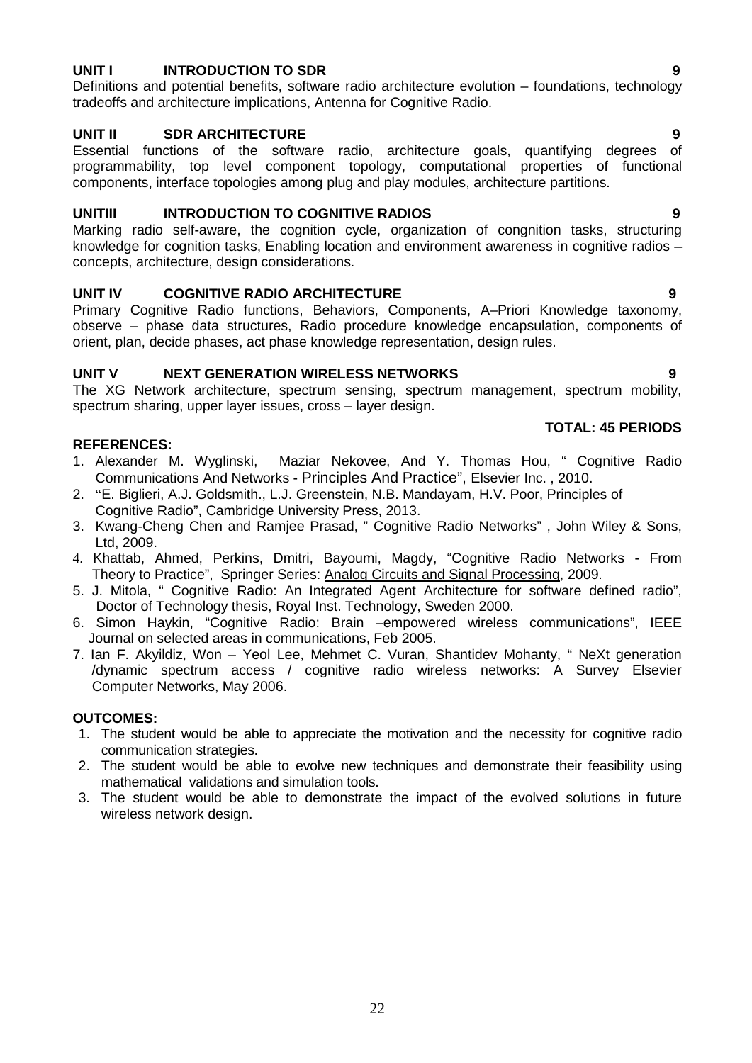**UNIT I INTRODUCTION TO SDR** **9**

Definitions and potential benefits, software radio architecture evolution – foundations, technology tradeoffs and architecture implications, Antenna for Cognitive Radio.

**UNIT II SDR ARCHITECTURE** **9**

Essential functions of the software radio, architecture goals, quantifying degrees of programmability, top level component topology, computational properties of functional components, interface topologies among plug and play modules, architecture partitions.

**UNITIII INTRODUCTION TO COGNITIVE RADIOS** **9**

Marking radio self-aware, the cognition cycle, organization of congnition tasks, structuring knowledge for cognition tasks, Enabling location and environment awareness in cognitive radios – concepts, architecture, design considerations.

**UNIT IV COGNITIVE RADIO ARCHITECTURE** **9**

Primary Cognitive Radio functions, Behaviors, Components, A–Priori Knowledge taxonomy, observe – phase data structures, Radio procedure knowledge encapsulation, components of orient, plan, decide phases, act phase knowledge representation, design rules.

**UNIT V NEXT GENERATION WIRELESS NETWORKS** **9**

The XG Network architecture, spectrum sensing, spectrum management, spectrum mobility, spectrum sharing, upper layer issues, cross – layer design.

**TOTAL: 45 PERIODS**

**REFERENCES:**

1. Alexander M. Wyglinski, Maziar Nekovee, And Y. Thomas Hou, " Cognitive Radio Communications And Networks - Principles And Practice", Elsevier Inc. , 2010.
2. "E. Biglieri, A.J. Goldsmith., L.J. Greenstein, N.B. Mandayam, H.V. Poor, Principles of Cognitive Radio", Cambridge University Press, 2013.
3. Kwang-Cheng Chen and Ramjee Prasad, " Cognitive Radio Networks" , John Wiley & Sons, Ltd, 2009.
4. Khattab, Ahmed, Perkins, Dmitri, Bayoumi, Magdy, "Cognitive Radio Networks - From Theory to Practice", Springer Series: Analog Circuits and Signal Processing, 2009.
5. J. Mitola, " Cognitive Radio: An Integrated Agent Architecture for software defined radio", Doctor of Technology thesis, Royal Inst. Technology, Sweden 2000.
6. Simon Haykin, "Cognitive Radio: Brain –empowered wireless communications", IEEE Journal on selected areas in communications, Feb 2005.
7. Ian F. Akyildiz, Won – Yeol Lee, Mehmet C. Vuran, Shantidev Mohanty, " NeXt generation /dynamic spectrum access / cognitive radio wireless networks: A Survey Elsevier Computer Networks, May 2006.

**OUTCOMES:**

1. The student would be able to appreciate the motivation and the necessity for cognitive radio communication strategies.
2. The student would be able to evolve new techniques and demonstrate their feasibility using mathematical validations and simulation tools.
3. The student would be able to demonstrate the impact of the evolved solutions in future wireless network design.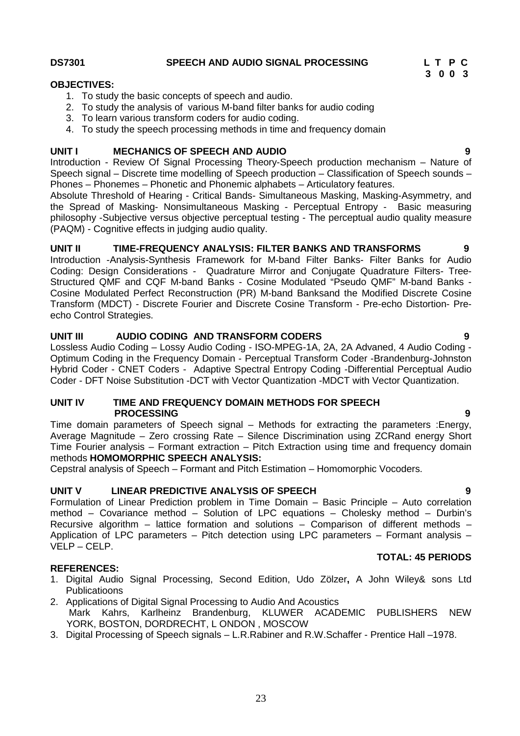**DS7301 SPEECH AND AUDIO SIGNAL PROCESSING**

| L | T | P | C |
|---|---|---|---|
| 3 | 0 | 0 | 3 |

**OBJECTIVES:**

1. To study the basic concepts of speech and audio.
2. To study the analysis of various M-band filter banks for audio coding
3. To learn various transform coders for audio coding.
4. To study the speech processing methods in time and frequency domain

**UNIT I MECHANICS OF SPEECH AND AUDIO 9**

Introduction - Review Of Signal Processing Theory-Speech production mechanism – Nature of Speech signal – Discrete time modelling of Speech production – Classification of Speech sounds – Phones – Phonemes – Phonetic and Phonemic alphabets – Articulatory features.

Absolute Threshold of Hearing - Critical Bands- Simultaneous Masking, Masking-Asymmetry, and the Spread of Masking- Nonsimultaneous Masking - Perceptual Entropy - Basic measuring philosophy -Subjective versus objective perceptual testing - The perceptual audio quality measure (PAQM) - Cognitive effects in judging audio quality.

**UNIT II TIME-FREQUENCY ANALYSIS: FILTER BANKS AND TRANSFORMS 9**

Introduction -Analysis-Synthesis Framework for M-band Filter Banks- Filter Banks for Audio Coding: Design Considerations - Quadrature Mirror and Conjugate Quadrature Filters- Tree-Structured QMF and CQF M-band Banks - Cosine Modulated "Pseudo QMF" M-band Banks - Cosine Modulated Perfect Reconstruction (PR) M-band Banksand the Modified Discrete Cosine Transform (MDCT) - Discrete Fourier and Discrete Cosine Transform - Pre-echo Distortion- Pre-echo Control Strategies.

**UNIT III AUDIO CODING AND TRANSFORM CODERS 9**

Lossless Audio Coding – Lossy Audio Coding - ISO-MPEG-1A, 2A, 2A Advaned, 4 Audio Coding - Optimum Coding in the Frequency Domain - Perceptual Transform Coder -Brandenburg-Johnston Hybrid Coder - CNET Coders - Adaptive Spectral Entropy Coding -Differential Perceptual Audio Coder - DFT Noise Substitution -DCT with Vector Quantization -MDCT with Vector Quantization.

**UNIT IV TIME AND FREQUENCY DOMAIN METHODS FOR SPEECH PROCESSING 9**

Time domain parameters of Speech signal – Methods for extracting the parameters :Energy, Average Magnitude – Zero crossing Rate – Silence Discrimination using ZCRand energy Short Time Fourier analysis – Formant extraction – Pitch Extraction using time and frequency domain methods **HOMOMORPHIC SPEECH ANALYSIS:**

Cepstral analysis of Speech – Formant and Pitch Estimation – Homomorphic Vocoders.

**UNIT V LINEAR PREDICTIVE ANALYSIS OF SPEECH 9**

Formulation of Linear Prediction problem in Time Domain – Basic Principle – Auto correlation method – Covariance method – Solution of LPC equations – Cholesky method – Durbin's Recursive algorithm – lattice formation and solutions – Comparison of different methods – Application of LPC parameters – Pitch detection using LPC parameters – Formant analysis – VELP – CELP.

**TOTAL: 45 PERIODS**

**REFERENCES:**

1. Digital Audio Signal Processing, Second Edition, Udo Zölzer**,** A John Wiley& sons Ltd Publicatioons
2. Applications of Digital Signal Processing to Audio And Acoustics
   Mark Kahrs, Karlheinz Brandenburg, KLUWER ACADEMIC PUBLISHERS NEW YORK, BOSTON, DORDRECHT, L ONDON , MOSCOW
3. Digital Processing of Speech signals – L.R.Rabiner and R.W.Schaffer - Prentice Hall –1978.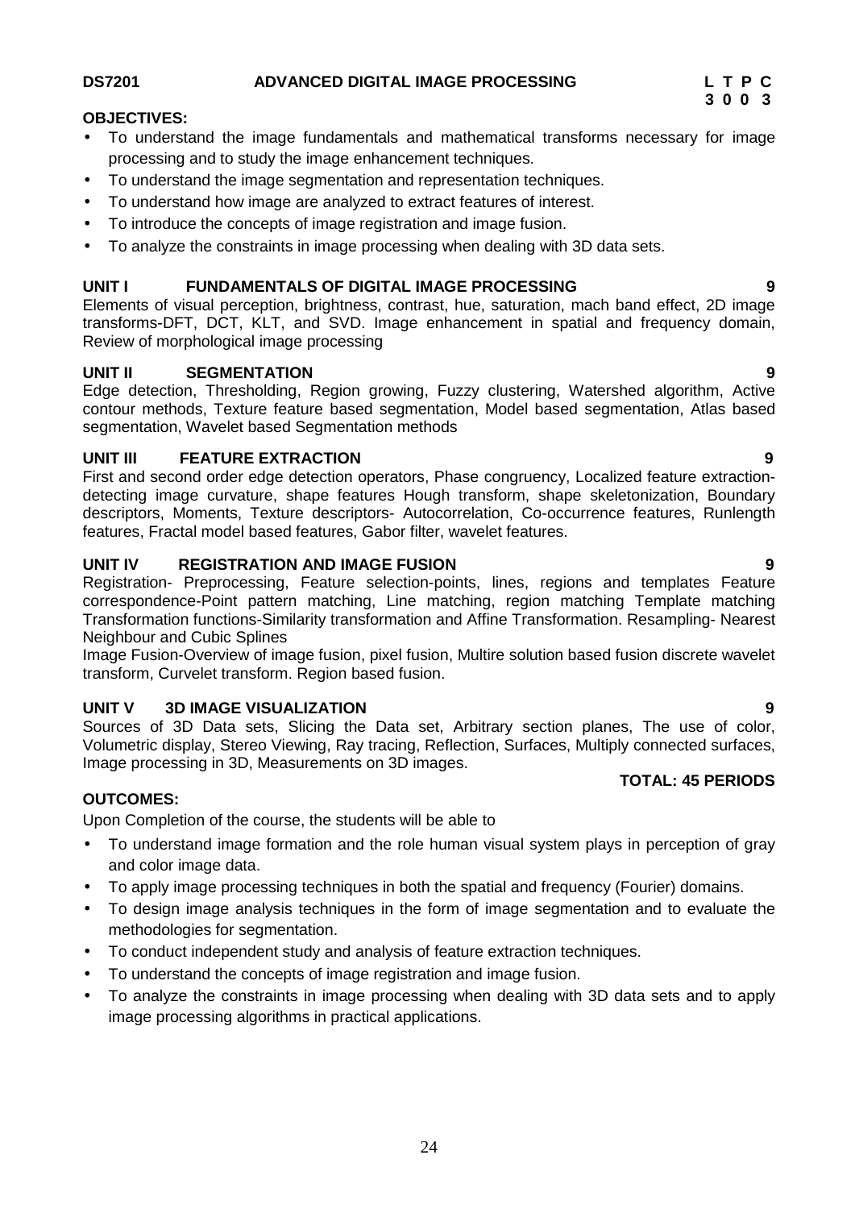**DS7201 ADVANCED DIGITAL IMAGE PROCESSING**

| L | T | P | C |
|---|---|---|---|
| 3 | 0 | 0 | 3 |

**OBJECTIVES:**

- To understand the image fundamentals and mathematical transforms necessary for image processing and to study the image enhancement techniques.
- To understand the image segmentation and representation techniques.
- To understand how image are analyzed to extract features of interest.
- To introduce the concepts of image registration and image fusion.
- To analyze the constraints in image processing when dealing with 3D data sets.

**UNIT I FUNDAMENTALS OF DIGITAL IMAGE PROCESSING 9**

Elements of visual perception, brightness, contrast, hue, saturation, mach band effect, 2D image transforms-DFT, DCT, KLT, and SVD. Image enhancement in spatial and frequency domain, Review of morphological image processing

**UNIT II SEGMENTATION 9**

Edge detection, Thresholding, Region growing, Fuzzy clustering, Watershed algorithm, Active contour methods, Texture feature based segmentation, Model based segmentation, Atlas based segmentation, Wavelet based Segmentation methods

**UNIT III FEATURE EXTRACTION 9**

First and second order edge detection operators, Phase congruency, Localized feature extraction-detecting image curvature, shape features Hough transform, shape skeletonization, Boundary descriptors, Moments, Texture descriptors- Autocorrelation, Co-occurrence features, Runlength features, Fractal model based features, Gabor filter, wavelet features.

**UNIT IV REGISTRATION AND IMAGE FUSION 9**

Registration- Preprocessing, Feature selection-points, lines, regions and templates Feature correspondence-Point pattern matching, Line matching, region matching Template matching Transformation functions-Similarity transformation and Affine Transformation. Resampling- Nearest Neighbour and Cubic Splines

Image Fusion-Overview of image fusion, pixel fusion, Multire solution based fusion discrete wavelet transform, Curvelet transform. Region based fusion.

**UNIT V 3D IMAGE VISUALIZATION 9**

Sources of 3D Data sets, Slicing the Data set, Arbitrary section planes, The use of color, Volumetric display, Stereo Viewing, Ray tracing, Reflection, Surfaces, Multiply connected surfaces, Image processing in 3D, Measurements on 3D images.

**TOTAL: 45 PERIODS**

**OUTCOMES:**

Upon Completion of the course, the students will be able to

- To understand image formation and the role human visual system plays in perception of gray and color image data.
- To apply image processing techniques in both the spatial and frequency (Fourier) domains.
- To design image analysis techniques in the form of image segmentation and to evaluate the methodologies for segmentation.
- To conduct independent study and analysis of feature extraction techniques.
- To understand the concepts of image registration and image fusion.
- To analyze the constraints in image processing when dealing with 3D data sets and to apply image processing algorithms in practical applications.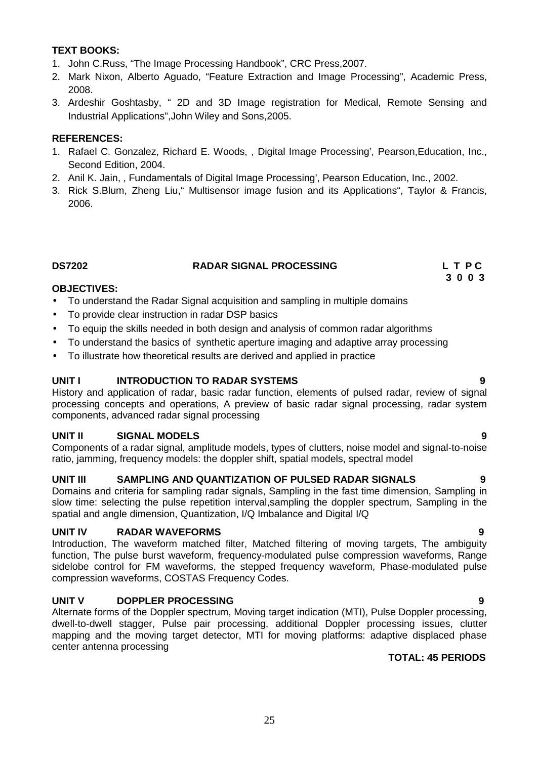**TEXT BOOKS:**

1. John C.Russ, "The Image Processing Handbook", CRC Press,2007.
2. Mark Nixon, Alberto Aguado, "Feature Extraction and Image Processing", Academic Press, 2008.
3. Ardeshir Goshtasby, " 2D and 3D Image registration for Medical, Remote Sensing and Industrial Applications",John Wiley and Sons,2005.

**REFERENCES:**

1. Rafael C. Gonzalez, Richard E. Woods, , Digital Image Processing', Pearson,Education, Inc., Second Edition, 2004.
2. Anil K. Jain, , Fundamentals of Digital Image Processing', Pearson Education, Inc., 2002.
3. Rick S.Blum, Zheng Liu," Multisensor image fusion and its Applications", Taylor & Francis, 2006.

**DS7202 RADAR SIGNAL PROCESSING L T P C**
**3 0 0 3**

**OBJECTIVES:**

- To understand the Radar Signal acquisition and sampling in multiple domains
- To provide clear instruction in radar DSP basics
- To equip the skills needed in both design and analysis of common radar algorithms
- To understand the basics of synthetic aperture imaging and adaptive array processing
- To illustrate how theoretical results are derived and applied in practice

**UNIT I INTRODUCTION TO RADAR SYSTEMS 9**

History and application of radar, basic radar function, elements of pulsed radar, review of signal processing concepts and operations, A preview of basic radar signal processing, radar system components, advanced radar signal processing

**UNIT II SIGNAL MODELS 9**

Components of a radar signal, amplitude models, types of clutters, noise model and signal-to-noise ratio, jamming, frequency models: the doppler shift, spatial models, spectral model

**UNIT III SAMPLING AND QUANTIZATION OF PULSED RADAR SIGNALS 9**

Domains and criteria for sampling radar signals, Sampling in the fast time dimension, Sampling in slow time: selecting the pulse repetition interval,sampling the doppler spectrum, Sampling in the spatial and angle dimension, Quantization, I/Q Imbalance and Digital I/Q

**UNIT IV RADAR WAVEFORMS 9**

Introduction, The waveform matched filter, Matched filtering of moving targets, The ambiguity function, The pulse burst waveform, frequency-modulated pulse compression waveforms, Range sidelobe control for FM waveforms, the stepped frequency waveform, Phase-modulated pulse compression waveforms, COSTAS Frequency Codes.

**UNIT V DOPPLER PROCESSING 9**

Alternate forms of the Doppler spectrum, Moving target indication (MTI), Pulse Doppler processing, dwell-to-dwell stagger, Pulse pair processing, additional Doppler processing issues, clutter mapping and the moving target detector, MTI for moving platforms: adaptive displaced phase center antenna processing

**TOTAL: 45 PERIODS**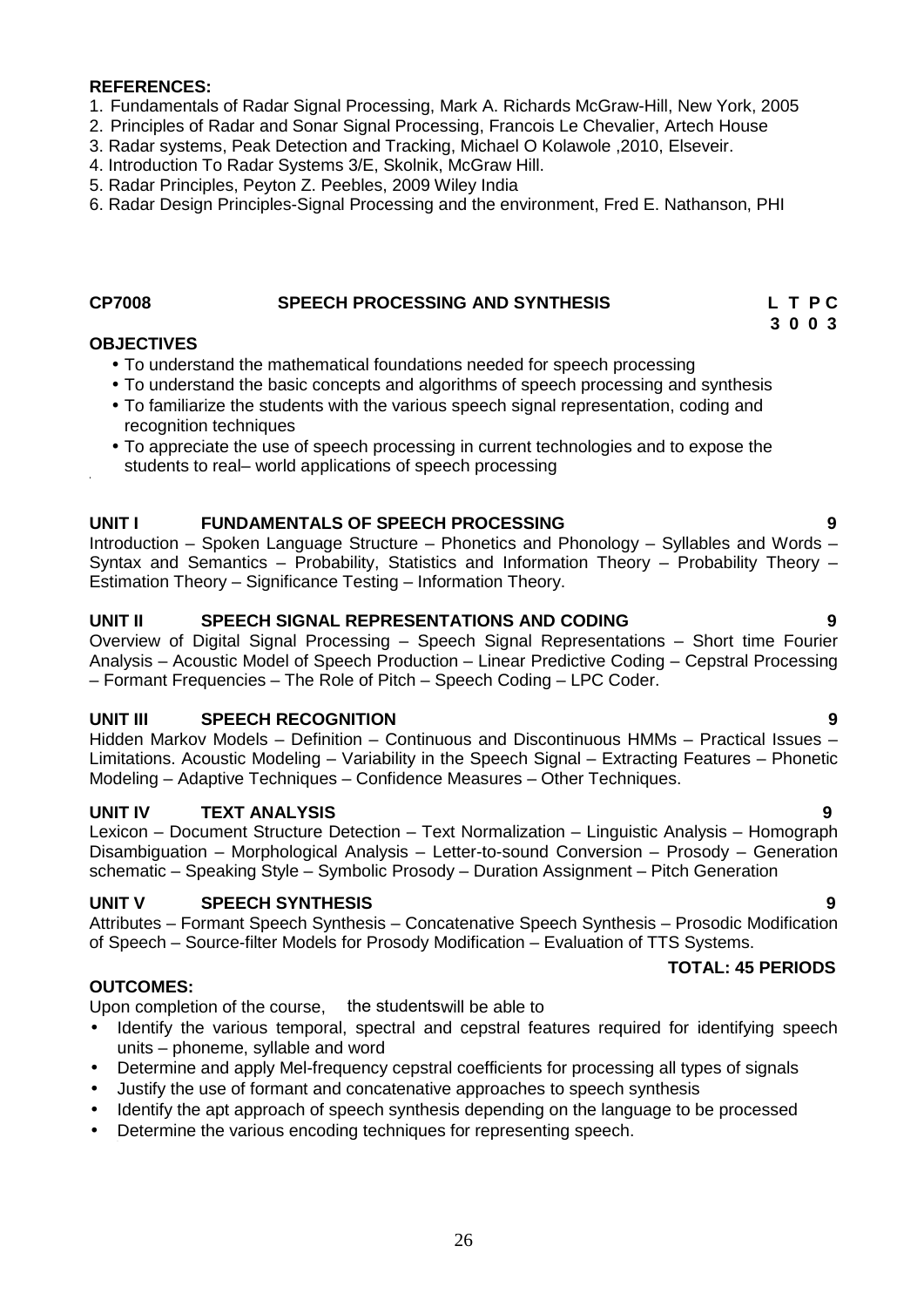**REFERENCES:**

1. Fundamentals of Radar Signal Processing, Mark A. Richards McGraw-Hill, New York, 2005
2. Principles of Radar and Sonar Signal Processing, Francois Le Chevalier, Artech House
3. Radar systems, Peak Detection and Tracking, Michael O Kolawole ,2010, Elseveir.
4. Introduction To Radar Systems 3/E, Skolnik, McGraw Hill.
5. Radar Principles, Peyton Z. Peebles, 2009 Wiley India
6. Radar Design Principles-Signal Processing and the environment, Fred E. Nathanson, PHI

## CP7008 SPEECH PROCESSING AND SYNTHESIS

| L | T | P | C |
|---|---|---|---|
| 3 | 0 | 0 | 3 |

**OBJECTIVES**

- To understand the mathematical foundations needed for speech processing
- To understand the basic concepts and algorithms of speech processing and synthesis
- To familiarize the students with the various speech signal representation, coding and recognition techniques
- To appreciate the use of speech processing in current technologies and to expose the students to real– world applications of speech processing

**UNIT I FUNDAMENTALS OF SPEECH PROCESSING 9**

Introduction – Spoken Language Structure – Phonetics and Phonology – Syllables and Words – Syntax and Semantics – Probability, Statistics and Information Theory – Probability Theory – Estimation Theory – Significance Testing – Information Theory.

**UNIT II SPEECH SIGNAL REPRESENTATIONS AND CODING 9**

Overview of Digital Signal Processing – Speech Signal Representations – Short time Fourier Analysis – Acoustic Model of Speech Production – Linear Predictive Coding – Cepstral Processing – Formant Frequencies – The Role of Pitch – Speech Coding – LPC Coder.

**UNIT III SPEECH RECOGNITION 9**

Hidden Markov Models – Definition – Continuous and Discontinuous HMMs – Practical Issues – Limitations. Acoustic Modeling – Variability in the Speech Signal – Extracting Features – Phonetic Modeling – Adaptive Techniques – Confidence Measures – Other Techniques.

**UNIT IV TEXT ANALYSIS 9**

Lexicon – Document Structure Detection – Text Normalization – Linguistic Analysis – Homograph Disambiguation – Morphological Analysis – Letter-to-sound Conversion – Prosody – Generation schematic – Speaking Style – Symbolic Prosody – Duration Assignment – Pitch Generation

**UNIT V SPEECH SYNTHESIS 9**

Attributes – Formant Speech Synthesis – Concatenative Speech Synthesis – Prosodic Modification of Speech – Source-filter Models for Prosody Modification – Evaluation of TTS Systems.

**TOTAL: 45 PERIODS**

**OUTCOMES:**

Upon completion of the course, the students will be able to

- Identify the various temporal, spectral and cepstral features required for identifying speech units – phoneme, syllable and word
- Determine and apply Mel-frequency cepstral coefficients for processing all types of signals
- Justify the use of formant and concatenative approaches to speech synthesis
- Identify the apt approach of speech synthesis depending on the language to be processed
- Determine the various encoding techniques for representing speech.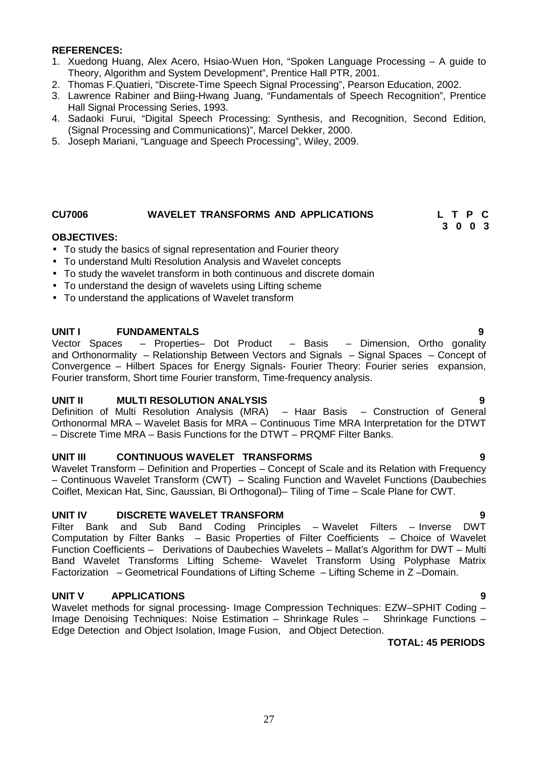**REFERENCES:**

1. Xuedong Huang, Alex Acero, Hsiao-Wuen Hon, "Spoken Language Processing – A guide to Theory, Algorithm and System Development", Prentice Hall PTR, 2001.
2. Thomas F.Quatieri, "Discrete-Time Speech Signal Processing", Pearson Education, 2002.
3. Lawrence Rabiner and Biing-Hwang Juang, "Fundamentals of Speech Recognition", Prentice Hall Signal Processing Series, 1993.
4. Sadaoki Furui, "Digital Speech Processing: Synthesis, and Recognition, Second Edition, (Signal Processing and Communications)", Marcel Dekker, 2000.
5. Joseph Mariani, "Language and Speech Processing", Wiley, 2009.

## CU7006 WAVELET TRANSFORMS AND APPLICATIONS

| L | T | P | C |
|---|---|---|---|
| 3 | 0 | 0 | 3 |

**OBJECTIVES:**

- To study the basics of signal representation and Fourier theory
- To understand Multi Resolution Analysis and Wavelet concepts
- To study the wavelet transform in both continuous and discrete domain
- To understand the design of wavelets using Lifting scheme
- To understand the applications of Wavelet transform

**UNIT I FUNDAMENTALS 9**

Vector Spaces – Properties– Dot Product – Basis – Dimension, Ortho gonality and Orthonormality – Relationship Between Vectors and Signals – Signal Spaces – Concept of Convergence – Hilbert Spaces for Energy Signals- Fourier Theory: Fourier series expansion, Fourier transform, Short time Fourier transform, Time-frequency analysis.

**UNIT II MULTI RESOLUTION ANALYSIS 9**

Definition of Multi Resolution Analysis (MRA) – Haar Basis – Construction of General Orthonormal MRA – Wavelet Basis for MRA – Continuous Time MRA Interpretation for the DTWT – Discrete Time MRA – Basis Functions for the DTWT – PRQMF Filter Banks.

**UNIT III CONTINUOUS WAVELET TRANSFORMS 9**

Wavelet Transform – Definition and Properties – Concept of Scale and its Relation with Frequency – Continuous Wavelet Transform (CWT) – Scaling Function and Wavelet Functions (Daubechies Coiflet, Mexican Hat, Sinc, Gaussian, Bi Orthogonal)– Tiling of Time – Scale Plane for CWT.

**UNIT IV DISCRETE WAVELET TRANSFORM 9**

Filter Bank and Sub Band Coding Principles – Wavelet Filters – Inverse DWT Computation by Filter Banks – Basic Properties of Filter Coefficients – Choice of Wavelet Function Coefficients – Derivations of Daubechies Wavelets – Mallat's Algorithm for DWT – Multi Band Wavelet Transforms Lifting Scheme- Wavelet Transform Using Polyphase Matrix Factorization – Geometrical Foundations of Lifting Scheme – Lifting Scheme in Z –Domain.

**UNIT V APPLICATIONS 9**

Wavelet methods for signal processing- Image Compression Techniques: EZW–SPHIT Coding – Image Denoising Techniques: Noise Estimation – Shrinkage Rules – Shrinkage Functions – Edge Detection and Object Isolation, Image Fusion, and Object Detection.

**TOTAL: 45 PERIODS**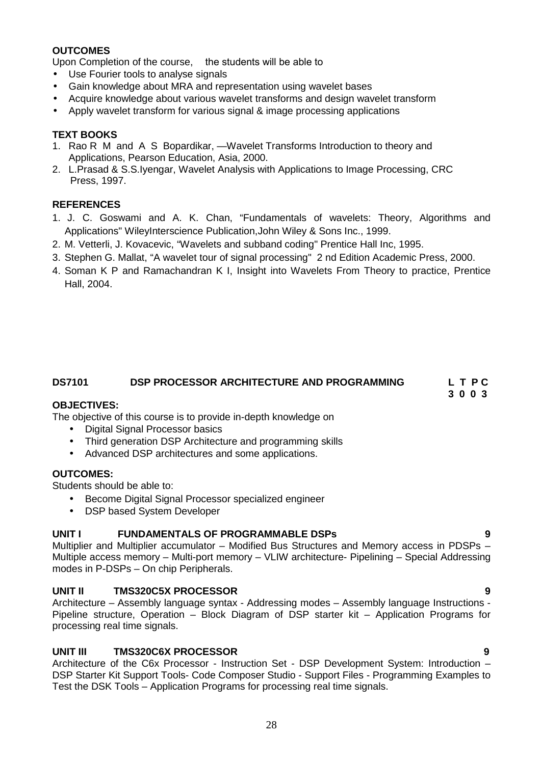**OUTCOMES**

Upon Completion of the course, the students will be able to

- Use Fourier tools to analyse signals
- Gain knowledge about MRA and representation using wavelet bases
- Acquire knowledge about various wavelet transforms and design wavelet transform
- Apply wavelet transform for various signal & image processing applications

**TEXT BOOKS**

1. Rao R M and A S Bopardikar, ―Wavelet Transforms Introduction to theory and Applications, Pearson Education, Asia, 2000.
2. L.Prasad & S.S.Iyengar, Wavelet Analysis with Applications to Image Processing, CRC Press, 1997.

**REFERENCES**

1. J. C. Goswami and A. K. Chan, "Fundamentals of wavelets: Theory, Algorithms and Applications" WileyInterscience Publication,John Wiley & Sons Inc., 1999.
2. M. Vetterli, J. Kovacevic, "Wavelets and subband coding" Prentice Hall Inc, 1995.
3. Stephen G. Mallat, "A wavelet tour of signal processing" 2 nd Edition Academic Press, 2000.
4. Soman K P and Ramachandran K I, Insight into Wavelets From Theory to practice, Prentice Hall, 2004.

## DS7101 DSP PROCESSOR ARCHITECTURE AND PROGRAMMING

**L T P C**
**3 0 0 3**

**OBJECTIVES:**

The objective of this course is to provide in-depth knowledge on

- Digital Signal Processor basics
- Third generation DSP Architecture and programming skills
- Advanced DSP architectures and some applications.

**OUTCOMES:**

Students should be able to:

- Become Digital Signal Processor specialized engineer
- DSP based System Developer

**UNIT I FUNDAMENTALS OF PROGRAMMABLE DSPs 9**

Multiplier and Multiplier accumulator – Modified Bus Structures and Memory access in PDSPs – Multiple access memory – Multi-port memory – VLIW architecture- Pipelining – Special Addressing modes in P-DSPs – On chip Peripherals.

**UNIT II TMS320C5X PROCESSOR 9**

Architecture – Assembly language syntax - Addressing modes – Assembly language Instructions - Pipeline structure, Operation – Block Diagram of DSP starter kit – Application Programs for processing real time signals.

**UNIT III TMS320C6X PROCESSOR 9**

Architecture of the C6x Processor - Instruction Set - DSP Development System: Introduction – DSP Starter Kit Support Tools- Code Composer Studio - Support Files - Programming Examples to Test the DSK Tools – Application Programs for processing real time signals.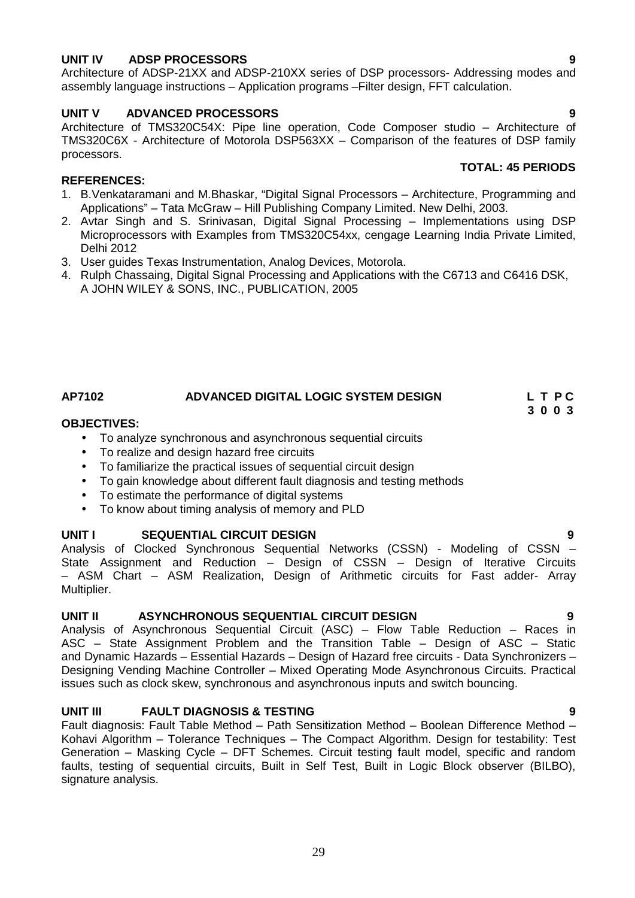**UNIT IV ADSP PROCESSORS** **9**

Architecture of ADSP-21XX and ADSP-210XX series of DSP processors- Addressing modes and assembly language instructions – Application programs –Filter design, FFT calculation.

**UNIT V ADVANCED PROCESSORS** **9**

Architecture of TMS320C54X: Pipe line operation, Code Composer studio – Architecture of TMS320C6X - Architecture of Motorola DSP563XX – Comparison of the features of DSP family processors.

**TOTAL: 45 PERIODS**

**REFERENCES:**

1. B.Venkataramani and M.Bhaskar, "Digital Signal Processors – Architecture, Programming and Applications" – Tata McGraw – Hill Publishing Company Limited. New Delhi, 2003.
2. Avtar Singh and S. Srinivasan, Digital Signal Processing – Implementations using DSP Microprocessors with Examples from TMS320C54xx, cengage Learning India Private Limited, Delhi 2012
3. User guides Texas Instrumentation, Analog Devices, Motorola.
4. Rulph Chassaing, Digital Signal Processing and Applications with the C6713 and C6416 DSK, A JOHN WILEY & SONS, INC., PUBLICATION, 2005

## AP7102 ADVANCED DIGITAL LOGIC SYSTEM DESIGN

| L | T | P | C |
|---|---|---|---|
| 3 | 0 | 0 | 3 |

**OBJECTIVES:**

- To analyze synchronous and asynchronous sequential circuits
- To realize and design hazard free circuits
- To familiarize the practical issues of sequential circuit design
- To gain knowledge about different fault diagnosis and testing methods
- To estimate the performance of digital systems
- To know about timing analysis of memory and PLD

**UNIT I SEQUENTIAL CIRCUIT DESIGN** **9**

Analysis of Clocked Synchronous Sequential Networks (CSSN) - Modeling of CSSN – State Assignment and Reduction – Design of CSSN – Design of Iterative Circuits – ASM Chart – ASM Realization, Design of Arithmetic circuits for Fast adder- Array Multiplier.

**UNIT II ASYNCHRONOUS SEQUENTIAL CIRCUIT DESIGN** **9**

Analysis of Asynchronous Sequential Circuit (ASC) – Flow Table Reduction – Races in ASC – State Assignment Problem and the Transition Table – Design of ASC – Static and Dynamic Hazards – Essential Hazards – Design of Hazard free circuits - Data Synchronizers – Designing Vending Machine Controller – Mixed Operating Mode Asynchronous Circuits. Practical issues such as clock skew, synchronous and asynchronous inputs and switch bouncing.

**UNIT III FAULT DIAGNOSIS & TESTING** **9**

Fault diagnosis: Fault Table Method – Path Sensitization Method – Boolean Difference Method – Kohavi Algorithm – Tolerance Techniques – The Compact Algorithm. Design for testability: Test Generation – Masking Cycle – DFT Schemes. Circuit testing fault model, specific and random faults, testing of sequential circuits, Built in Self Test, Built in Logic Block observer (BILBO), signature analysis.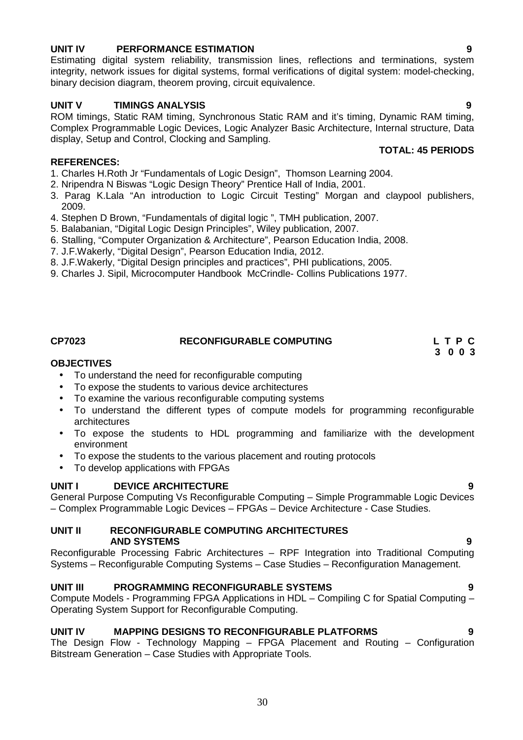**UNIT IV PERFORMANCE ESTIMATION 9**

Estimating digital system reliability, transmission lines, reflections and terminations, system integrity, network issues for digital systems, formal verifications of digital system: model-checking, binary decision diagram, theorem proving, circuit equivalence.

**UNIT V TIMINGS ANALYSIS 9**

ROM timings, Static RAM timing, Synchronous Static RAM and it's timing, Dynamic RAM timing, Complex Programmable Logic Devices, Logic Analyzer Basic Architecture, Internal structure, Data display, Setup and Control, Clocking and Sampling.

**TOTAL: 45 PERIODS**

**REFERENCES:**

1. Charles H.Roth Jr "Fundamentals of Logic Design", Thomson Learning 2004.
2. Nripendra N Biswas "Logic Design Theory" Prentice Hall of India, 2001.
3. Parag K.Lala "An introduction to Logic Circuit Testing" Morgan and claypool publishers, 2009.
4. Stephen D Brown, "Fundamentals of digital logic ", TMH publication, 2007.
5. Balabanian, "Digital Logic Design Principles", Wiley publication, 2007.
6. Stalling, "Computer Organization & Architecture", Pearson Education India, 2008.
7. J.F.Wakerly, "Digital Design", Pearson Education India, 2012.
8. J.F.Wakerly, "Digital Design principles and practices", PHI publications, 2005.
9. Charles J. Sipil, Microcomputer Handbook McCrindle- Collins Publications 1977.

## CP7023 RECONFIGURABLE COMPUTING

**L T P C**
**3 0 0 3**

**OBJECTIVES**

- To understand the need for reconfigurable computing
- To expose the students to various device architectures
- To examine the various reconfigurable computing systems
- To understand the different types of compute models for programming reconfigurable architectures
- To expose the students to HDL programming and familiarize with the development environment
- To expose the students to the various placement and routing protocols
- To develop applications with FPGAs

**UNIT I DEVICE ARCHITECTURE 9**

General Purpose Computing Vs Reconfigurable Computing – Simple Programmable Logic Devices – Complex Programmable Logic Devices – FPGAs – Device Architecture - Case Studies.

**UNIT II RECONFIGURABLE COMPUTING ARCHITECTURES AND SYSTEMS 9**

Reconfigurable Processing Fabric Architectures – RPF Integration into Traditional Computing Systems – Reconfigurable Computing Systems – Case Studies – Reconfiguration Management.

**UNIT III PROGRAMMING RECONFIGURABLE SYSTEMS 9**

Compute Models - Programming FPGA Applications in HDL – Compiling C for Spatial Computing – Operating System Support for Reconfigurable Computing.

**UNIT IV MAPPING DESIGNS TO RECONFIGURABLE PLATFORMS 9**

The Design Flow - Technology Mapping – FPGA Placement and Routing – Configuration Bitstream Generation – Case Studies with Appropriate Tools.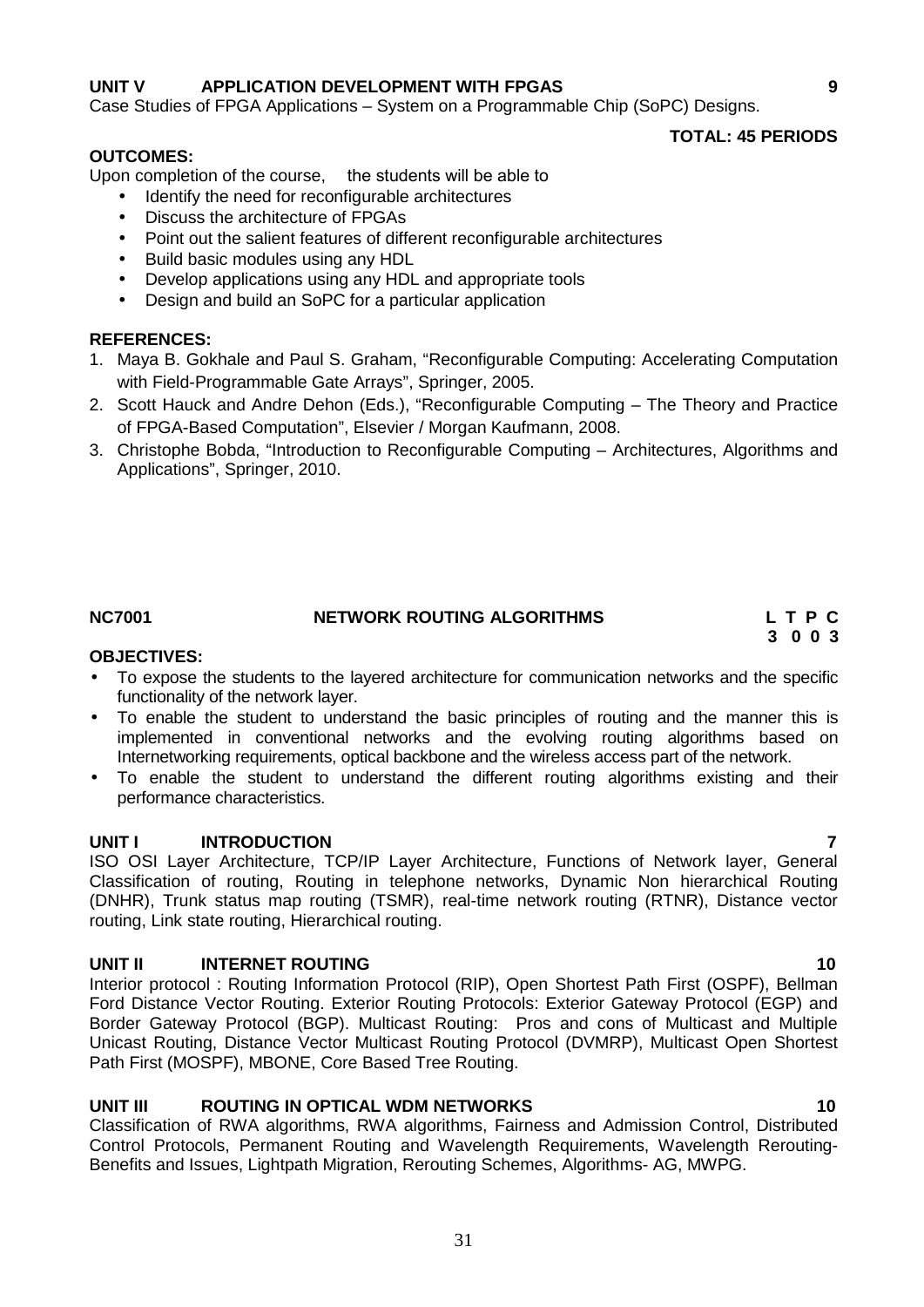**UNIT V APPLICATION DEVELOPMENT WITH FPGAS 9**

Case Studies of FPGA Applications – System on a Programmable Chip (SoPC) Designs.

**TOTAL: 45 PERIODS**

**OUTCOMES:**

Upon completion of the course, the students will be able to

- Identify the need for reconfigurable architectures
- Discuss the architecture of FPGAs
- Point out the salient features of different reconfigurable architectures
- Build basic modules using any HDL
- Develop applications using any HDL and appropriate tools
- Design and build an SoPC for a particular application

**REFERENCES:**

1. Maya B. Gokhale and Paul S. Graham, "Reconfigurable Computing: Accelerating Computation with Field-Programmable Gate Arrays", Springer, 2005.
2. Scott Hauck and Andre Dehon (Eds.), "Reconfigurable Computing – The Theory and Practice of FPGA-Based Computation", Elsevier / Morgan Kaufmann, 2008.
3. Christophe Bobda, "Introduction to Reconfigurable Computing – Architectures, Algorithms and Applications", Springer, 2010.

## NC7001 NETWORK ROUTING ALGORITHMS

| L | T | P | C |
|---|---|---|---|
| 3 | 0 | 0 | 3 |

**OBJECTIVES:**

- To expose the students to the layered architecture for communication networks and the specific functionality of the network layer.
- To enable the student to understand the basic principles of routing and the manner this is implemented in conventional networks and the evolving routing algorithms based on Internetworking requirements, optical backbone and the wireless access part of the network.
- To enable the student to understand the different routing algorithms existing and their performance characteristics.

**UNIT I INTRODUCTION 7**

ISO OSI Layer Architecture, TCP/IP Layer Architecture, Functions of Network layer, General Classification of routing, Routing in telephone networks, Dynamic Non hierarchical Routing (DNHR), Trunk status map routing (TSMR), real-time network routing (RTNR), Distance vector routing, Link state routing, Hierarchical routing.

**UNIT II INTERNET ROUTING 10**

Interior protocol : Routing Information Protocol (RIP), Open Shortest Path First (OSPF), Bellman Ford Distance Vector Routing. Exterior Routing Protocols: Exterior Gateway Protocol (EGP) and Border Gateway Protocol (BGP). Multicast Routing: Pros and cons of Multicast and Multiple Unicast Routing, Distance Vector Multicast Routing Protocol (DVMRP), Multicast Open Shortest Path First (MOSPF), MBONE, Core Based Tree Routing.

**UNIT III ROUTING IN OPTICAL WDM NETWORKS 10**

Classification of RWA algorithms, RWA algorithms, Fairness and Admission Control, Distributed Control Protocols, Permanent Routing and Wavelength Requirements, Wavelength Rerouting-Benefits and Issues, Lightpath Migration, Rerouting Schemes, Algorithms- AG, MWPG.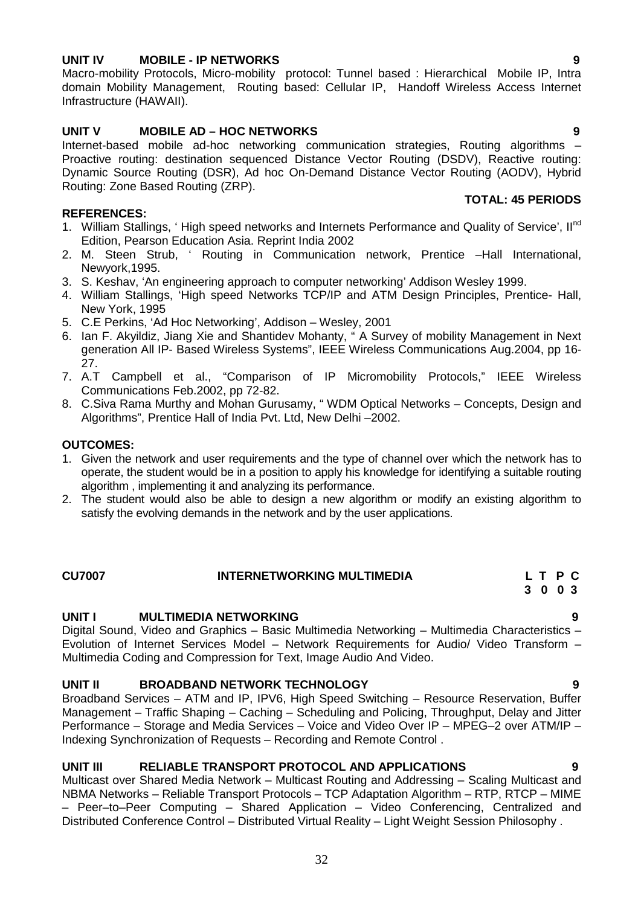**UNIT IV MOBILE - IP NETWORKS 9**

Macro-mobility Protocols, Micro-mobility protocol: Tunnel based : Hierarchical Mobile IP, Intra domain Mobility Management, Routing based: Cellular IP, Handoff Wireless Access Internet Infrastructure (HAWAII).

**UNIT V MOBILE AD – HOC NETWORKS 9**

Internet-based mobile ad-hoc networking communication strategies, Routing algorithms – Proactive routing: destination sequenced Distance Vector Routing (DSDV), Reactive routing: Dynamic Source Routing (DSR), Ad hoc On-Demand Distance Vector Routing (AODV), Hybrid Routing: Zone Based Routing (ZRP).

**TOTAL: 45 PERIODS**

**REFERENCES:**

1. William Stallings, ' High speed networks and Internets Performance and Quality of Service', II[nd] Edition, Pearson Education Asia. Reprint India 2002
2. M. Steen Strub, ' Routing in Communication network, Prentice –Hall International, Newyork,1995.
3. S. Keshav, 'An engineering approach to computer networking' Addison Wesley 1999.
4. William Stallings, 'High speed Networks TCP/IP and ATM Design Principles, Prentice- Hall, New York, 1995
5. C.E Perkins, 'Ad Hoc Networking', Addison – Wesley, 2001
6. Ian F. Akyildiz, Jiang Xie and Shantidev Mohanty, " A Survey of mobility Management in Next generation All IP- Based Wireless Systems", IEEE Wireless Communications Aug.2004, pp 16-27.
7. A.T Campbell et al., "Comparison of IP Micromobility Protocols," IEEE Wireless Communications Feb.2002, pp 72-82.
8. C.Siva Rama Murthy and Mohan Gurusamy, " WDM Optical Networks – Concepts, Design and Algorithms", Prentice Hall of India Pvt. Ltd, New Delhi –2002.

**OUTCOMES:**

1. Given the network and user requirements and the type of channel over which the network has to operate, the student would be in a position to apply his knowledge for identifying a suitable routing algorithm , implementing it and analyzing its performance.
2. The student would also be able to design a new algorithm or modify an existing algorithm to satisfy the evolving demands in the network and by the user applications.

## CU7007 INTERNETWORKING MULTIMEDIA

| L | T | P | C |
|---|---|---|---|
| 3 | 0 | 0 | 3 |

**UNIT I MULTIMEDIA NETWORKING 9**

Digital Sound, Video and Graphics – Basic Multimedia Networking – Multimedia Characteristics – Evolution of Internet Services Model – Network Requirements for Audio/ Video Transform – Multimedia Coding and Compression for Text, Image Audio And Video.

**UNIT II BROADBAND NETWORK TECHNOLOGY 9**

Broadband Services – ATM and IP, IPV6, High Speed Switching – Resource Reservation, Buffer Management – Traffic Shaping – Caching – Scheduling and Policing, Throughput, Delay and Jitter Performance – Storage and Media Services – Voice and Video Over IP – MPEG–2 over ATM/IP – Indexing Synchronization of Requests – Recording and Remote Control .

**UNIT III RELIABLE TRANSPORT PROTOCOL AND APPLICATIONS 9**

Multicast over Shared Media Network – Multicast Routing and Addressing – Scaling Multicast and NBMA Networks – Reliable Transport Protocols – TCP Adaptation Algorithm – RTP, RTCP – MIME – Peer–to–Peer Computing – Shared Application – Video Conferencing, Centralized and Distributed Conference Control – Distributed Virtual Reality – Light Weight Session Philosophy .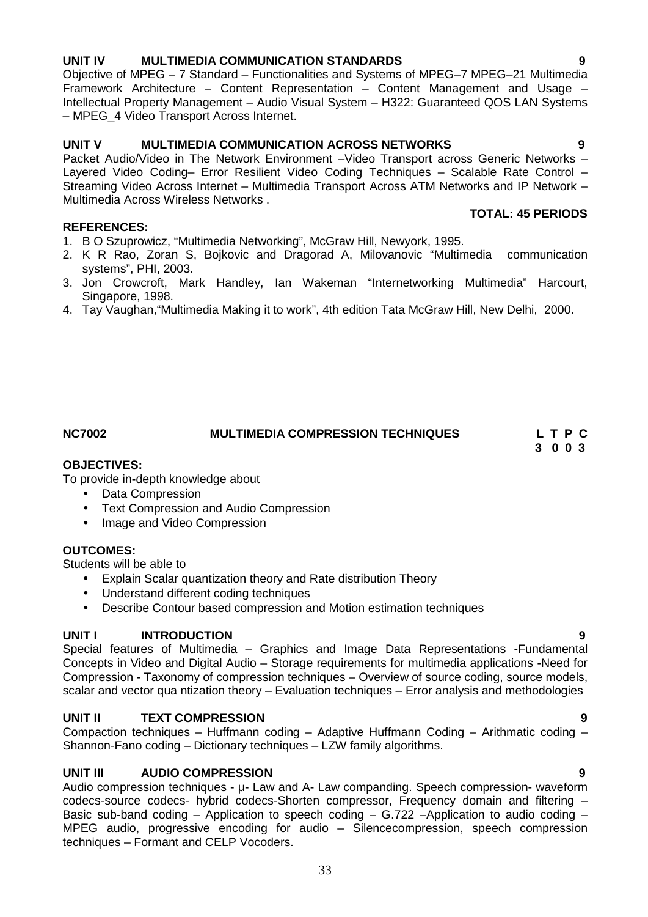## UNIT IV MULTIMEDIA COMMUNICATION STANDARDS 9

Objective of MPEG – 7 Standard – Functionalities and Systems of MPEG–7 MPEG–21 Multimedia Framework Architecture – Content Representation – Content Management and Usage – Intellectual Property Management – Audio Visual System – H322: Guaranteed QOS LAN Systems – MPEG_4 Video Transport Across Internet.

## UNIT V MULTIMEDIA COMMUNICATION ACROSS NETWORKS 9

Packet Audio/Video in The Network Environment –Video Transport across Generic Networks – Layered Video Coding– Error Resilient Video Coding Techniques – Scalable Rate Control – Streaming Video Across Internet – Multimedia Transport Across ATM Networks and IP Network – Multimedia Across Wireless Networks .

**TOTAL: 45 PERIODS**

**REFERENCES:**

1. B O Szuprowicz, "Multimedia Networking", McGraw Hill, Newyork, 1995.
2. K R Rao, Zoran S, Bojkovic and Dragorad A, Milovanovic "Multimedia communication systems", PHI, 2003.
3. Jon Crowcroft, Mark Handley, Ian Wakeman "Internetworking Multimedia" Harcourt, Singapore, 1998.
4. Tay Vaughan,"Multimedia Making it to work", 4th edition Tata McGraw Hill, New Delhi, 2000.

# NC7002 MULTIMEDIA COMPRESSION TECHNIQUES

**L T P C**
**3 0 0 3**

**OBJECTIVES:**

To provide in-depth knowledge about

- Data Compression
- Text Compression and Audio Compression
- Image and Video Compression

**OUTCOMES:**

Students will be able to

- Explain Scalar quantization theory and Rate distribution Theory
- Understand different coding techniques
- Describe Contour based compression and Motion estimation techniques

## UNIT I INTRODUCTION 9

Special features of Multimedia – Graphics and Image Data Representations -Fundamental Concepts in Video and Digital Audio – Storage requirements for multimedia applications -Need for Compression - Taxonomy of compression techniques – Overview of source coding, source models, scalar and vector qua ntization theory – Evaluation techniques – Error analysis and methodologies

## UNIT II TEXT COMPRESSION 9

Compaction techniques – Huffmann coding – Adaptive Huffmann Coding – Arithmatic coding – Shannon-Fano coding – Dictionary techniques – LZW family algorithms.

## UNIT III AUDIO COMPRESSION 9

Audio compression techniques - µ- Law and A- Law companding. Speech compression- waveform codecs-source codecs- hybrid codecs-Shorten compressor, Frequency domain and filtering – Basic sub-band coding – Application to speech coding – G.722 –Application to audio coding – MPEG audio, progressive encoding for audio – Silencecompression, speech compression techniques – Formant and CELP Vocoders.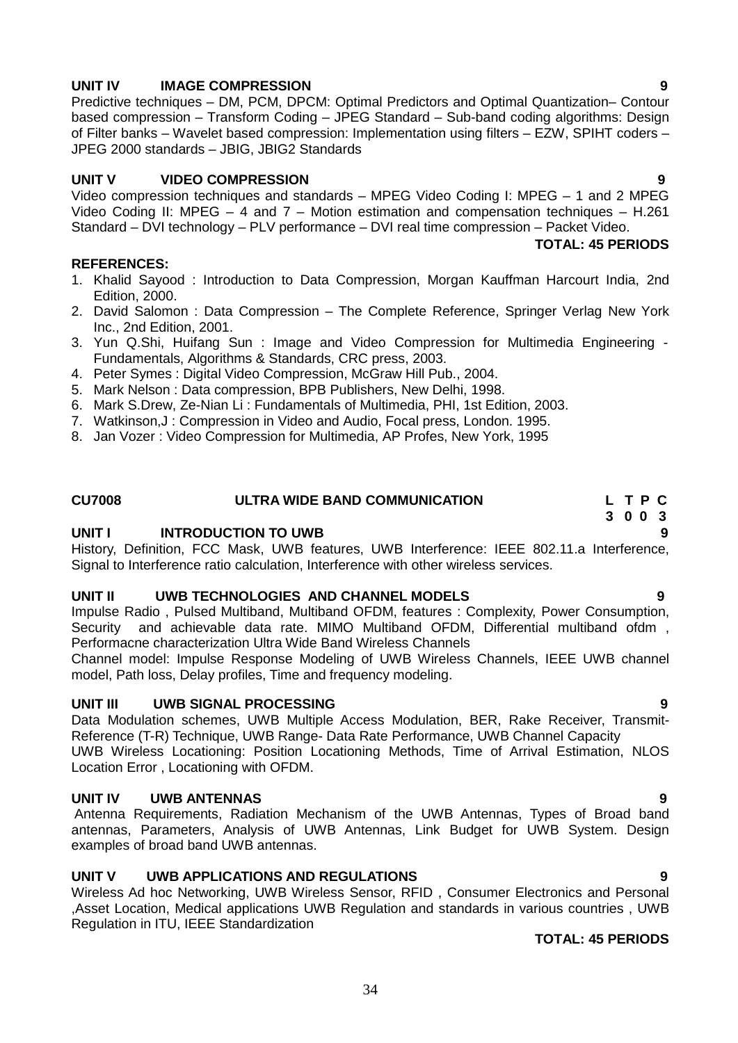**UNIT IV IMAGE COMPRESSION 9**

Predictive techniques – DM, PCM, DPCM: Optimal Predictors and Optimal Quantization– Contour based compression – Transform Coding – JPEG Standard – Sub-band coding algorithms: Design of Filter banks – Wavelet based compression: Implementation using filters – EZW, SPIHT coders – JPEG 2000 standards – JBIG, JBIG2 Standards

**UNIT V VIDEO COMPRESSION 9**

Video compression techniques and standards – MPEG Video Coding I: MPEG – 1 and 2 MPEG Video Coding II: MPEG – 4 and 7 – Motion estimation and compensation techniques – H.261 Standard – DVI technology – PLV performance – DVI real time compression – Packet Video.

**TOTAL: 45 PERIODS**

**REFERENCES:**

1. Khalid Sayood : Introduction to Data Compression, Morgan Kauffman Harcourt India, 2nd Edition, 2000.
2. David Salomon : Data Compression – The Complete Reference, Springer Verlag New York Inc., 2nd Edition, 2001.
3. Yun Q.Shi, Huifang Sun : Image and Video Compression for Multimedia Engineering - Fundamentals, Algorithms & Standards, CRC press, 2003.
4. Peter Symes : Digital Video Compression, McGraw Hill Pub., 2004.
5. Mark Nelson : Data compression, BPB Publishers, New Delhi, 1998.
6. Mark S.Drew, Ze-Nian Li : Fundamentals of Multimedia, PHI, 1st Edition, 2003.
7. Watkinson,J : Compression in Video and Audio, Focal press, London. 1995.
8. Jan Vozer : Video Compression for Multimedia, AP Profes, New York, 1995

**CU7008 ULTRA WIDE BAND COMMUNICATION**

| L | T | P | C |
|---|---|---|---|
| 3 | 0 | 0 | 3 |

**UNIT I INTRODUCTION TO UWB 9**

History, Definition, FCC Mask, UWB features, UWB Interference: IEEE 802.11.a Interference, Signal to Interference ratio calculation, Interference with other wireless services.

**UNIT II UWB TECHNOLOGIES AND CHANNEL MODELS 9**

Impulse Radio , Pulsed Multiband, Multiband OFDM, features : Complexity, Power Consumption, Security and achievable data rate. MIMO Multiband OFDM, Differential multiband ofdm , Performacne characterization Ultra Wide Band Wireless Channels

Channel model: Impulse Response Modeling of UWB Wireless Channels, IEEE UWB channel model, Path loss, Delay profiles, Time and frequency modeling.

**UNIT III UWB SIGNAL PROCESSING 9**

Data Modulation schemes, UWB Multiple Access Modulation, BER, Rake Receiver, Transmit-Reference (T-R) Technique, UWB Range- Data Rate Performance, UWB Channel Capacity

UWB Wireless Locationing: Position Locationing Methods, Time of Arrival Estimation, NLOS Location Error , Locationing with OFDM.

**UNIT IV UWB ANTENNAS 9**

Antenna Requirements, Radiation Mechanism of the UWB Antennas, Types of Broad band antennas, Parameters, Analysis of UWB Antennas, Link Budget for UWB System. Design examples of broad band UWB antennas.

**UNIT V UWB APPLICATIONS AND REGULATIONS 9**

Wireless Ad hoc Networking, UWB Wireless Sensor, RFID , Consumer Electronics and Personal ,Asset Location, Medical applications UWB Regulation and standards in various countries , UWB Regulation in ITU, IEEE Standardization

**TOTAL: 45 PERIODS**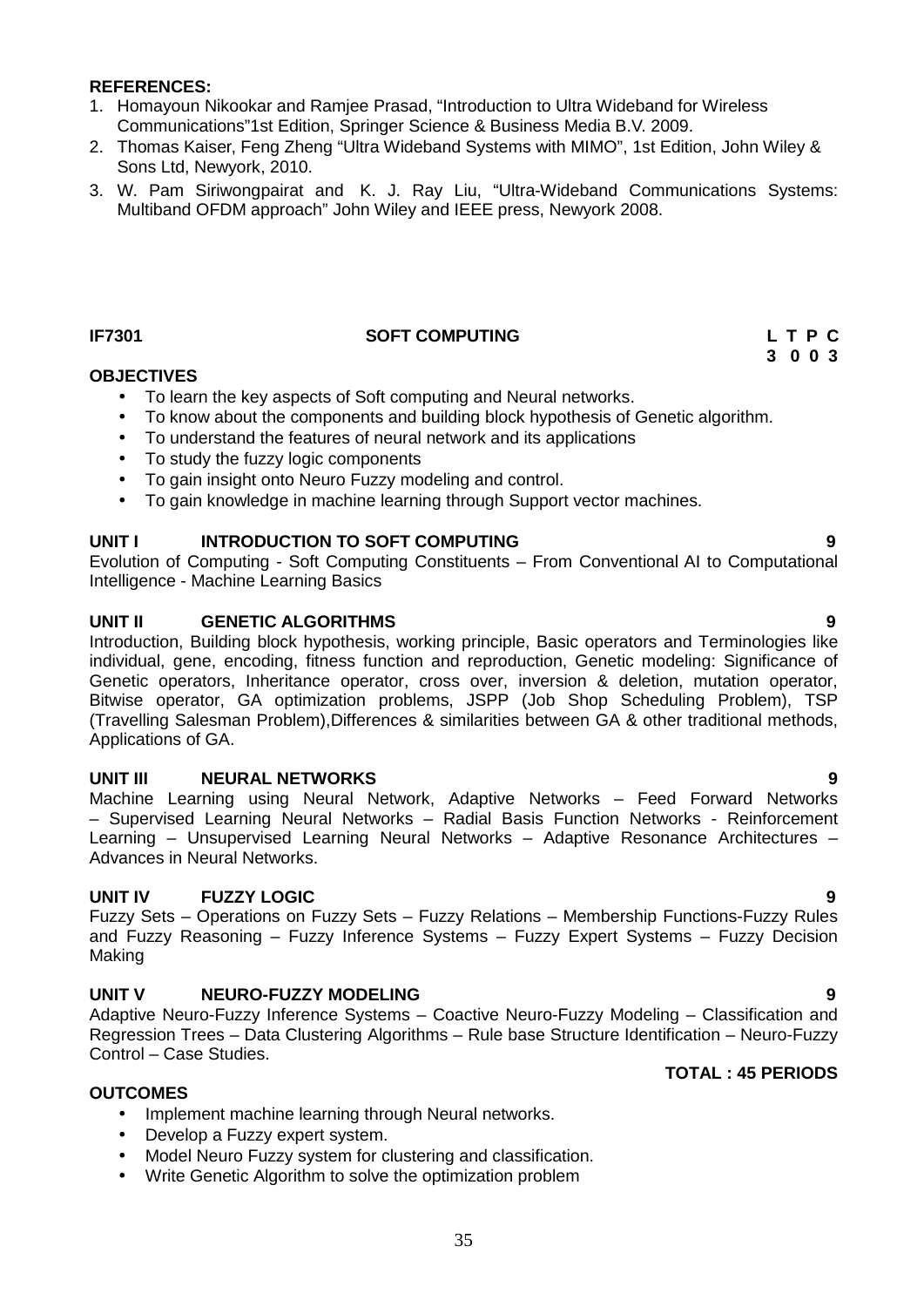**REFERENCES:**

1. Homayoun Nikookar and Ramjee Prasad, "Introduction to Ultra Wideband for Wireless Communications"1st Edition, Springer Science & Business Media B.V. 2009.
2. Thomas Kaiser, Feng Zheng "Ultra Wideband Systems with MIMO", 1st Edition, John Wiley & Sons Ltd, Newyork, 2010.
3. W. Pam Siriwongpairat and K. J. Ray Liu, "Ultra-Wideband Communications Systems: Multiband OFDM approach" John Wiley and IEEE press, Newyork 2008.

## IF7301 SOFT COMPUTING

| L | T | P | C |
|---|---|---|---|
| 3 | 0 | 0 | 3 |

**OBJECTIVES**

- To learn the key aspects of Soft computing and Neural networks.
- To know about the components and building block hypothesis of Genetic algorithm.
- To understand the features of neural network and its applications
- To study the fuzzy logic components
- To gain insight onto Neuro Fuzzy modeling and control.
- To gain knowledge in machine learning through Support vector machines.

**UNIT I INTRODUCTION TO SOFT COMPUTING 9**

Evolution of Computing - Soft Computing Constituents – From Conventional AI to Computational Intelligence - Machine Learning Basics

**UNIT II GENETIC ALGORITHMS 9**

Introduction, Building block hypothesis, working principle, Basic operators and Terminologies like individual, gene, encoding, fitness function and reproduction, Genetic modeling: Significance of Genetic operators, Inheritance operator, cross over, inversion & deletion, mutation operator, Bitwise operator, GA optimization problems, JSPP (Job Shop Scheduling Problem), TSP (Travelling Salesman Problem),Differences & similarities between GA & other traditional methods, Applications of GA.

**UNIT III NEURAL NETWORKS 9**

Machine Learning using Neural Network, Adaptive Networks – Feed Forward Networks – Supervised Learning Neural Networks – Radial Basis Function Networks - Reinforcement Learning – Unsupervised Learning Neural Networks – Adaptive Resonance Architectures – Advances in Neural Networks.

**UNIT IV FUZZY LOGIC 9**

Fuzzy Sets – Operations on Fuzzy Sets – Fuzzy Relations – Membership Functions-Fuzzy Rules and Fuzzy Reasoning – Fuzzy Inference Systems – Fuzzy Expert Systems – Fuzzy Decision Making

**UNIT V NEURO-FUZZY MODELING 9**

Adaptive Neuro-Fuzzy Inference Systems – Coactive Neuro-Fuzzy Modeling – Classification and Regression Trees – Data Clustering Algorithms – Rule base Structure Identification – Neuro-Fuzzy Control – Case Studies.

**TOTAL : 45 PERIODS**

**OUTCOMES**

- Implement machine learning through Neural networks.
- Develop a Fuzzy expert system.
- Model Neuro Fuzzy system for clustering and classification.
- Write Genetic Algorithm to solve the optimization problem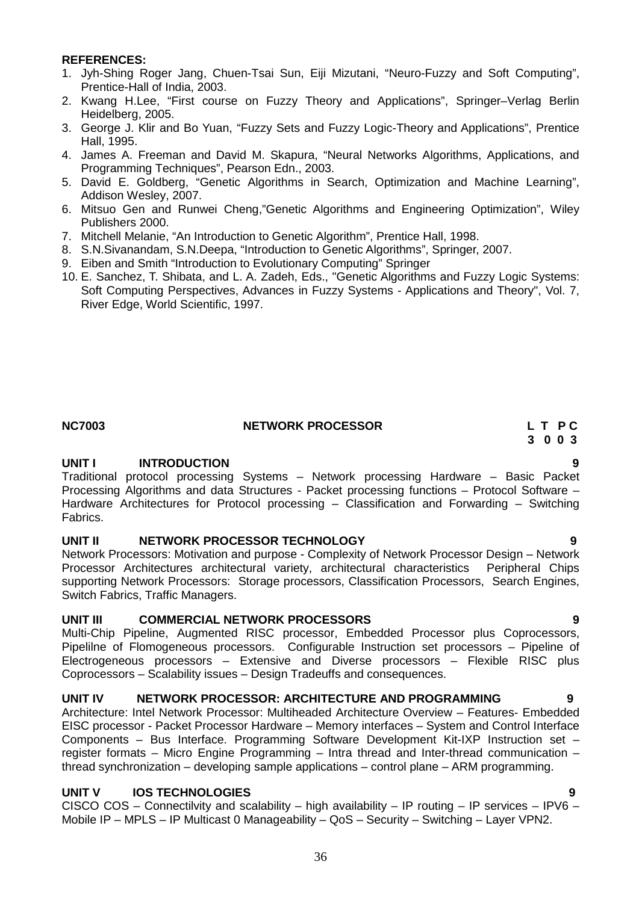**REFERENCES:**

1. Jyh-Shing Roger Jang, Chuen-Tsai Sun, Eiji Mizutani, "Neuro-Fuzzy and Soft Computing", Prentice-Hall of India, 2003.
2. Kwang H.Lee, "First course on Fuzzy Theory and Applications", Springer–Verlag Berlin Heidelberg, 2005.
3. George J. Klir and Bo Yuan, "Fuzzy Sets and Fuzzy Logic-Theory and Applications", Prentice Hall, 1995.
4. James A. Freeman and David M. Skapura, "Neural Networks Algorithms, Applications, and Programming Techniques", Pearson Edn., 2003.
5. David E. Goldberg, "Genetic Algorithms in Search, Optimization and Machine Learning", Addison Wesley, 2007.
6. Mitsuo Gen and Runwei Cheng,"Genetic Algorithms and Engineering Optimization", Wiley Publishers 2000.
7. Mitchell Melanie, "An Introduction to Genetic Algorithm", Prentice Hall, 1998.
8. S.N.Sivanandam, S.N.Deepa, "Introduction to Genetic Algorithms", Springer, 2007.
9. Eiben and Smith "Introduction to Evolutionary Computing" Springer
10. E. Sanchez, T. Shibata, and L. A. Zadeh, Eds., "Genetic Algorithms and Fuzzy Logic Systems: Soft Computing Perspectives, Advances in Fuzzy Systems - Applications and Theory", Vol. 7, River Edge, World Scientific, 1997.

**NC7003 NETWORK PROCESSOR** **L T P C**
**3 0 0 3**

**UNIT I INTRODUCTION 9**

Traditional protocol processing Systems – Network processing Hardware – Basic Packet Processing Algorithms and data Structures - Packet processing functions – Protocol Software – Hardware Architectures for Protocol processing – Classification and Forwarding – Switching Fabrics.

**UNIT II NETWORK PROCESSOR TECHNOLOGY 9**

Network Processors: Motivation and purpose - Complexity of Network Processor Design – Network Processor Architectures architectural variety, architectural characteristics Peripheral Chips supporting Network Processors: Storage processors, Classification Processors, Search Engines, Switch Fabrics, Traffic Managers.

**UNIT III COMMERCIAL NETWORK PROCESSORS 9**

Multi-Chip Pipeline, Augmented RISC processor, Embedded Processor plus Coprocessors, Pipelilne of Flomogeneous processors. Configurable Instruction set processors – Pipeline of Electrogeneous processors – Extensive and Diverse processors – Flexible RISC plus Coprocessors – Scalability issues – Design Tradeuffs and consequences.

**UNIT IV NETWORK PROCESSOR: ARCHITECTURE AND PROGRAMMING 9**

Architecture: Intel Network Processor: Multiheaded Architecture Overview – Features- Embedded EISC processor - Packet Processor Hardware – Memory interfaces – System and Control Interface Components – Bus Interface. Programming Software Development Kit-IXP Instruction set – register formats – Micro Engine Programming – Intra thread and Inter-thread communication – thread synchronization – developing sample applications – control plane – ARM programming.

**UNIT V IOS TECHNOLOGIES 9**

CISCO COS – Connectilvity and scalability – high availability – IP routing – IP services – IPV6 – Mobile IP – MPLS – IP Multicast 0 Manageability – QoS – Security – Switching – Layer VPN2.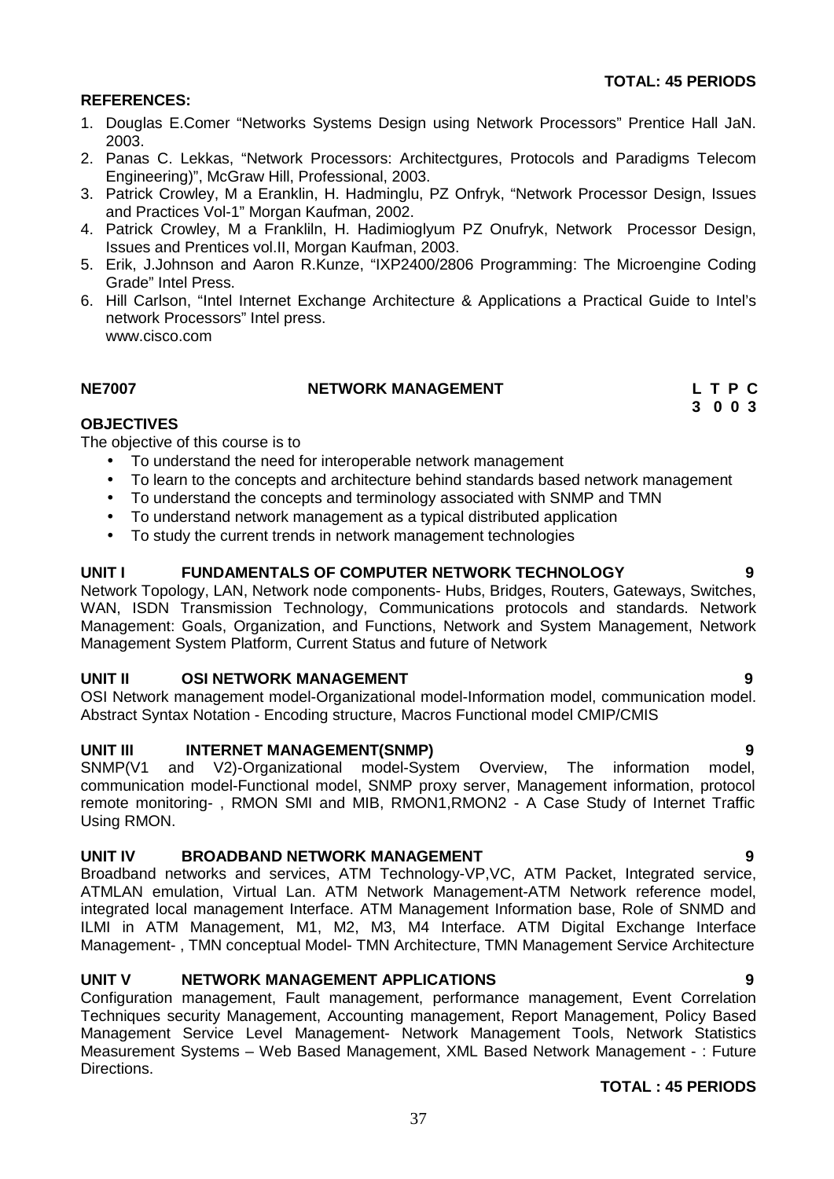**TOTAL: 45 PERIODS**

**REFERENCES:**

1. Douglas E.Comer "Networks Systems Design using Network Processors" Prentice Hall JaN. 2003.
2. Panas C. Lekkas, "Network Processors: Architectgures, Protocols and Paradigms Telecom Engineering)", McGraw Hill, Professional, 2003.
3. Patrick Crowley, M a Eranklin, H. Hadminglu, PZ Onfryk, "Network Processor Design, Issues and Practices Vol-1" Morgan Kaufman, 2002.
4. Patrick Crowley, M a Frankliln, H. Hadimioglyum PZ Onufryk, Network Processor Design, Issues and Prentices vol.II, Morgan Kaufman, 2003.
5. Erik, J.Johnson and Aaron R.Kunze, "IXP2400/2806 Programming: The Microengine Coding Grade" Intel Press.
6. Hill Carlson, "Intel Internet Exchange Architecture & Applications a Practical Guide to Intel's network Processors" Intel press.
   www.cisco.com

**NE7007 NETWORK MANAGEMENT**

| L | T | P | C |
|---|---|---|---|
| 3 | 0 | 0 | 3 |

**OBJECTIVES**

The objective of this course is to

- To understand the need for interoperable network management
- To learn to the concepts and architecture behind standards based network management
- To understand the concepts and terminology associated with SNMP and TMN
- To understand network management as a typical distributed application
- To study the current trends in network management technologies

**UNIT I FUNDAMENTALS OF COMPUTER NETWORK TECHNOLOGY 9**

Network Topology, LAN, Network node components- Hubs, Bridges, Routers, Gateways, Switches, WAN, ISDN Transmission Technology, Communications protocols and standards. Network Management: Goals, Organization, and Functions, Network and System Management, Network Management System Platform, Current Status and future of Network

**UNIT II OSI NETWORK MANAGEMENT 9**

OSI Network management model-Organizational model-Information model, communication model. Abstract Syntax Notation - Encoding structure, Macros Functional model CMIP/CMIS

**UNIT III INTERNET MANAGEMENT(SNMP) 9**

SNMP(V1 and V2)-Organizational model-System Overview, The information model, communication model-Functional model, SNMP proxy server, Management information, protocol remote monitoring- , RMON SMI and MIB, RMON1,RMON2 - A Case Study of Internet Traffic Using RMON.

**UNIT IV BROADBAND NETWORK MANAGEMENT 9**

Broadband networks and services, ATM Technology-VP,VC, ATM Packet, Integrated service, ATMLAN emulation, Virtual Lan. ATM Network Management-ATM Network reference model, integrated local management Interface. ATM Management Information base, Role of SNMD and ILMI in ATM Management, M1, M2, M3, M4 Interface. ATM Digital Exchange Interface Management- , TMN conceptual Model- TMN Architecture, TMN Management Service Architecture

**UNIT V NETWORK MANAGEMENT APPLICATIONS 9**

Configuration management, Fault management, performance management, Event Correlation Techniques security Management, Accounting management, Report Management, Policy Based Management Service Level Management- Network Management Tools, Network Statistics Measurement Systems – Web Based Management, XML Based Network Management - : Future Directions.

**TOTAL : 45 PERIODS**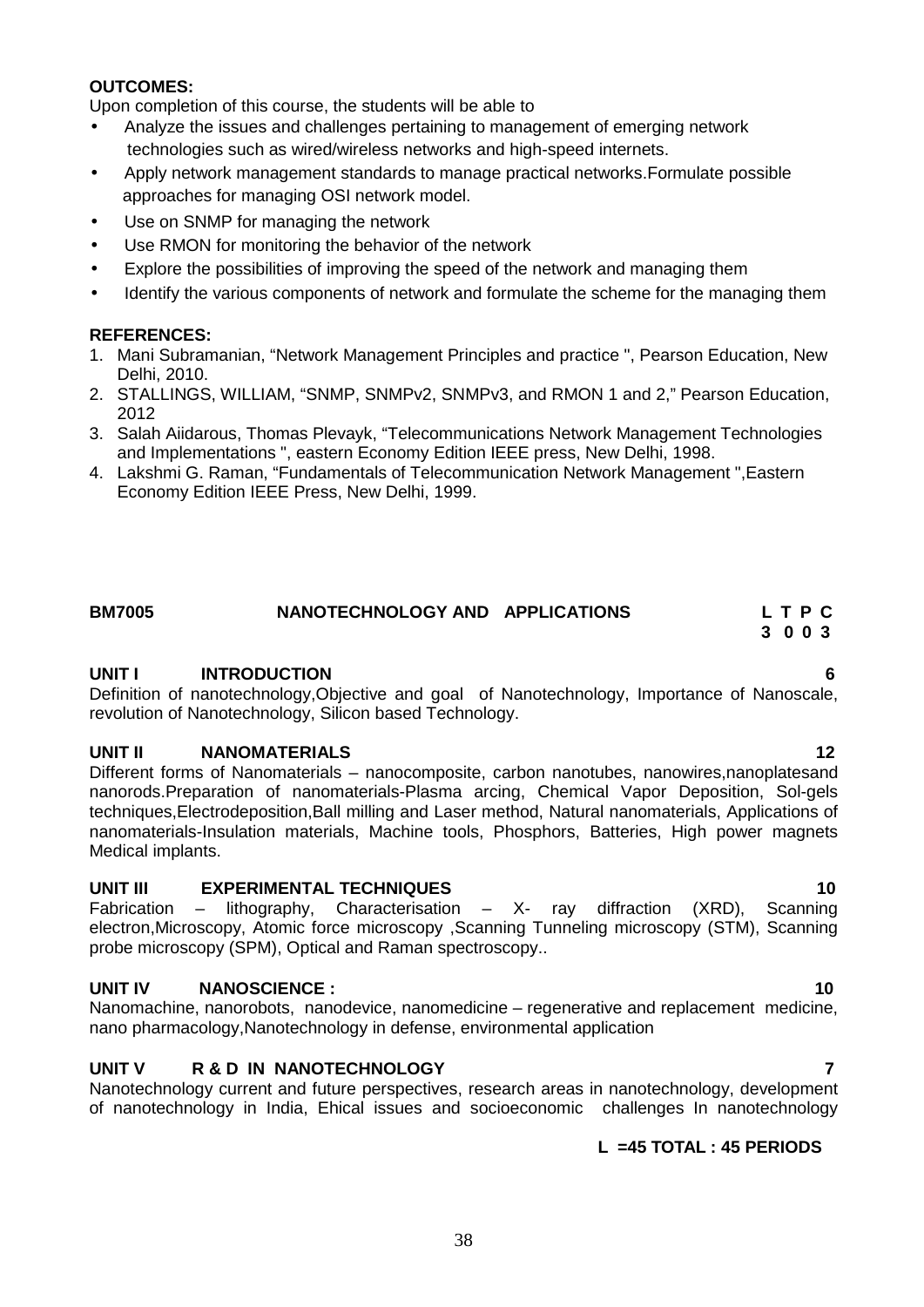**OUTCOMES:**

Upon completion of this course, the students will be able to

- Analyze the issues and challenges pertaining to management of emerging network technologies such as wired/wireless networks and high-speed internets.
- Apply network management standards to manage practical networks.Formulate possible approaches for managing OSI network model.
- Use on SNMP for managing the network
- Use RMON for monitoring the behavior of the network
- Explore the possibilities of improving the speed of the network and managing them
- Identify the various components of network and formulate the scheme for the managing them

**REFERENCES:**

1. Mani Subramanian, “Network Management Principles and practice ", Pearson Education, New Delhi, 2010.
2. STALLINGS, WILLIAM, “SNMP, SNMPv2, SNMPv3, and RMON 1 and 2,” Pearson Education, 2012
3. Salah Aiidarous, Thomas Plevayk, “Telecommunications Network Management Technologies and Implementations ", eastern Economy Edition IEEE press, New Delhi, 1998.
4. Lakshmi G. Raman, “Fundamentals of Telecommunication Network Management ",Eastern Economy Edition IEEE Press, New Delhi, 1999.

**BM7005 NANOTECHNOLOGY AND APPLICATIONS** **L T P C**
**3 0 0 3**

**UNIT I INTRODUCTION 6**

Definition of nanotechnology,Objective and goal of Nanotechnology, Importance of Nanoscale, revolution of Nanotechnology, Silicon based Technology.

**UNIT II NANOMATERIALS 12**

Different forms of Nanomaterials – nanocomposite, carbon nanotubes, nanowires,nanoplatesand nanorods.Preparation of nanomaterials-Plasma arcing, Chemical Vapor Deposition, Sol-gels techniques,Electrodeposition,Ball milling and Laser method, Natural nanomaterials, Applications of nanomaterials-Insulation materials, Machine tools, Phosphors, Batteries, High power magnets Medical implants.

**UNIT III EXPERIMENTAL TECHNIQUES 10**

Fabrication – lithography, Characterisation – X- ray diffraction (XRD), Scanning electron,Microscopy, Atomic force microscopy ,Scanning Tunneling microscopy (STM), Scanning probe microscopy (SPM), Optical and Raman spectroscopy..

**UNIT IV NANOSCIENCE : 10**

Nanomachine, nanorobots, nanodevice, nanomedicine – regenerative and replacement medicine, nano pharmacology,Nanotechnology in defense, environmental application

**UNIT V R & D IN NANOTECHNOLOGY 7**

Nanotechnology current and future perspectives, research areas in nanotechnology, development of nanotechnology in India, Ehical issues and socioeconomic challenges In nanotechnology

**L =45 TOTAL : 45 PERIODS**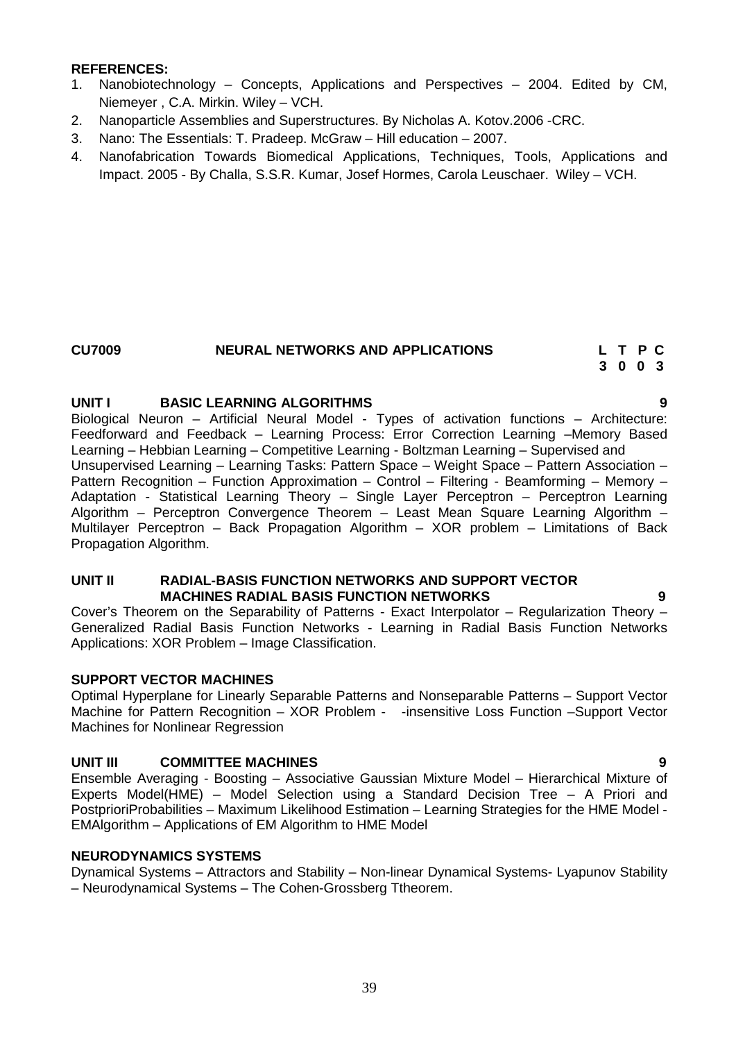**REFERENCES:**

1. Nanobiotechnology – Concepts, Applications and Perspectives – 2004. Edited by CM, Niemeyer , C.A. Mirkin. Wiley – VCH.
2. Nanoparticle Assemblies and Superstructures. By Nicholas A. Kotov.2006 -CRC.
3. Nano: The Essentials: T. Pradeep. McGraw – Hill education – 2007.
4. Nanofabrication Towards Biomedical Applications, Techniques, Tools, Applications and Impact. 2005 - By Challa, S.S.R. Kumar, Josef Hormes, Carola Leuschaer. Wiley – VCH.

## CU7009 NEURAL NETWORKS AND APPLICATIONS

| L | T | P | C |
|---|---|---|---|
| 3 | 0 | 0 | 3 |

### UNIT I BASIC LEARNING ALGORITHMS 9

Biological Neuron – Artificial Neural Model - Types of activation functions – Architecture: Feedforward and Feedback – Learning Process: Error Correction Learning –Memory Based Learning – Hebbian Learning – Competitive Learning - Boltzman Learning – Supervised and Unsupervised Learning – Learning Tasks: Pattern Space – Weight Space – Pattern Association – Pattern Recognition – Function Approximation – Control – Filtering - Beamforming – Memory – Adaptation - Statistical Learning Theory – Single Layer Perceptron – Perceptron Learning Algorithm – Perceptron Convergence Theorem – Least Mean Square Learning Algorithm – Multilayer Perceptron – Back Propagation Algorithm – XOR problem – Limitations of Back Propagation Algorithm.

### UNIT II RADIAL-BASIS FUNCTION NETWORKS AND SUPPORT VECTOR MACHINES RADIAL BASIS FUNCTION NETWORKS 9

Cover's Theorem on the Separability of Patterns - Exact Interpolator – Regularization Theory – Generalized Radial Basis Function Networks - Learning in Radial Basis Function Networks Applications: XOR Problem – Image Classification.

### SUPPORT VECTOR MACHINES

Optimal Hyperplane for Linearly Separable Patterns and Nonseparable Patterns – Support Vector Machine for Pattern Recognition – XOR Problem - -insensitive Loss Function –Support Vector Machines for Nonlinear Regression

### UNIT III COMMITTEE MACHINES 9

Ensemble Averaging - Boosting – Associative Gaussian Mixture Model – Hierarchical Mixture of Experts Model(HME) – Model Selection using a Standard Decision Tree – A Priori and PostprioriProbabilities – Maximum Likelihood Estimation – Learning Strategies for the HME Model - EMAlgorithm – Applications of EM Algorithm to HME Model

### NEURODYNAMICS SYSTEMS

Dynamical Systems – Attractors and Stability – Non-linear Dynamical Systems- Lyapunov Stability – Neurodynamical Systems – The Cohen-Grossberg Ttheorem.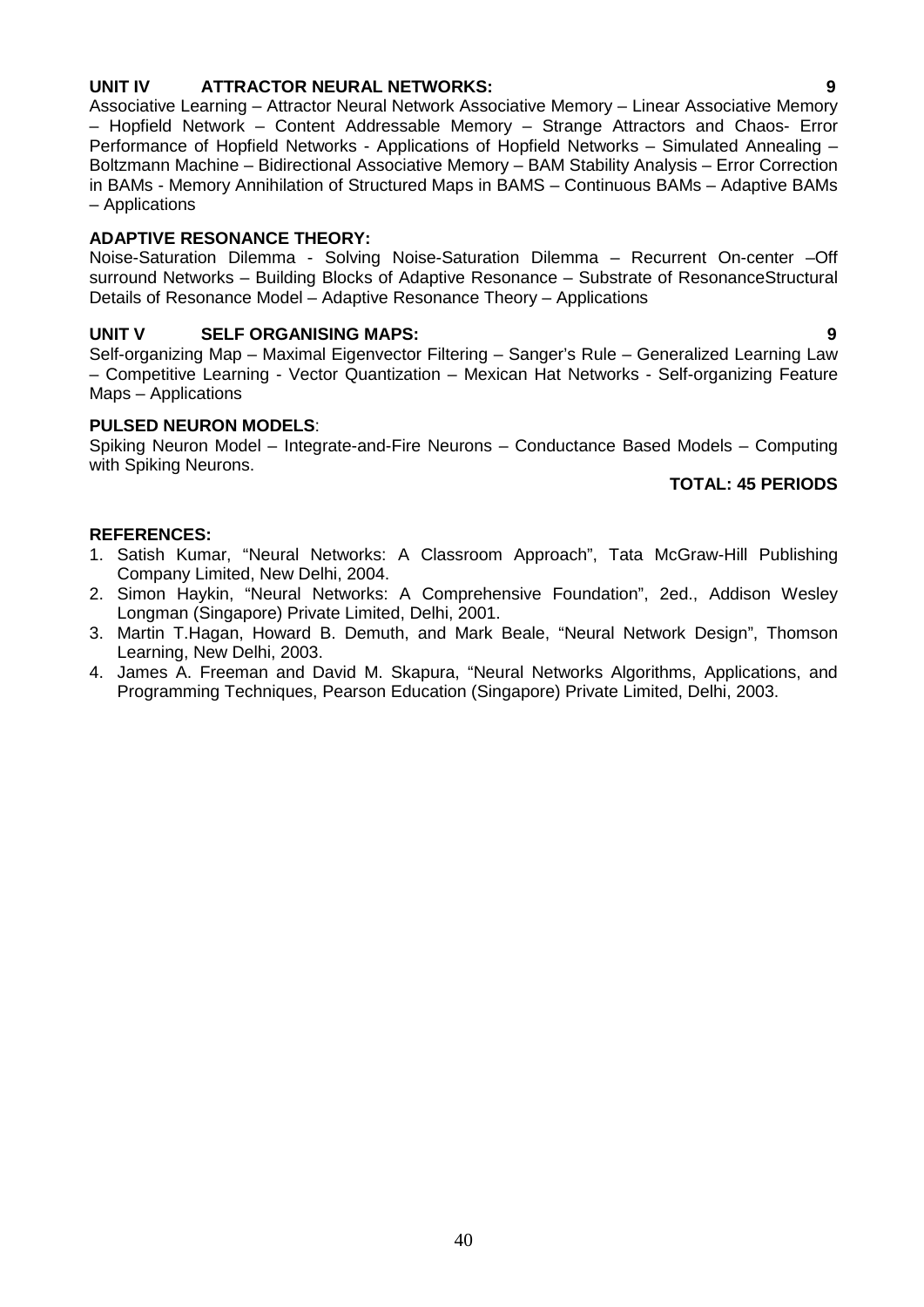**UNIT IV ATTRACTOR NEURAL NETWORKS: 9**

Associative Learning – Attractor Neural Network Associative Memory – Linear Associative Memory – Hopfield Network – Content Addressable Memory – Strange Attractors and Chaos- Error Performance of Hopfield Networks - Applications of Hopfield Networks – Simulated Annealing – Boltzmann Machine – Bidirectional Associative Memory – BAM Stability Analysis – Error Correction in BAMs - Memory Annihilation of Structured Maps in BAMS – Continuous BAMs – Adaptive BAMs – Applications

**ADAPTIVE RESONANCE THEORY:**

Noise-Saturation Dilemma - Solving Noise-Saturation Dilemma – Recurrent On-center –Off surround Networks – Building Blocks of Adaptive Resonance – Substrate of ResonanceStructural Details of Resonance Model – Adaptive Resonance Theory – Applications

**UNIT V SELF ORGANISING MAPS: 9**

Self-organizing Map – Maximal Eigenvector Filtering – Sanger's Rule – Generalized Learning Law – Competitive Learning - Vector Quantization – Mexican Hat Networks - Self-organizing Feature Maps – Applications

**PULSED NEURON MODELS**:

Spiking Neuron Model – Integrate-and-Fire Neurons – Conductance Based Models – Computing with Spiking Neurons.

**TOTAL: 45 PERIODS**

**REFERENCES:**

1. Satish Kumar, "Neural Networks: A Classroom Approach", Tata McGraw-Hill Publishing Company Limited, New Delhi, 2004.
2. Simon Haykin, "Neural Networks: A Comprehensive Foundation", 2ed., Addison Wesley Longman (Singapore) Private Limited, Delhi, 2001.
3. Martin T.Hagan, Howard B. Demuth, and Mark Beale, "Neural Network Design", Thomson Learning, New Delhi, 2003.
4. James A. Freeman and David M. Skapura, "Neural Networks Algorithms, Applications, and Programming Techniques, Pearson Education (Singapore) Private Limited, Delhi, 2003.